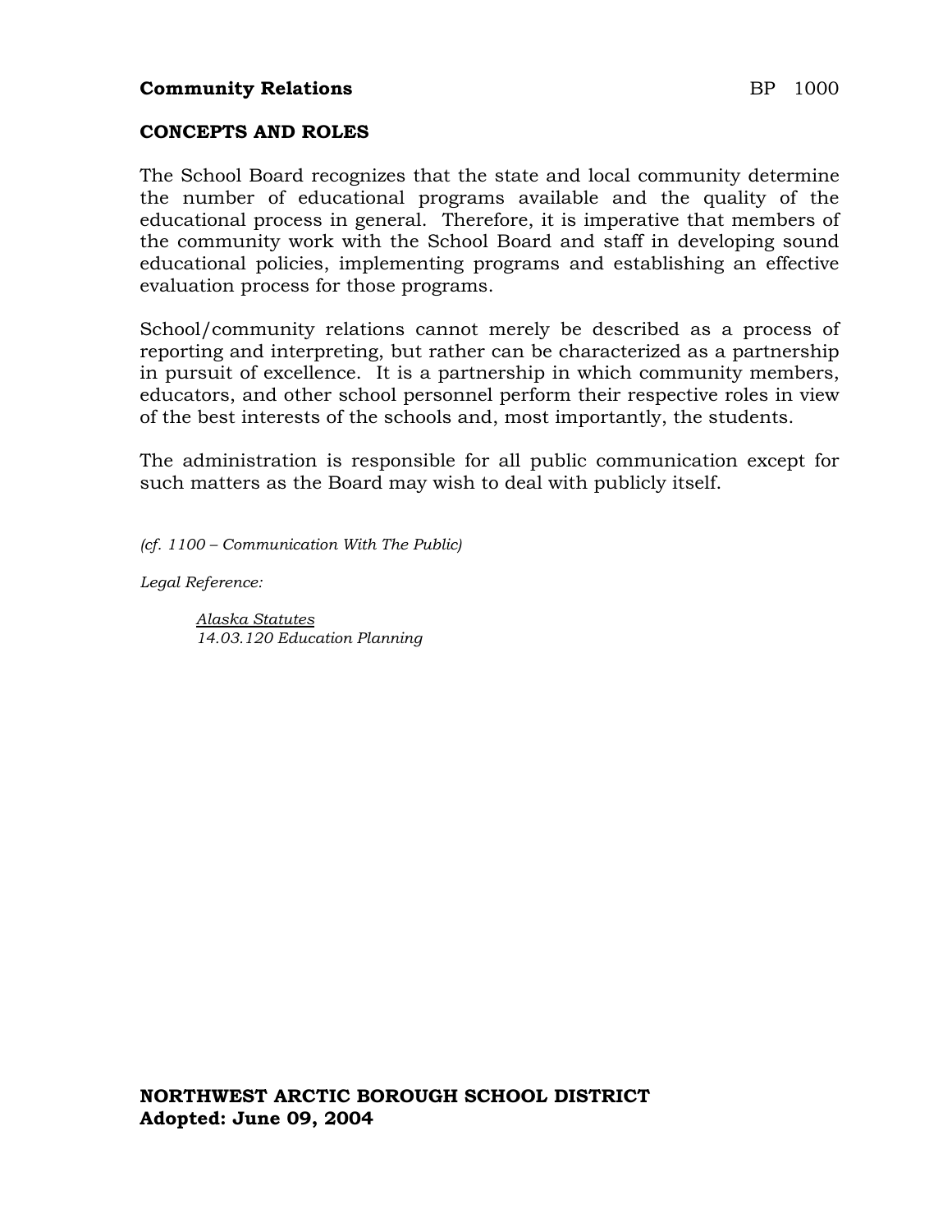**Community Relations** BP 1000

## CONCEPTS AND ROLES

The School Board recognizes that the state and local community determine the number of educational programs available and the quality of the educational process in general. Therefore, it is imperative that members of the community work with the School Board and staff in developing sound educational policies, implementing programs and establishing an effective evaluation process for those programs.

School/community relations cannot merely be described as a process of reporting and interpreting, but rather can be characterized as a partnership in pursuit of excellence. It is a partnership in which community members, educators, and other school personnel perform their respective roles in view of the best interests of the schools and, most importantly, the students.

The administration is responsible for all public communication except for such matters as the Board may wish to deal with publicly itself.

*(cf. 1100 – Communication With The Public)*

*Legal Reference:*

> *Alaska Statutes*
> *14.03.120 Education Planning*

**NORTHWEST ARCTIC BOROUGH SCHOOL DISTRICT**
**Adopted: June 09, 2004**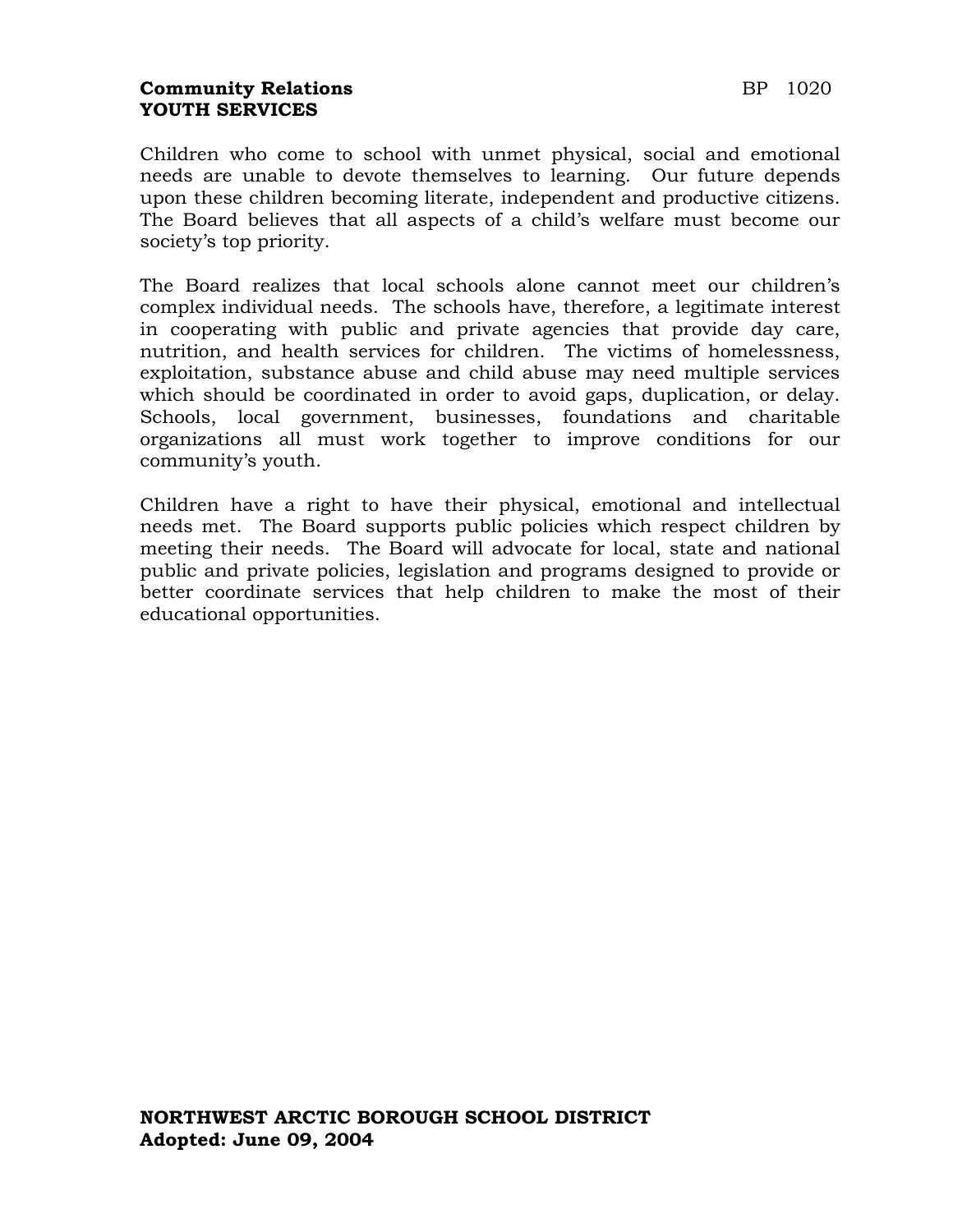**Community Relations** BP 1020

**YOUTH SERVICES**

Children who come to school with unmet physical, social and emotional needs are unable to devote themselves to learning. Our future depends upon these children becoming literate, independent and productive citizens. The Board believes that all aspects of a child's welfare must become our society's top priority.

The Board realizes that local schools alone cannot meet our children's complex individual needs. The schools have, therefore, a legitimate interest in cooperating with public and private agencies that provide day care, nutrition, and health services for children. The victims of homelessness, exploitation, substance abuse and child abuse may need multiple services which should be coordinated in order to avoid gaps, duplication, or delay. Schools, local government, businesses, foundations and charitable organizations all must work together to improve conditions for our community's youth.

Children have a right to have their physical, emotional and intellectual needs met. The Board supports public policies which respect children by meeting their needs. The Board will advocate for local, state and national public and private policies, legislation and programs designed to provide or better coordinate services that help children to make the most of their educational opportunities.

**NORTHWEST ARCTIC BOROUGH SCHOOL DISTRICT**
**Adopted: June 09, 2004**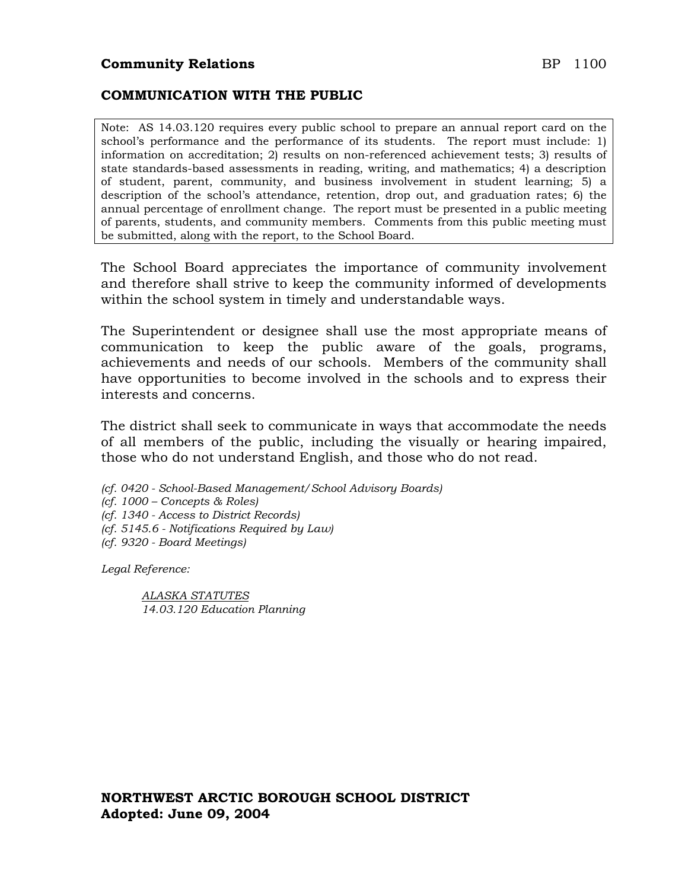**Community Relations** BP 1100

## COMMUNICATION WITH THE PUBLIC

> Note: AS 14.03.120 requires every public school to prepare an annual report card on the school's performance and the performance of its students. The report must include: 1) information on accreditation; 2) results on non-referenced achievement tests; 3) results of state standards-based assessments in reading, writing, and mathematics; 4) a description of student, parent, community, and business involvement in student learning; 5) a description of the school's attendance, retention, drop out, and graduation rates; 6) the annual percentage of enrollment change. The report must be presented in a public meeting of parents, students, and community members. Comments from this public meeting must be submitted, along with the report, to the School Board.

The School Board appreciates the importance of community involvement and therefore shall strive to keep the community informed of developments within the school system in timely and understandable ways.

The Superintendent or designee shall use the most appropriate means of communication to keep the public aware of the goals, programs, achievements and needs of our schools. Members of the community shall have opportunities to become involved in the schools and to express their interests and concerns.

The district shall seek to communicate in ways that accommodate the needs of all members of the public, including the visually or hearing impaired, those who do not understand English, and those who do not read.

*(cf. 0420 - School-Based Management/School Advisory Boards)*
*(cf. 1000 – Concepts & Roles)*
*(cf. 1340 - Access to District Records)*
*(cf. 5145.6 - Notifications Required by Law)*
*(cf. 9320 - Board Meetings)*

*Legal Reference:*

*ALASKA STATUTES*
*14.03.120 Education Planning*

**NORTHWEST ARCTIC BOROUGH SCHOOL DISTRICT**
**Adopted: June 09, 2004**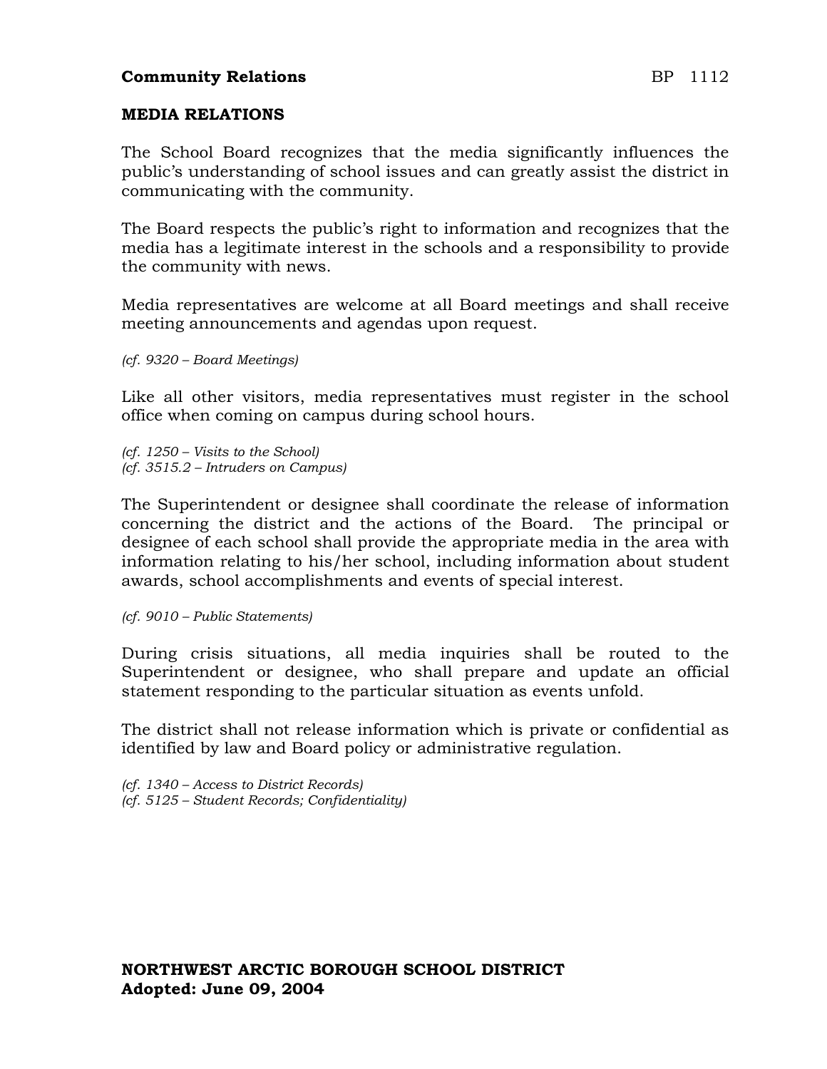**Community Relations** BP 1112

## MEDIA RELATIONS

The School Board recognizes that the media significantly influences the public's understanding of school issues and can greatly assist the district in communicating with the community.

The Board respects the public's right to information and recognizes that the media has a legitimate interest in the schools and a responsibility to provide the community with news.

Media representatives are welcome at all Board meetings and shall receive meeting announcements and agendas upon request.

*(cf. 9320 – Board Meetings)*

Like all other visitors, media representatives must register in the school office when coming on campus during school hours.

*(cf. 1250 – Visits to the School)*
*(cf. 3515.2 – Intruders on Campus)*

The Superintendent or designee shall coordinate the release of information concerning the district and the actions of the Board. The principal or designee of each school shall provide the appropriate media in the area with information relating to his/her school, including information about student awards, school accomplishments and events of special interest.

*(cf. 9010 – Public Statements)*

During crisis situations, all media inquiries shall be routed to the Superintendent or designee, who shall prepare and update an official statement responding to the particular situation as events unfold.

The district shall not release information which is private or confidential as identified by law and Board policy or administrative regulation.

*(cf. 1340 – Access to District Records)*
*(cf. 5125 – Student Records; Confidentiality)*

**NORTHWEST ARCTIC BOROUGH SCHOOL DISTRICT**
**Adopted: June 09, 2004**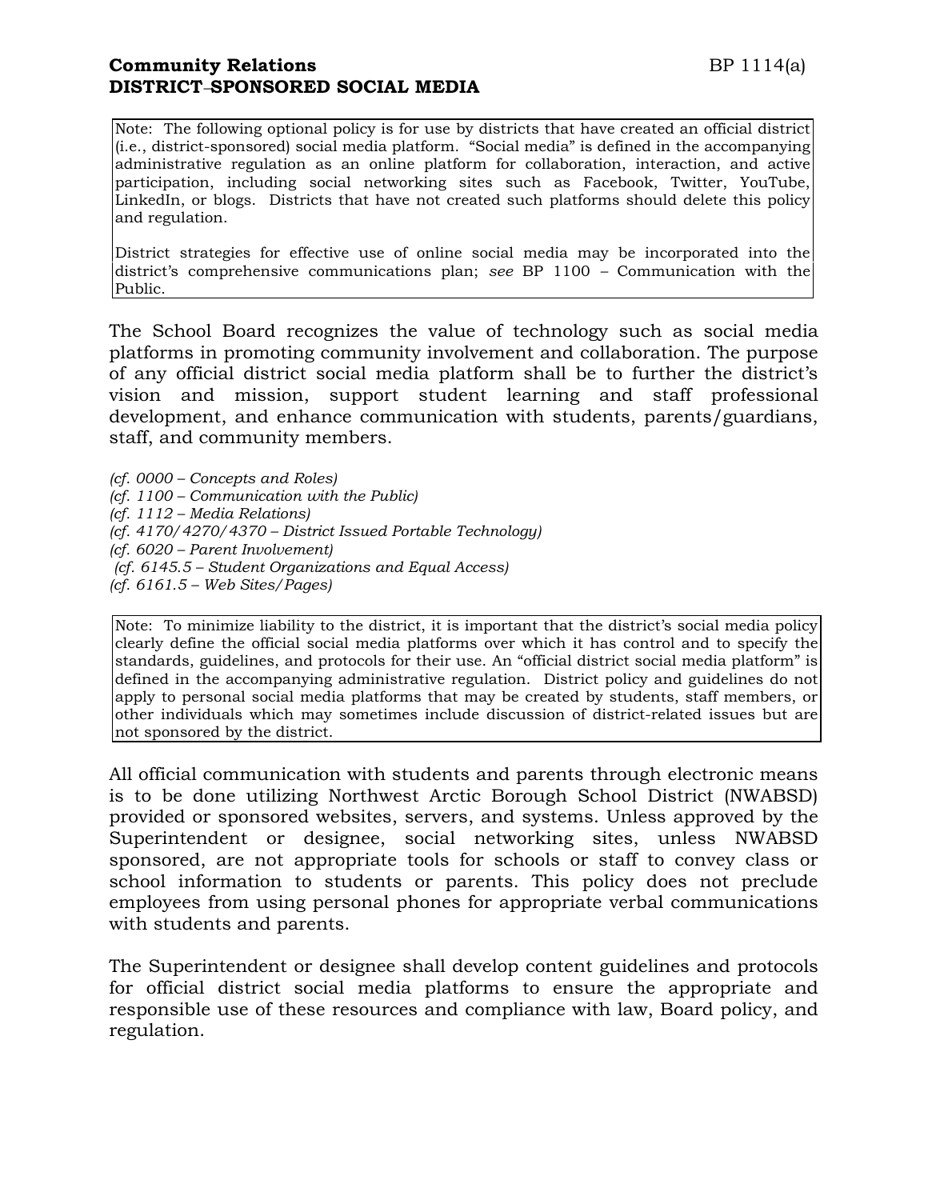**Community Relations** BP 1114(a)
**DISTRICT-SPONSORED SOCIAL MEDIA**

> Note: The following optional policy is for use by districts that have created an official district (i.e., district-sponsored) social media platform. "Social media" is defined in the accompanying administrative regulation as an online platform for collaboration, interaction, and active participation, including social networking sites such as Facebook, Twitter, YouTube, LinkedIn, or blogs. Districts that have not created such platforms should delete this policy and regulation.
>
> District strategies for effective use of online social media may be incorporated into the district's comprehensive communications plan; *see* BP 1100 – Communication with the Public.

The School Board recognizes the value of technology such as social media platforms in promoting community involvement and collaboration. The purpose of any official district social media platform shall be to further the district's vision and mission, support student learning and staff professional development, and enhance communication with students, parents/guardians, staff, and community members.

*(cf. 0000 – Concepts and Roles)*
*(cf. 1100 – Communication with the Public)*
*(cf. 1112 – Media Relations)*
*(cf. 4170/4270/4370 – District Issued Portable Technology)*
*(cf. 6020 – Parent Involvement)*
*(cf. 6145.5 – Student Organizations and Equal Access)*
*(cf. 6161.5 – Web Sites/Pages)*

> Note: To minimize liability to the district, it is important that the district's social media policy clearly define the official social media platforms over which it has control and to specify the standards, guidelines, and protocols for their use. An "official district social media platform" is defined in the accompanying administrative regulation. District policy and guidelines do not apply to personal social media platforms that may be created by students, staff members, or other individuals which may sometimes include discussion of district-related issues but are not sponsored by the district.

All official communication with students and parents through electronic means is to be done utilizing Northwest Arctic Borough School District (NWABSD) provided or sponsored websites, servers, and systems. Unless approved by the Superintendent or designee, social networking sites, unless NWABSD sponsored, are not appropriate tools for schools or staff to convey class or school information to students or parents. This policy does not preclude employees from using personal phones for appropriate verbal communications with students and parents.

The Superintendent or designee shall develop content guidelines and protocols for official district social media platforms to ensure the appropriate and responsible use of these resources and compliance with law, Board policy, and regulation.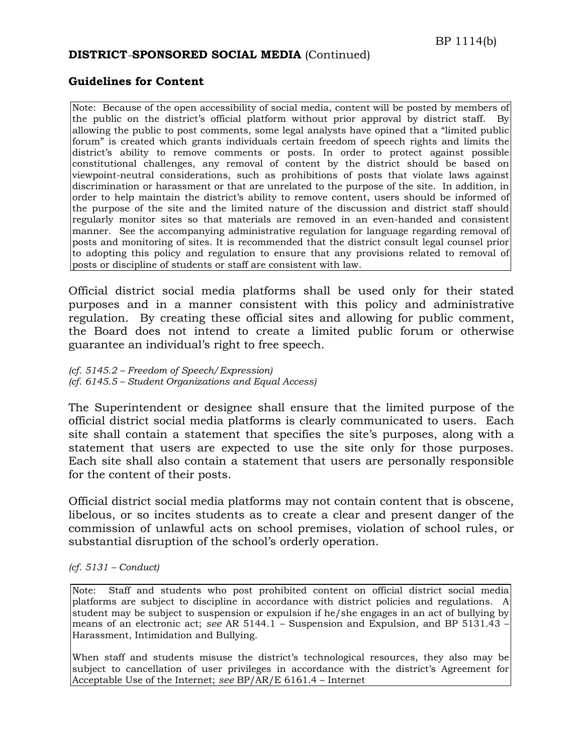**DISTRICT-SPONSORED SOCIAL MEDIA** (Continued)

### Guidelines for Content

> Note: Because of the open accessibility of social media, content will be posted by members of the public on the district's official platform without prior approval by district staff. By allowing the public to post comments, some legal analysts have opined that a "limited public forum" is created which grants individuals certain freedom of speech rights and limits the district's ability to remove comments or posts. In order to protect against possible constitutional challenges, any removal of content by the district should be based on viewpoint-neutral considerations, such as prohibitions of posts that violate laws against discrimination or harassment or that are unrelated to the purpose of the site. In addition, in order to help maintain the district's ability to remove content, users should be informed of the purpose of the site and the limited nature of the discussion and district staff should regularly monitor sites so that materials are removed in an even-handed and consistent manner. See the accompanying administrative regulation for language regarding removal of posts and monitoring of sites. It is recommended that the district consult legal counsel prior to adopting this policy and regulation to ensure that any provisions related to removal of posts or discipline of students or staff are consistent with law.

Official district social media platforms shall be used only for their stated purposes and in a manner consistent with this policy and administrative regulation. By creating these official sites and allowing for public comment, the Board does not intend to create a limited public forum or otherwise guarantee an individual's right to free speech.

*(cf. 5145.2 – Freedom of Speech/Expression)*
*(cf. 6145.5 – Student Organizations and Equal Access)*

The Superintendent or designee shall ensure that the limited purpose of the official district social media platforms is clearly communicated to users. Each site shall contain a statement that specifies the site's purposes, along with a statement that users are expected to use the site only for those purposes. Each site shall also contain a statement that users are personally responsible for the content of their posts.

Official district social media platforms may not contain content that is obscene, libelous, or so incites students as to create a clear and present danger of the commission of unlawful acts on school premises, violation of school rules, or substantial disruption of the school's orderly operation.

*(cf. 5131 – Conduct)*

> Note: Staff and students who post prohibited content on official district social media platforms are subject to discipline in accordance with district policies and regulations. A student may be subject to suspension or expulsion if he/she engages in an act of bullying by means of an electronic act; *see* AR 5144.1 – Suspension and Expulsion, and BP 5131.43 – Harassment, Intimidation and Bullying.
>
> When staff and students misuse the district's technological resources, they also may be subject to cancellation of user privileges in accordance with the district's Agreement for Acceptable Use of the Internet; *see* BP/AR/E 6161.4 – Internet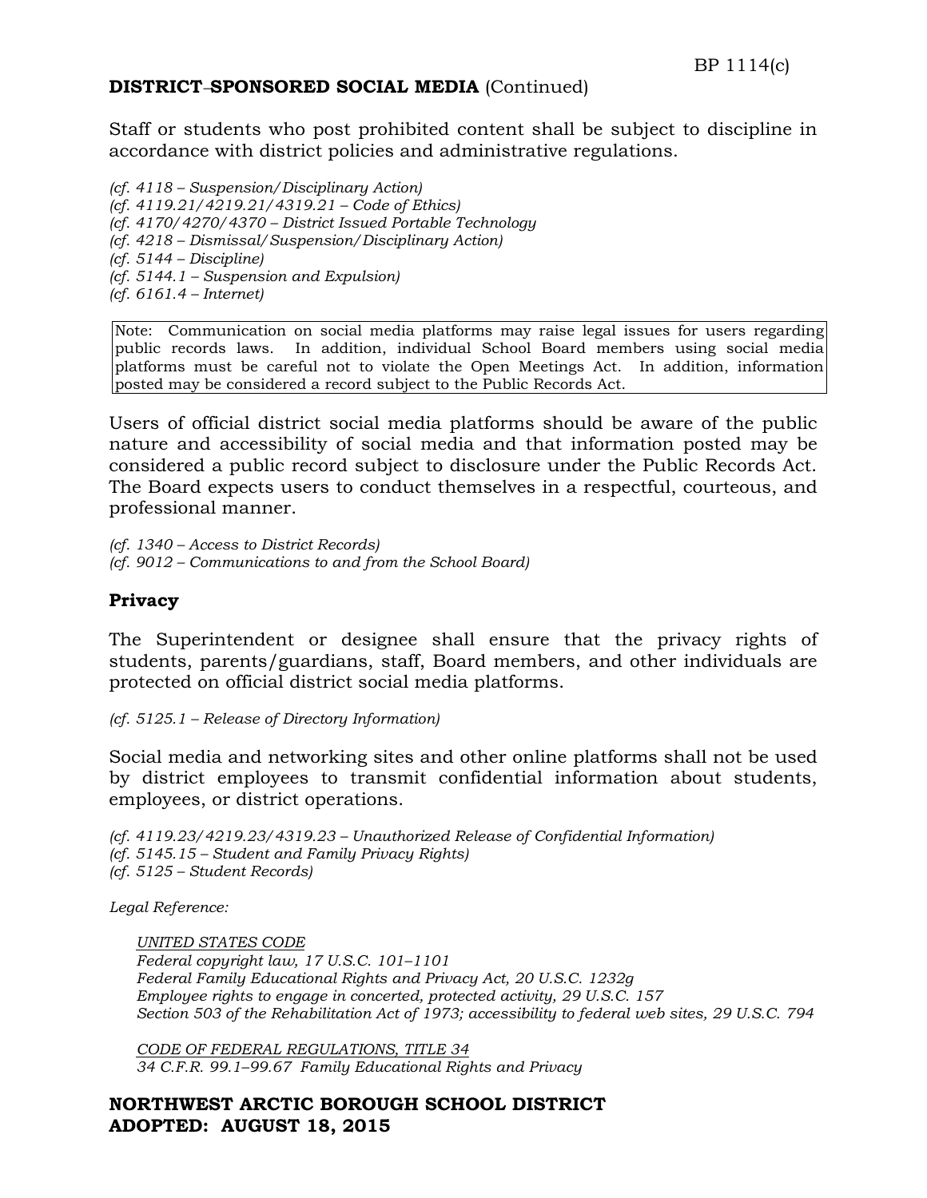**DISTRICT-SPONSORED SOCIAL MEDIA** (Continued)

Staff or students who post prohibited content shall be subject to discipline in accordance with district policies and administrative regulations.

*(cf. 4118 – Suspension/Disciplinary Action)*
*(cf. 4119.21/4219.21/4319.21 – Code of Ethics)*
*(cf. 4170/4270/4370 – District Issued Portable Technology*
*(cf. 4218 – Dismissal/Suspension/Disciplinary Action)*
*(cf. 5144 – Discipline)*
*(cf. 5144.1 – Suspension and Expulsion)*
*(cf. 6161.4 – Internet)*

> Note: Communication on social media platforms may raise legal issues for users regarding public records laws. In addition, individual School Board members using social media platforms must be careful not to violate the Open Meetings Act. In addition, information posted may be considered a record subject to the Public Records Act.

Users of official district social media platforms should be aware of the public nature and accessibility of social media and that information posted may be considered a public record subject to disclosure under the Public Records Act. The Board expects users to conduct themselves in a respectful, courteous, and professional manner.

*(cf. 1340 – Access to District Records)*
*(cf. 9012 – Communications to and from the School Board)*

**Privacy**

The Superintendent or designee shall ensure that the privacy rights of students, parents/guardians, staff, Board members, and other individuals are protected on official district social media platforms.

*(cf. 5125.1 – Release of Directory Information)*

Social media and networking sites and other online platforms shall not be used by district employees to transmit confidential information about students, employees, or district operations.

*(cf. 4119.23/4219.23/4319.23 – Unauthorized Release of Confidential Information)*
*(cf. 5145.15 – Student and Family Privacy Rights)*
*(cf. 5125 – Student Records)*

*Legal Reference:*

*UNITED STATES CODE*
*Federal copyright law, 17 U.S.C. 101–1101*
*Federal Family Educational Rights and Privacy Act, 20 U.S.C. 1232g*
*Employee rights to engage in concerted, protected activity, 29 U.S.C. 157*
*Section 503 of the Rehabilitation Act of 1973; accessibility to federal web sites, 29 U.S.C. 794*

*CODE OF FEDERAL REGULATIONS, TITLE 34*
*34 C.F.R. 99.1–99.67 Family Educational Rights and Privacy*

**NORTHWEST ARCTIC BOROUGH SCHOOL DISTRICT**
**ADOPTED: AUGUST 18, 2015**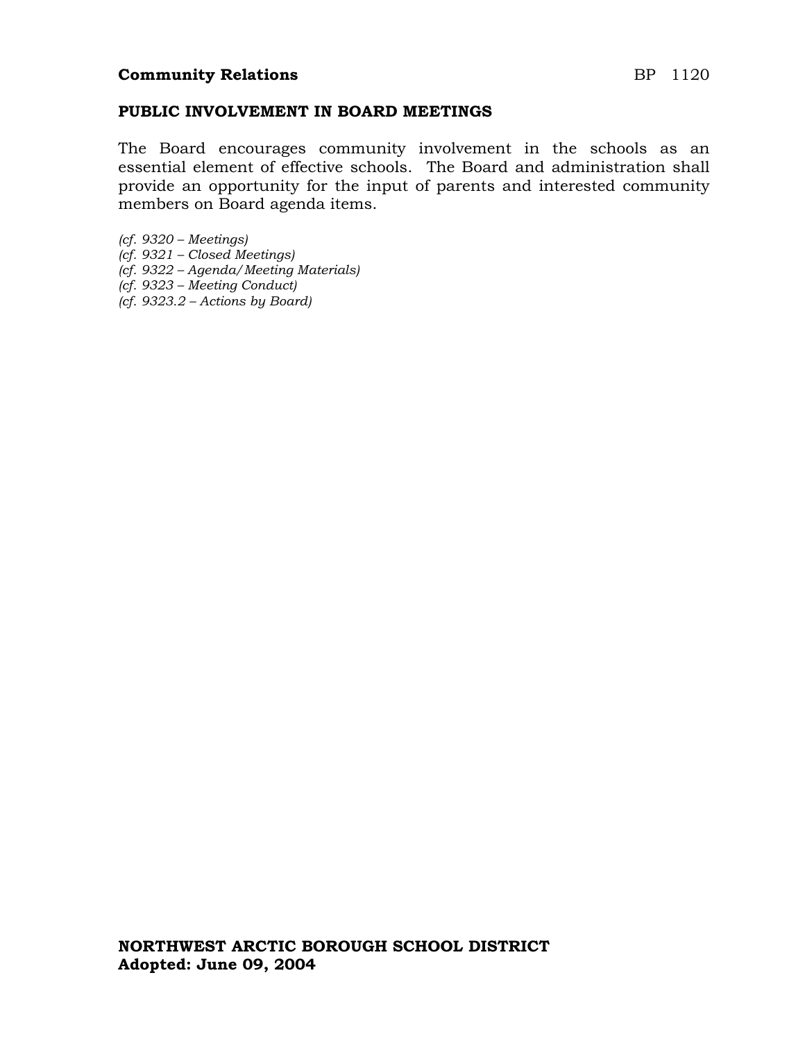**Community Relations** BP 1120

## PUBLIC INVOLVEMENT IN BOARD MEETINGS

The Board encourages community involvement in the schools as an essential element of effective schools. The Board and administration shall provide an opportunity for the input of parents and interested community members on Board agenda items.

*(cf. 9320 – Meetings)*
*(cf. 9321 – Closed Meetings)*
*(cf. 9322 – Agenda/Meeting Materials)*
*(cf. 9323 – Meeting Conduct)*
*(cf. 9323.2 – Actions by Board)*

**NORTHWEST ARCTIC BOROUGH SCHOOL DISTRICT**
**Adopted: June 09, 2004**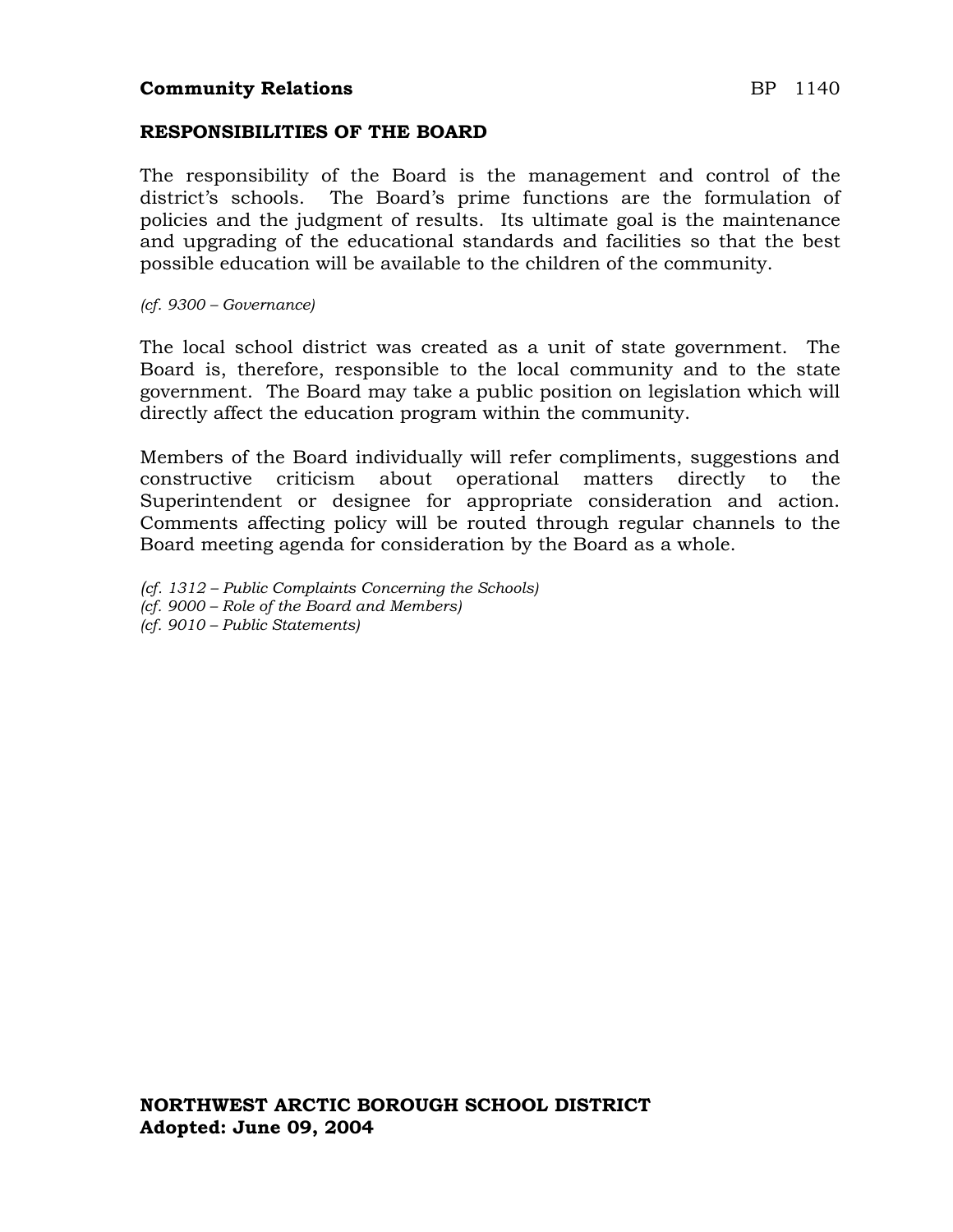**Community Relations** BP 1140

## RESPONSIBILITIES OF THE BOARD

The responsibility of the Board is the management and control of the district's schools. The Board's prime functions are the formulation of policies and the judgment of results. Its ultimate goal is the maintenance and upgrading of the educational standards and facilities so that the best possible education will be available to the children of the community.

*(cf. 9300 – Governance)*

The local school district was created as a unit of state government. The Board is, therefore, responsible to the local community and to the state government. The Board may take a public position on legislation which will directly affect the education program within the community.

Members of the Board individually will refer compliments, suggestions and constructive criticism about operational matters directly to the Superintendent or designee for appropriate consideration and action. Comments affecting policy will be routed through regular channels to the Board meeting agenda for consideration by the Board as a whole.

*(cf. 1312 – Public Complaints Concerning the Schools)*
*(cf. 9000 – Role of the Board and Members)*
*(cf. 9010 – Public Statements)*

**NORTHWEST ARCTIC BOROUGH SCHOOL DISTRICT**
**Adopted: June 09, 2004**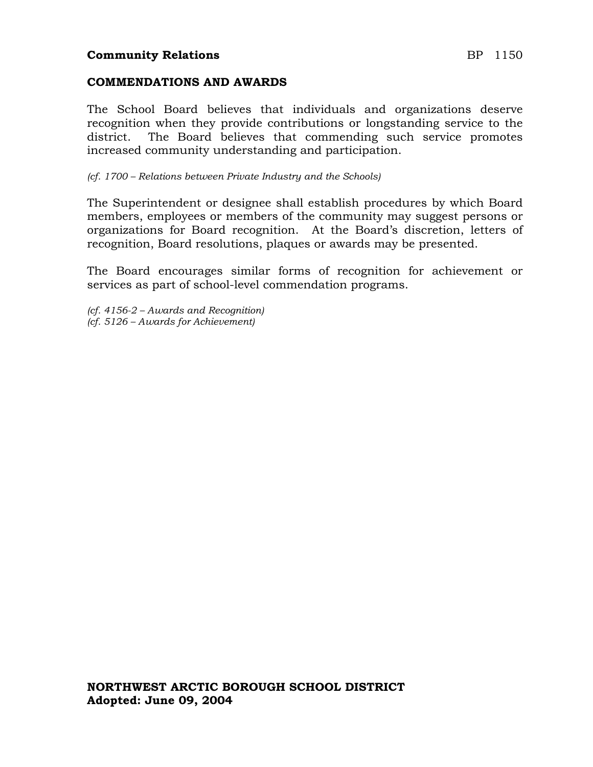**Community Relations** BP 1150

## COMMENDATIONS AND AWARDS

The School Board believes that individuals and organizations deserve recognition when they provide contributions or longstanding service to the district. The Board believes that commending such service promotes increased community understanding and participation.

*(cf. 1700 – Relations between Private Industry and the Schools)*

The Superintendent or designee shall establish procedures by which Board members, employees or members of the community may suggest persons or organizations for Board recognition. At the Board's discretion, letters of recognition, Board resolutions, plaques or awards may be presented.

The Board encourages similar forms of recognition for achievement or services as part of school-level commendation programs.

*(cf. 4156-2 – Awards and Recognition)*
*(cf. 5126 – Awards for Achievement)*

**NORTHWEST ARCTIC BOROUGH SCHOOL DISTRICT**
**Adopted: June 09, 2004**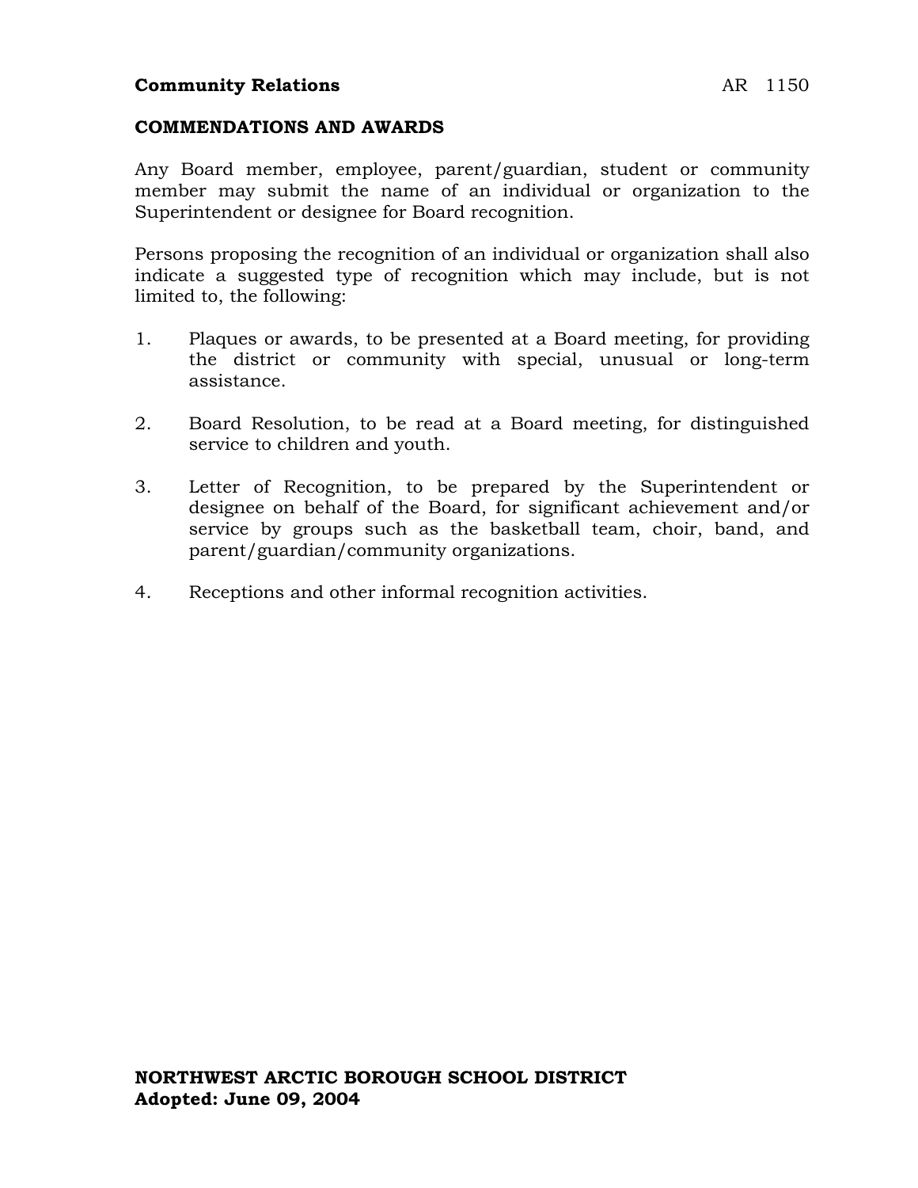**Community Relations** AR 1150

## COMMENDATIONS AND AWARDS

Any Board member, employee, parent/guardian, student or community member may submit the name of an individual or organization to the Superintendent or designee for Board recognition.

Persons proposing the recognition of an individual or organization shall also indicate a suggested type of recognition which may include, but is not limited to, the following:

1. Plaques or awards, to be presented at a Board meeting, for providing the district or community with special, unusual or long-term assistance.

2. Board Resolution, to be read at a Board meeting, for distinguished service to children and youth.

3. Letter of Recognition, to be prepared by the Superintendent or designee on behalf of the Board, for significant achievement and/or service by groups such as the basketball team, choir, band, and parent/guardian/community organizations.

4. Receptions and other informal recognition activities.

**NORTHWEST ARCTIC BOROUGH SCHOOL DISTRICT**
**Adopted: June 09, 2004**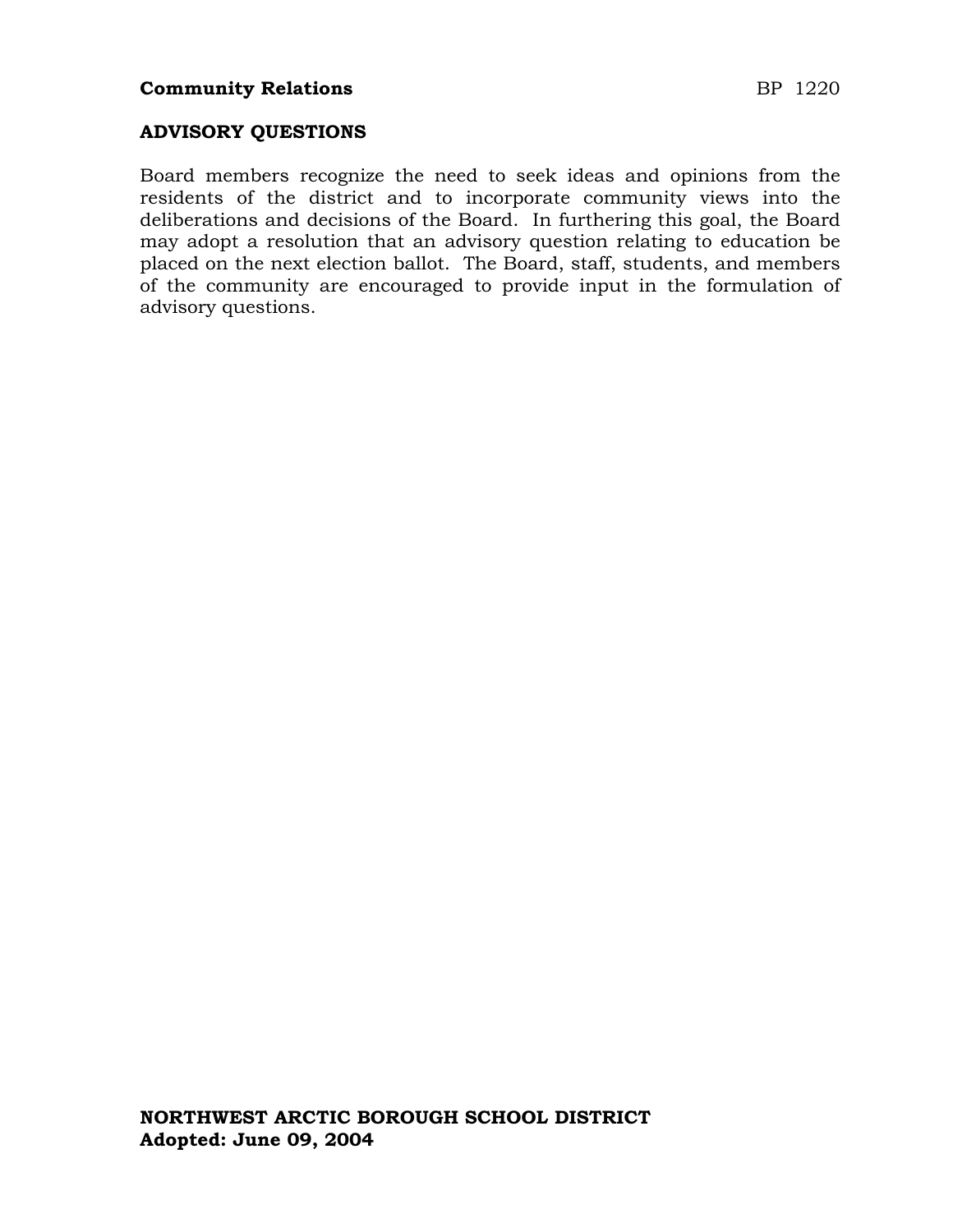**Community Relations** BP 1220

## ADVISORY QUESTIONS

Board members recognize the need to seek ideas and opinions from the residents of the district and to incorporate community views into the deliberations and decisions of the Board. In furthering this goal, the Board may adopt a resolution that an advisory question relating to education be placed on the next election ballot. The Board, staff, students, and members of the community are encouraged to provide input in the formulation of advisory questions.

**NORTHWEST ARCTIC BOROUGH SCHOOL DISTRICT**
**Adopted: June 09, 2004**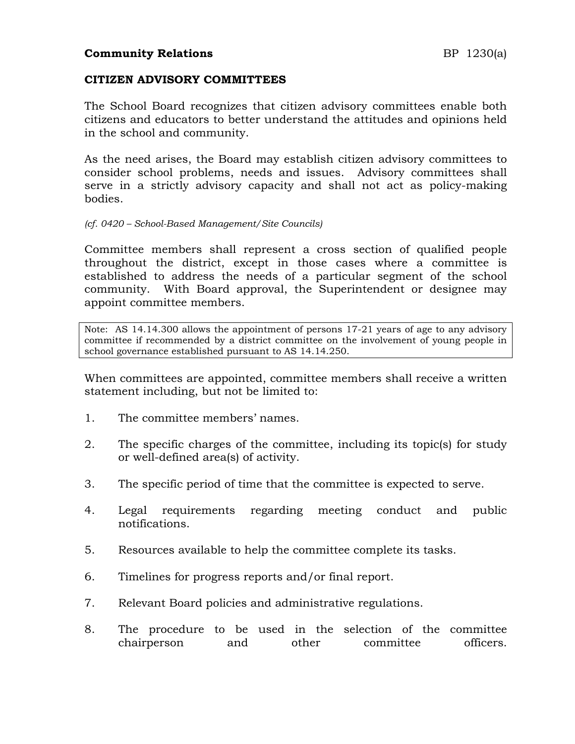**Community Relations** BP 1230(a)

**CITIZEN ADVISORY COMMITTEES**

The School Board recognizes that citizen advisory committees enable both citizens and educators to better understand the attitudes and opinions held in the school and community.

As the need arises, the Board may establish citizen advisory committees to consider school problems, needs and issues. Advisory committees shall serve in a strictly advisory capacity and shall not act as policy-making bodies.

*(cf. 0420 – School-Based Management/Site Councils)*

Committee members shall represent a cross section of qualified people throughout the district, except in those cases where a committee is established to address the needs of a particular segment of the school community. With Board approval, the Superintendent or designee may appoint committee members.

> Note: AS 14.14.300 allows the appointment of persons 17-21 years of age to any advisory committee if recommended by a district committee on the involvement of young people in school governance established pursuant to AS 14.14.250.

When committees are appointed, committee members shall receive a written statement including, but not be limited to:

1. The committee members' names.
2. The specific charges of the committee, including its topic(s) for study or well-defined area(s) of activity.
3. The specific period of time that the committee is expected to serve.
4. Legal requirements regarding meeting conduct and public notifications.
5. Resources available to help the committee complete its tasks.
6. Timelines for progress reports and/or final report.
7. Relevant Board policies and administrative regulations.
8. The procedure to be used in the selection of the committee chairperson and other committee officers.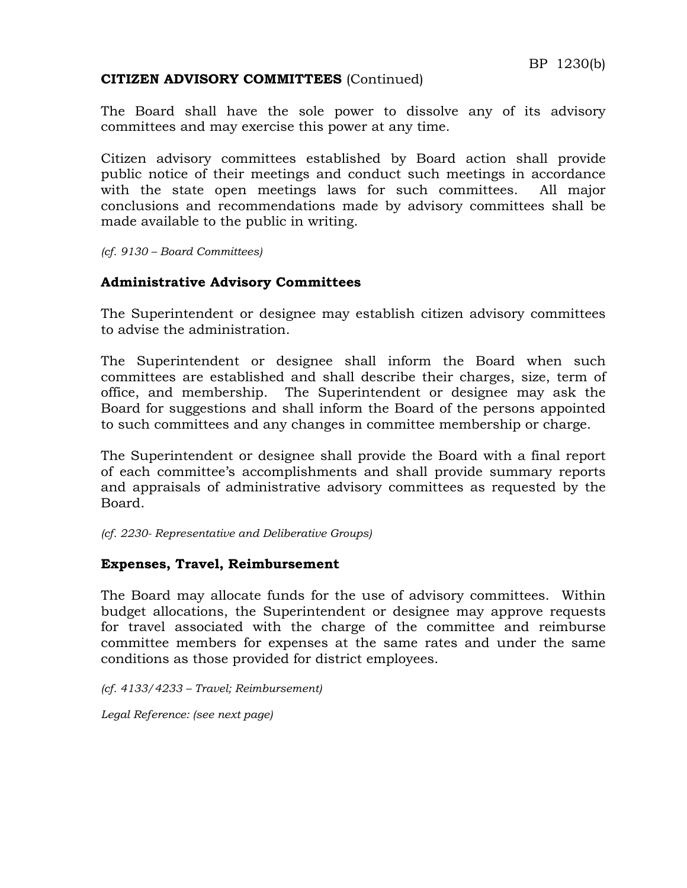**CITIZEN ADVISORY COMMITTEES** (Continued)

The Board shall have the sole power to dissolve any of its advisory committees and may exercise this power at any time.

Citizen advisory committees established by Board action shall provide public notice of their meetings and conduct such meetings in accordance with the state open meetings laws for such committees. All major conclusions and recommendations made by advisory committees shall be made available to the public in writing.

*(cf. 9130 – Board Committees)*

### Administrative Advisory Committees

The Superintendent or designee may establish citizen advisory committees to advise the administration.

The Superintendent or designee shall inform the Board when such committees are established and shall describe their charges, size, term of office, and membership. The Superintendent or designee may ask the Board for suggestions and shall inform the Board of the persons appointed to such committees and any changes in committee membership or charge.

The Superintendent or designee shall provide the Board with a final report of each committee's accomplishments and shall provide summary reports and appraisals of administrative advisory committees as requested by the Board.

*(cf. 2230- Representative and Deliberative Groups)*

### Expenses, Travel, Reimbursement

The Board may allocate funds for the use of advisory committees. Within budget allocations, the Superintendent or designee may approve requests for travel associated with the charge of the committee and reimburse committee members for expenses at the same rates and under the same conditions as those provided for district employees.

*(cf. 4133/4233 – Travel; Reimbursement)*

*Legal Reference: (see next page)*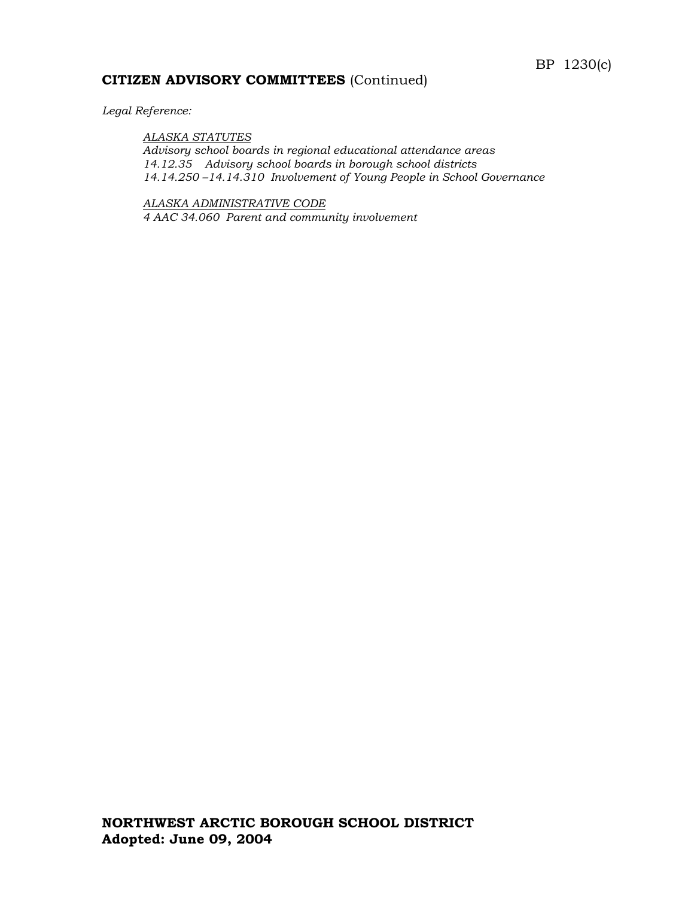**CITIZEN ADVISORY COMMITTEES** (Continued)

*Legal Reference:*

*ALASKA STATUTES*
*Advisory school boards in regional educational attendance areas*
*14.12.35 Advisory school boards in borough school districts*
*14.14.250 –14.14.310 Involvement of Young People in School Governance*

*ALASKA ADMINISTRATIVE CODE*
*4 AAC 34.060 Parent and community involvement*

**NORTHWEST ARCTIC BOROUGH SCHOOL DISTRICT**
**Adopted: June 09, 2004**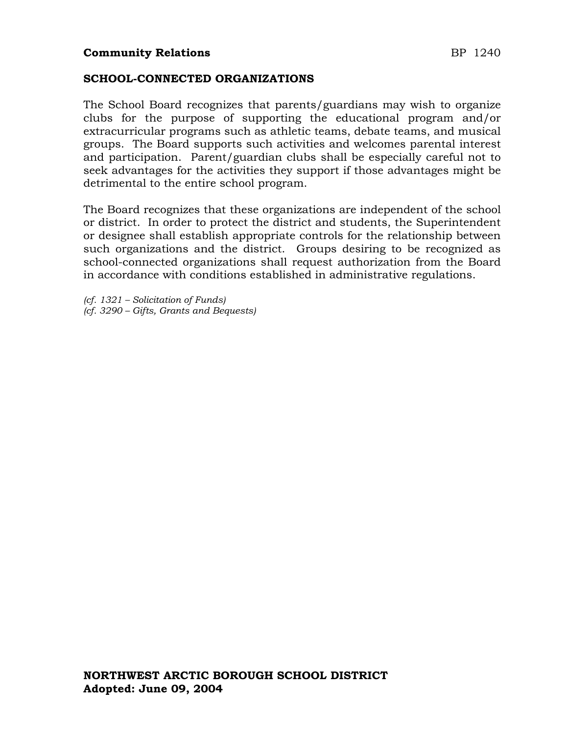**Community Relations** BP 1240

## SCHOOL-CONNECTED ORGANIZATIONS

The School Board recognizes that parents/guardians may wish to organize clubs for the purpose of supporting the educational program and/or extracurricular programs such as athletic teams, debate teams, and musical groups. The Board supports such activities and welcomes parental interest and participation. Parent/guardian clubs shall be especially careful not to seek advantages for the activities they support if those advantages might be detrimental to the entire school program.

The Board recognizes that these organizations are independent of the school or district. In order to protect the district and students, the Superintendent or designee shall establish appropriate controls for the relationship between such organizations and the district. Groups desiring to be recognized as school-connected organizations shall request authorization from the Board in accordance with conditions established in administrative regulations.

*(cf. 1321 – Solicitation of Funds)*
*(cf. 3290 – Gifts, Grants and Bequests)*

**NORTHWEST ARCTIC BOROUGH SCHOOL DISTRICT**
**Adopted: June 09, 2004**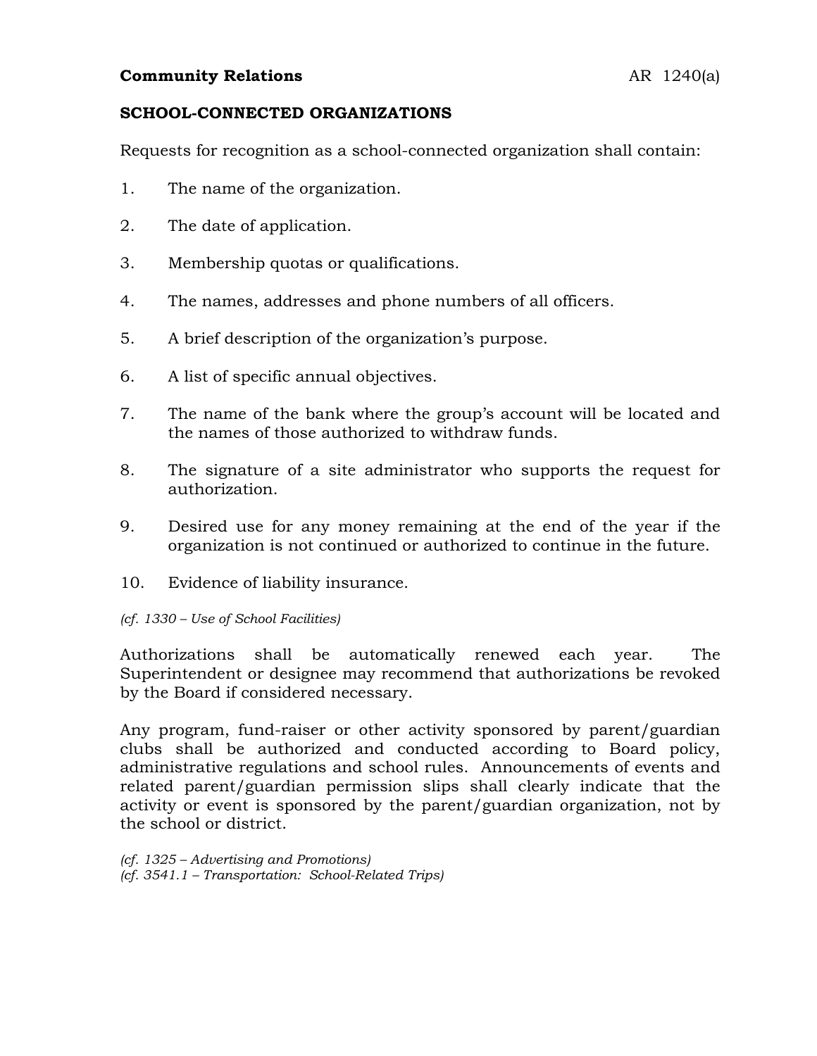**Community Relations** AR 1240(a)

## SCHOOL-CONNECTED ORGANIZATIONS

Requests for recognition as a school-connected organization shall contain:

1. The name of the organization.
2. The date of application.
3. Membership quotas or qualifications.
4. The names, addresses and phone numbers of all officers.
5. A brief description of the organization's purpose.
6. A list of specific annual objectives.
7. The name of the bank where the group's account will be located and the names of those authorized to withdraw funds.
8. The signature of a site administrator who supports the request for authorization.
9. Desired use for any money remaining at the end of the year if the organization is not continued or authorized to continue in the future.
10. Evidence of liability insurance.

*(cf. 1330 – Use of School Facilities)*

Authorizations shall be automatically renewed each year. The Superintendent or designee may recommend that authorizations be revoked by the Board if considered necessary.

Any program, fund-raiser or other activity sponsored by parent/guardian clubs shall be authorized and conducted according to Board policy, administrative regulations and school rules. Announcements of events and related parent/guardian permission slips shall clearly indicate that the activity or event is sponsored by the parent/guardian organization, not by the school or district.

*(cf. 1325 – Advertising and Promotions)*
*(cf. 3541.1 – Transportation: School-Related Trips)*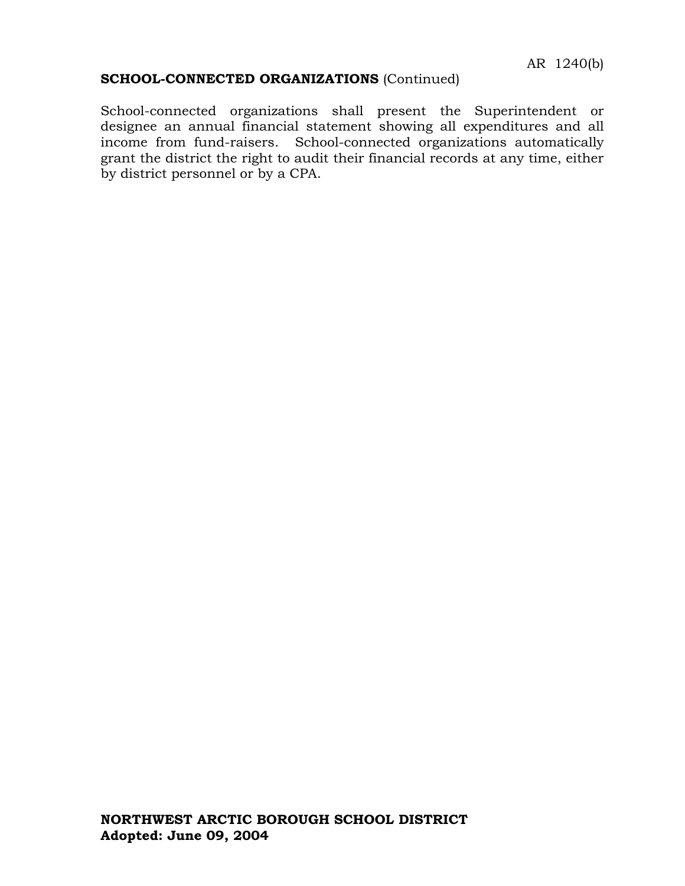**SCHOOL-CONNECTED ORGANIZATIONS** (Continued)

School-connected organizations shall present the Superintendent or designee an annual financial statement showing all expenditures and all income from fund-raisers. School-connected organizations automatically grant the district the right to audit their financial records at any time, either by district personnel or by a CPA.

**NORTHWEST ARCTIC BOROUGH SCHOOL DISTRICT**
**Adopted: June 09, 2004**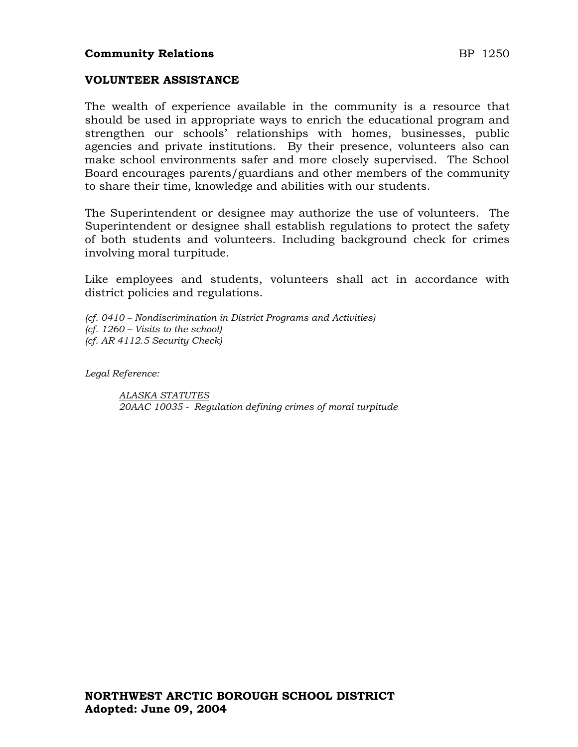**Community Relations** BP 1250

## VOLUNTEER ASSISTANCE

The wealth of experience available in the community is a resource that should be used in appropriate ways to enrich the educational program and strengthen our schools' relationships with homes, businesses, public agencies and private institutions. By their presence, volunteers also can make school environments safer and more closely supervised. The School Board encourages parents/guardians and other members of the community to share their time, knowledge and abilities with our students.

The Superintendent or designee may authorize the use of volunteers. The Superintendent or designee shall establish regulations to protect the safety of both students and volunteers. Including background check for crimes involving moral turpitude.

Like employees and students, volunteers shall act in accordance with district policies and regulations.

*(cf. 0410 – Nondiscrimination in District Programs and Activities)*
*(cf. 1260 – Visits to the school)*
*(cf. AR 4112.5 Security Check)*

*Legal Reference:*

> *ALASKA STATUTES*
> *20AAC 10035 - Regulation defining crimes of moral turpitude*

**NORTHWEST ARCTIC BOROUGH SCHOOL DISTRICT**
**Adopted: June 09, 2004**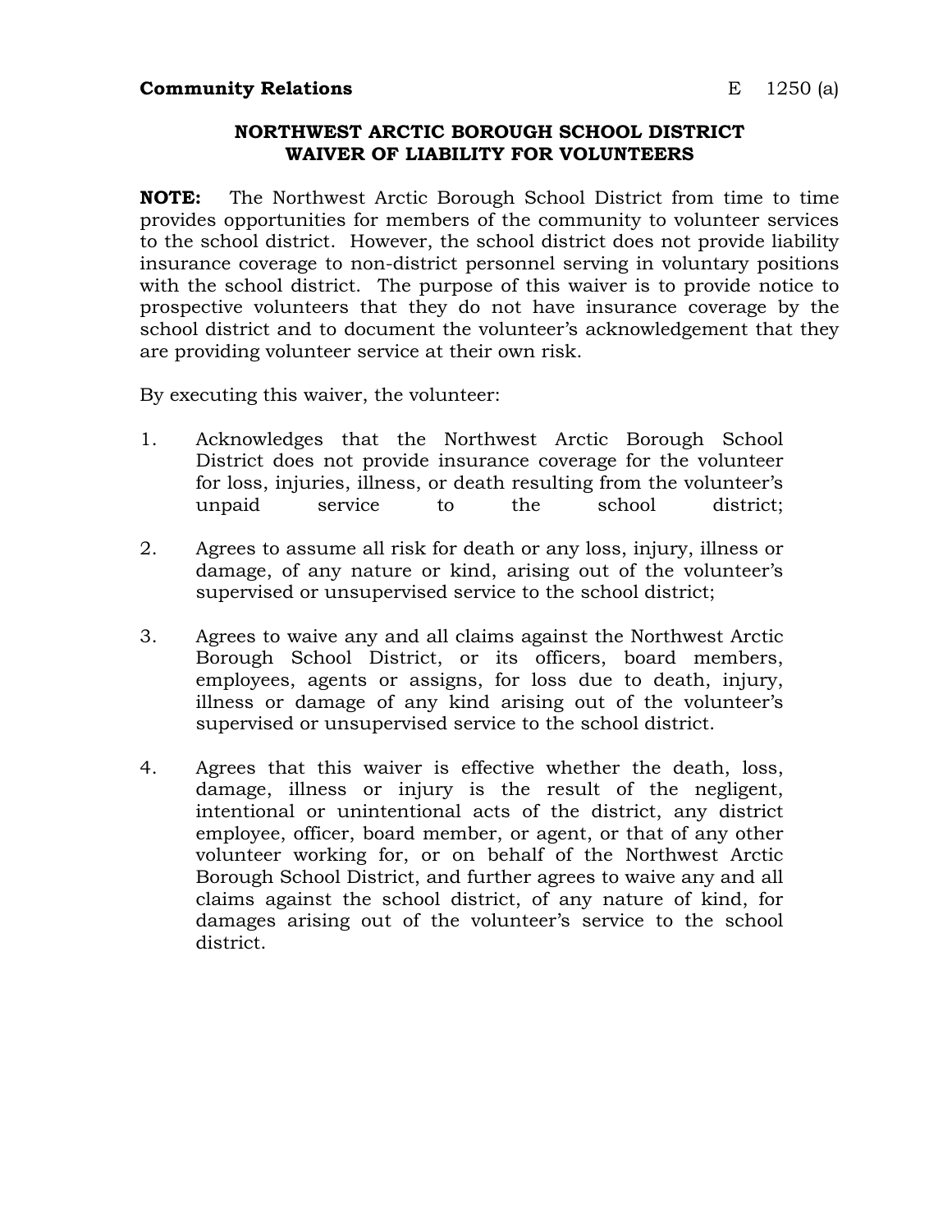**Community Relations** E 1250 (a)

## NORTHWEST ARCTIC BOROUGH SCHOOL DISTRICT
## WAIVER OF LIABILITY FOR VOLUNTEERS

**NOTE:** The Northwest Arctic Borough School District from time to time provides opportunities for members of the community to volunteer services to the school district. However, the school district does not provide liability insurance coverage to non-district personnel serving in voluntary positions with the school district. The purpose of this waiver is to provide notice to prospective volunteers that they do not have insurance coverage by the school district and to document the volunteer's acknowledgement that they are providing volunteer service at their own risk.

By executing this waiver, the volunteer:

1. Acknowledges that the Northwest Arctic Borough School District does not provide insurance coverage for the volunteer for loss, injuries, illness, or death resulting from the volunteer's unpaid service to the school district;

2. Agrees to assume all risk for death or any loss, injury, illness or damage, of any nature or kind, arising out of the volunteer's supervised or unsupervised service to the school district;

3. Agrees to waive any and all claims against the Northwest Arctic Borough School District, or its officers, board members, employees, agents or assigns, for loss due to death, injury, illness or damage of any kind arising out of the volunteer's supervised or unsupervised service to the school district.

4. Agrees that this waiver is effective whether the death, loss, damage, illness or injury is the result of the negligent, intentional or unintentional acts of the district, any district employee, officer, board member, or agent, or that of any other volunteer working for, or on behalf of the Northwest Arctic Borough School District, and further agrees to waive any and all claims against the school district, of any nature of kind, for damages arising out of the volunteer's service to the school district.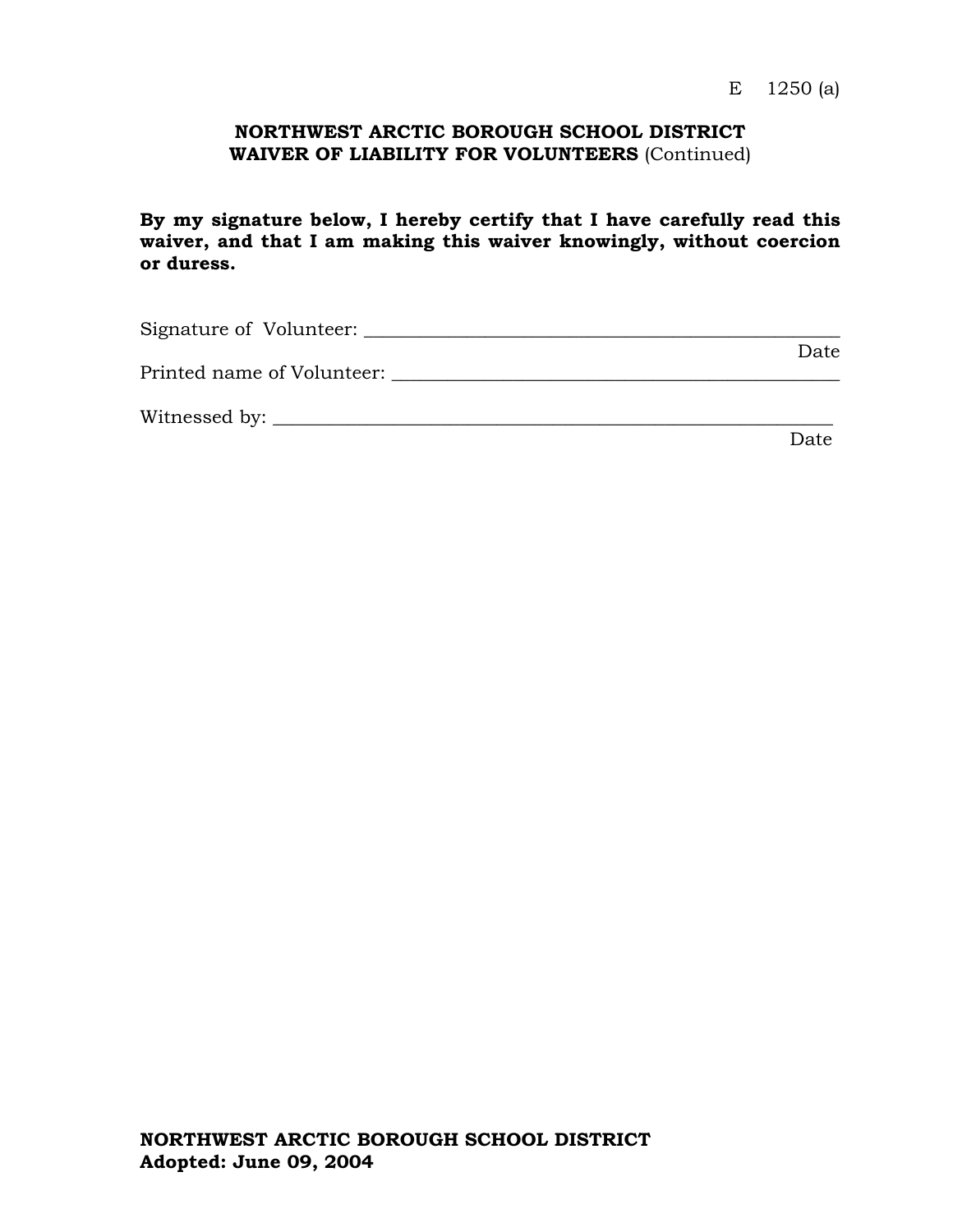E 1250 (a)

**NORTHWEST ARCTIC BOROUGH SCHOOL DISTRICT**
**WAIVER OF LIABILITY FOR VOLUNTEERS** (Continued)

**By my signature below, I hereby certify that I have carefully read this waiver, and that I am making this waiver knowingly, without coercion or duress.**

Signature of Volunteer: ____________________________________________
Date

Printed name of Volunteer: __________________________________________

Witnessed by: ___________________________________________________
Date

**NORTHWEST ARCTIC BOROUGH SCHOOL DISTRICT**
**Adopted: June 09, 2004**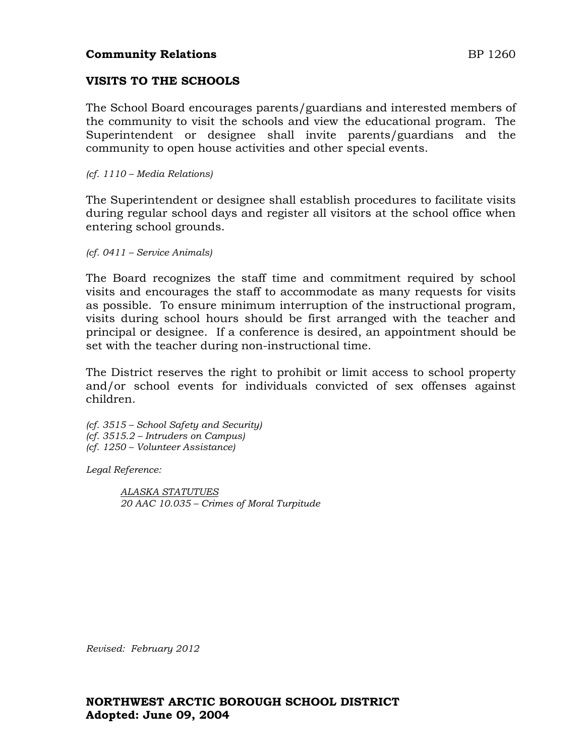**Community Relations** BP 1260

## VISITS TO THE SCHOOLS

The School Board encourages parents/guardians and interested members of the community to visit the schools and view the educational program. The Superintendent or designee shall invite parents/guardians and the community to open house activities and other special events.

*(cf. 1110 – Media Relations)*

The Superintendent or designee shall establish procedures to facilitate visits during regular school days and register all visitors at the school office when entering school grounds.

*(cf. 0411 – Service Animals)*

The Board recognizes the staff time and commitment required by school visits and encourages the staff to accommodate as many requests for visits as possible. To ensure minimum interruption of the instructional program, visits during school hours should be first arranged with the teacher and principal or designee. If a conference is desired, an appointment should be set with the teacher during non-instructional time.

The District reserves the right to prohibit or limit access to school property and/or school events for individuals convicted of sex offenses against children.

*(cf. 3515 – School Safety and Security)*
*(cf. 3515.2 – Intruders on Campus)*
*(cf. 1250 – Volunteer Assistance)*

*Legal Reference:*

> *ALASKA STATUTUES*
> *20 AAC 10.035 – Crimes of Moral Turpitude*

*Revised: February 2012*

**NORTHWEST ARCTIC BOROUGH SCHOOL DISTRICT**
**Adopted: June 09, 2004**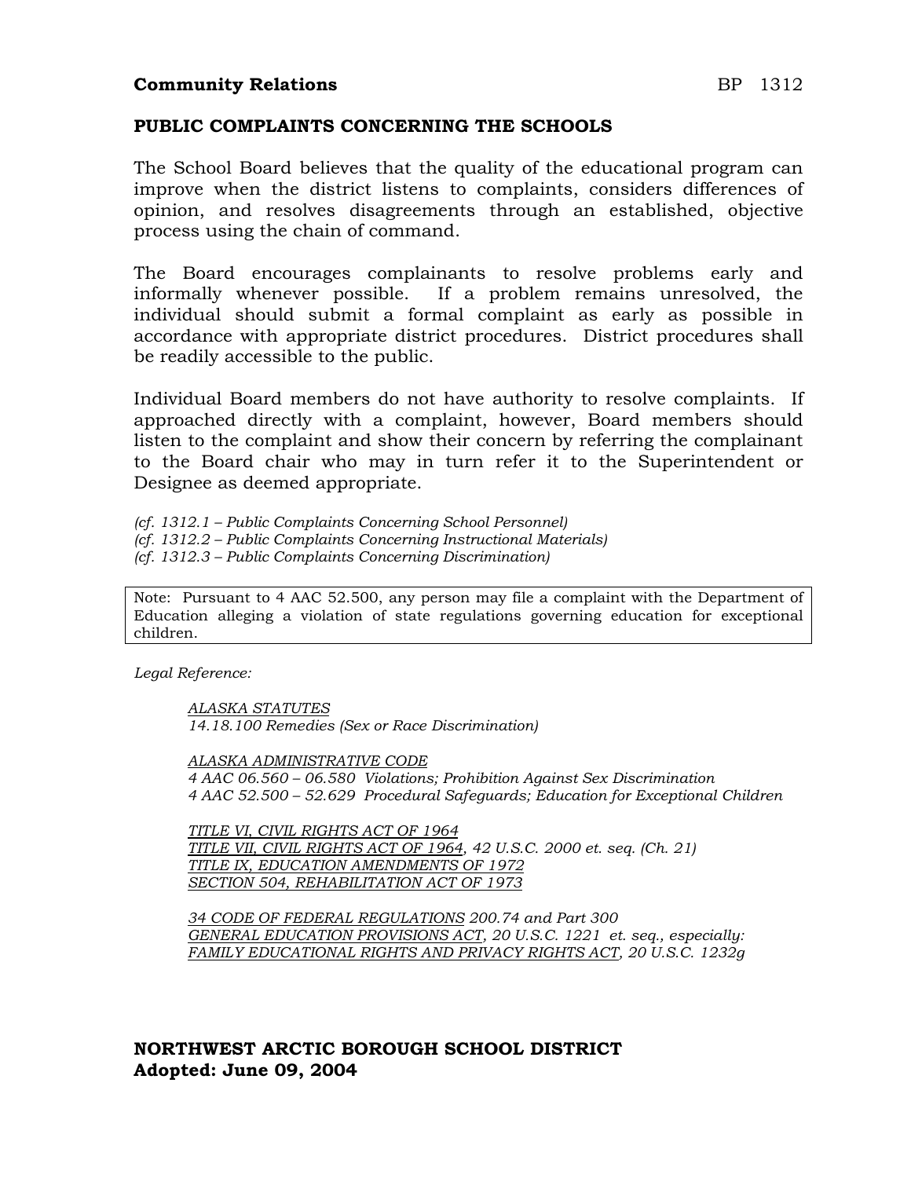**Community Relations** BP 1312

## PUBLIC COMPLAINTS CONCERNING THE SCHOOLS

The School Board believes that the quality of the educational program can improve when the district listens to complaints, considers differences of opinion, and resolves disagreements through an established, objective process using the chain of command.

The Board encourages complainants to resolve problems early and informally whenever possible. If a problem remains unresolved, the individual should submit a formal complaint as early as possible in accordance with appropriate district procedures. District procedures shall be readily accessible to the public.

Individual Board members do not have authority to resolve complaints. If approached directly with a complaint, however, Board members should listen to the complaint and show their concern by referring the complainant to the Board chair who may in turn refer it to the Superintendent or Designee as deemed appropriate.

*(cf. 1312.1 – Public Complaints Concerning School Personnel)*
*(cf. 1312.2 – Public Complaints Concerning Instructional Materials)*
*(cf. 1312.3 – Public Complaints Concerning Discrimination)*

Note: Pursuant to 4 AAC 52.500, any person may file a complaint with the Department of Education alleging a violation of state regulations governing education for exceptional children.

*Legal Reference:*

*ALASKA STATUTES*
*14.18.100 Remedies (Sex or Race Discrimination)*

*ALASKA ADMINISTRATIVE CODE*
*4 AAC 06.560 – 06.580 Violations; Prohibition Against Sex Discrimination*
*4 AAC 52.500 – 52.629 Procedural Safeguards; Education for Exceptional Children*

*TITLE VI, CIVIL RIGHTS ACT OF 1964*
*TITLE VII, CIVIL RIGHTS ACT OF 1964, 42 U.S.C. 2000 et. seq. (Ch. 21)*
*TITLE IX, EDUCATION AMENDMENTS OF 1972*
*SECTION 504, REHABILITATION ACT OF 1973*

*34 CODE OF FEDERAL REGULATIONS 200.74 and Part 300*
*GENERAL EDUCATION PROVISIONS ACT, 20 U.S.C. 1221 et. seq., especially:*
*FAMILY EDUCATIONAL RIGHTS AND PRIVACY RIGHTS ACT, 20 U.S.C. 1232g*

**NORTHWEST ARCTIC BOROUGH SCHOOL DISTRICT**
**Adopted: June 09, 2004**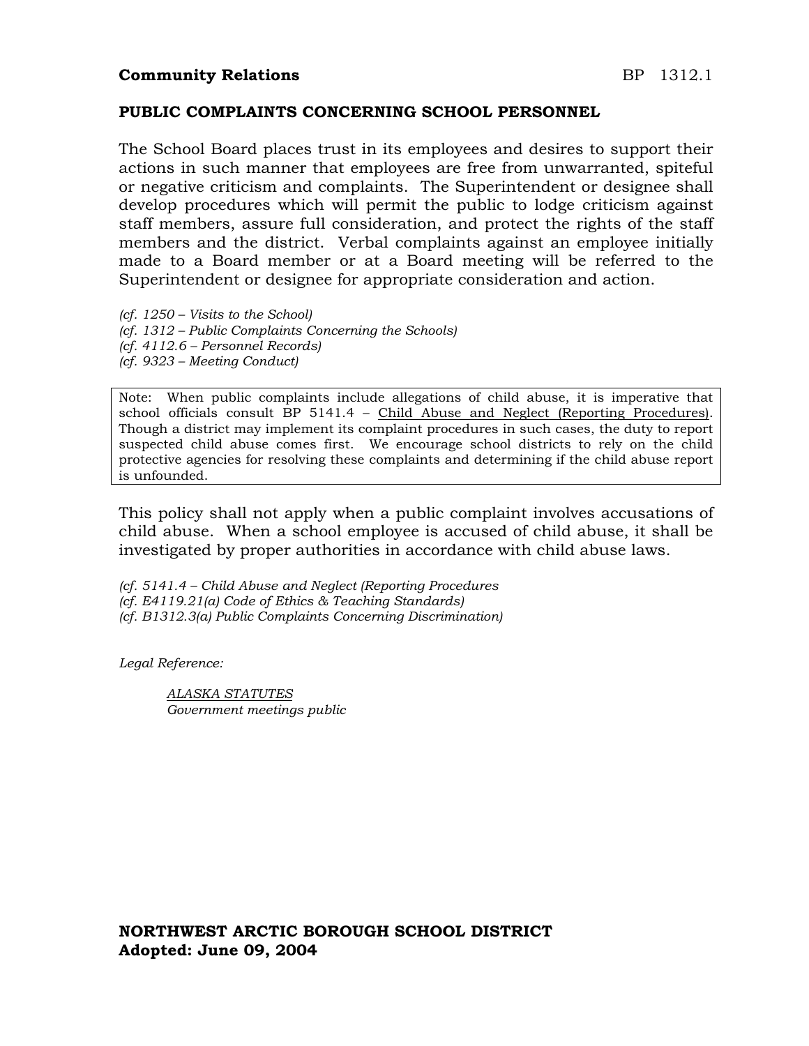**Community Relations** BP 1312.1

**PUBLIC COMPLAINTS CONCERNING SCHOOL PERSONNEL**

The School Board places trust in its employees and desires to support their actions in such manner that employees are free from unwarranted, spiteful or negative criticism and complaints. The Superintendent or designee shall develop procedures which will permit the public to lodge criticism against staff members, assure full consideration, and protect the rights of the staff members and the district. Verbal complaints against an employee initially made to a Board member or at a Board meeting will be referred to the Superintendent or designee for appropriate consideration and action.

*(cf. 1250 – Visits to the School)*
*(cf. 1312 – Public Complaints Concerning the Schools)*
*(cf. 4112.6 – Personnel Records)*
*(cf. 9323 – Meeting Conduct)*

> Note: When public complaints include allegations of child abuse, it is imperative that school officials consult BP 5141.4 – Child Abuse and Neglect (Reporting Procedures). Though a district may implement its complaint procedures in such cases, the duty to report suspected child abuse comes first. We encourage school districts to rely on the child protective agencies for resolving these complaints and determining if the child abuse report is unfounded.

This policy shall not apply when a public complaint involves accusations of child abuse. When a school employee is accused of child abuse, it shall be investigated by proper authorities in accordance with child abuse laws.

*(cf. 5141.4 – Child Abuse and Neglect (Reporting Procedures*
*(cf. E4119.21(a) Code of Ethics & Teaching Standards)*
*(cf. B1312.3(a) Public Complaints Concerning Discrimination)*

*Legal Reference:*

*ALASKA STATUTES*
*Government meetings public*

**NORTHWEST ARCTIC BOROUGH SCHOOL DISTRICT**
**Adopted: June 09, 2004**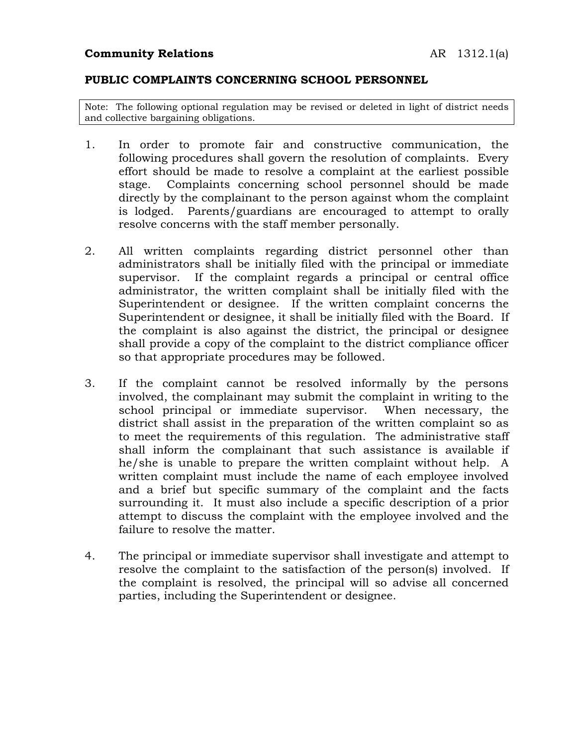**Community Relations** AR 1312.1(a)

## PUBLIC COMPLAINTS CONCERNING SCHOOL PERSONNEL

> Note: The following optional regulation may be revised or deleted in light of district needs and collective bargaining obligations.

1. In order to promote fair and constructive communication, the following procedures shall govern the resolution of complaints. Every effort should be made to resolve a complaint at the earliest possible stage. Complaints concerning school personnel should be made directly by the complainant to the person against whom the complaint is lodged. Parents/guardians are encouraged to attempt to orally resolve concerns with the staff member personally.

2. All written complaints regarding district personnel other than administrators shall be initially filed with the principal or immediate supervisor. If the complaint regards a principal or central office administrator, the written complaint shall be initially filed with the Superintendent or designee. If the written complaint concerns the Superintendent or designee, it shall be initially filed with the Board. If the complaint is also against the district, the principal or designee shall provide a copy of the complaint to the district compliance officer so that appropriate procedures may be followed.

3. If the complaint cannot be resolved informally by the persons involved, the complainant may submit the complaint in writing to the school principal or immediate supervisor. When necessary, the district shall assist in the preparation of the written complaint so as to meet the requirements of this regulation. The administrative staff shall inform the complainant that such assistance is available if he/she is unable to prepare the written complaint without help. A written complaint must include the name of each employee involved and a brief but specific summary of the complaint and the facts surrounding it. It must also include a specific description of a prior attempt to discuss the complaint with the employee involved and the failure to resolve the matter.

4. The principal or immediate supervisor shall investigate and attempt to resolve the complaint to the satisfaction of the person(s) involved. If the complaint is resolved, the principal will so advise all concerned parties, including the Superintendent or designee.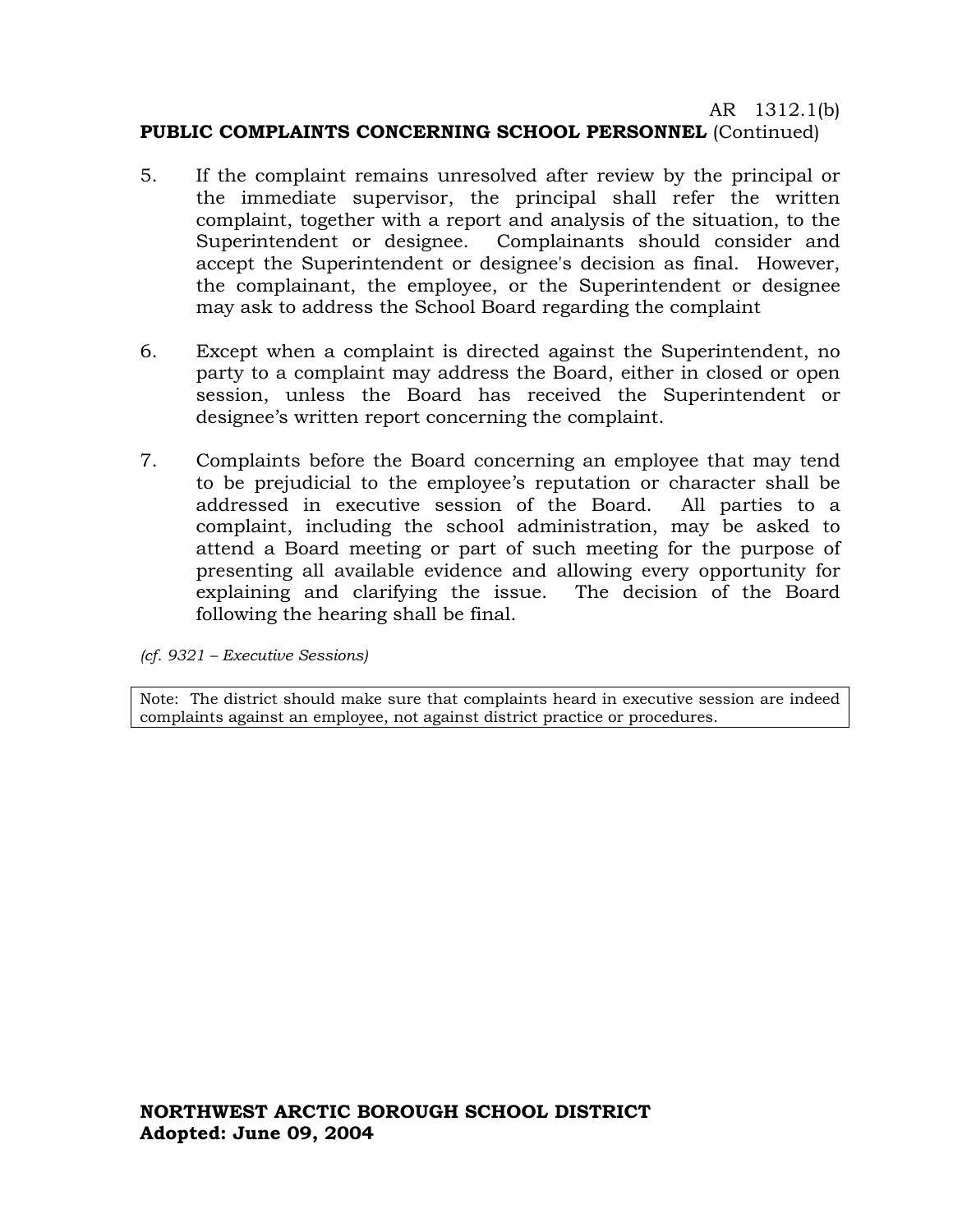5. If the complaint remains unresolved after review by the principal or the immediate supervisor, the principal shall refer the written complaint, together with a report and analysis of the situation, to the Superintendent or designee. Complainants should consider and accept the Superintendent or designee's decision as final. However, the complainant, the employee, or the Superintendent or designee may ask to address the School Board regarding the complaint

6. Except when a complaint is directed against the Superintendent, no party to a complaint may address the Board, either in closed or open session, unless the Board has received the Superintendent or designee's written report concerning the complaint.

7. Complaints before the Board concerning an employee that may tend to be prejudicial to the employee's reputation or character shall be addressed in executive session of the Board. All parties to a complaint, including the school administration, may be asked to attend a Board meeting or part of such meeting for the purpose of presenting all available evidence and allowing every opportunity for explaining and clarifying the issue. The decision of the Board following the hearing shall be final.

*(cf. 9321 – Executive Sessions)*

| Note: The district should make sure that complaints heard in executive session are indeed complaints against an employee, not against district practice or procedures. |
|---|

**NORTHWEST ARCTIC BOROUGH SCHOOL DISTRICT**
**Adopted: June 09, 2004**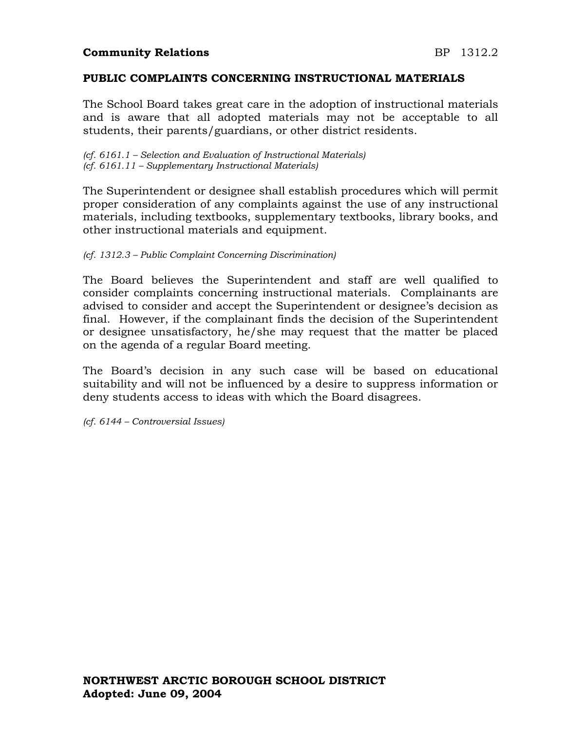**Community Relations** BP 1312.2

## PUBLIC COMPLAINTS CONCERNING INSTRUCTIONAL MATERIALS

The School Board takes great care in the adoption of instructional materials and is aware that all adopted materials may not be acceptable to all students, their parents/guardians, or other district residents.

*(cf. 6161.1 – Selection and Evaluation of Instructional Materials)*
*(cf. 6161.11 – Supplementary Instructional Materials)*

The Superintendent or designee shall establish procedures which will permit proper consideration of any complaints against the use of any instructional materials, including textbooks, supplementary textbooks, library books, and other instructional materials and equipment.

*(cf. 1312.3 – Public Complaint Concerning Discrimination)*

The Board believes the Superintendent and staff are well qualified to consider complaints concerning instructional materials. Complainants are advised to consider and accept the Superintendent or designee's decision as final. However, if the complainant finds the decision of the Superintendent or designee unsatisfactory, he/she may request that the matter be placed on the agenda of a regular Board meeting.

The Board's decision in any such case will be based on educational suitability and will not be influenced by a desire to suppress information or deny students access to ideas with which the Board disagrees.

*(cf. 6144 – Controversial Issues)*

**NORTHWEST ARCTIC BOROUGH SCHOOL DISTRICT**
**Adopted: June 09, 2004**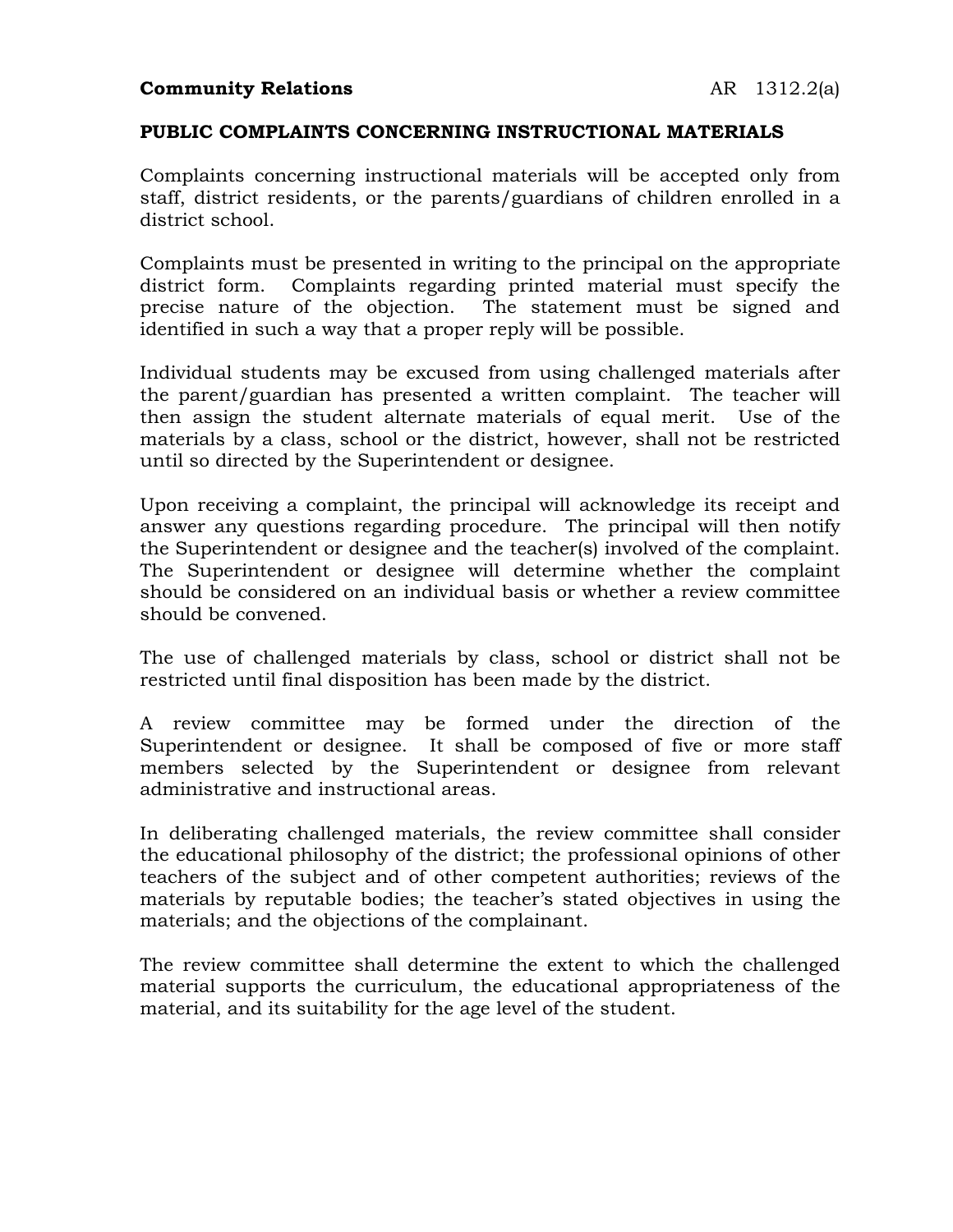**Community Relations** AR 1312.2(a)

## PUBLIC COMPLAINTS CONCERNING INSTRUCTIONAL MATERIALS

Complaints concerning instructional materials will be accepted only from staff, district residents, or the parents/guardians of children enrolled in a district school.

Complaints must be presented in writing to the principal on the appropriate district form. Complaints regarding printed material must specify the precise nature of the objection. The statement must be signed and identified in such a way that a proper reply will be possible.

Individual students may be excused from using challenged materials after the parent/guardian has presented a written complaint. The teacher will then assign the student alternate materials of equal merit. Use of the materials by a class, school or the district, however, shall not be restricted until so directed by the Superintendent or designee.

Upon receiving a complaint, the principal will acknowledge its receipt and answer any questions regarding procedure. The principal will then notify the Superintendent or designee and the teacher(s) involved of the complaint. The Superintendent or designee will determine whether the complaint should be considered on an individual basis or whether a review committee should be convened.

The use of challenged materials by class, school or district shall not be restricted until final disposition has been made by the district.

A review committee may be formed under the direction of the Superintendent or designee. It shall be composed of five or more staff members selected by the Superintendent or designee from relevant administrative and instructional areas.

In deliberating challenged materials, the review committee shall consider the educational philosophy of the district; the professional opinions of other teachers of the subject and of other competent authorities; reviews of the materials by reputable bodies; the teacher's stated objectives in using the materials; and the objections of the complainant.

The review committee shall determine the extent to which the challenged material supports the curriculum, the educational appropriateness of the material, and its suitability for the age level of the student.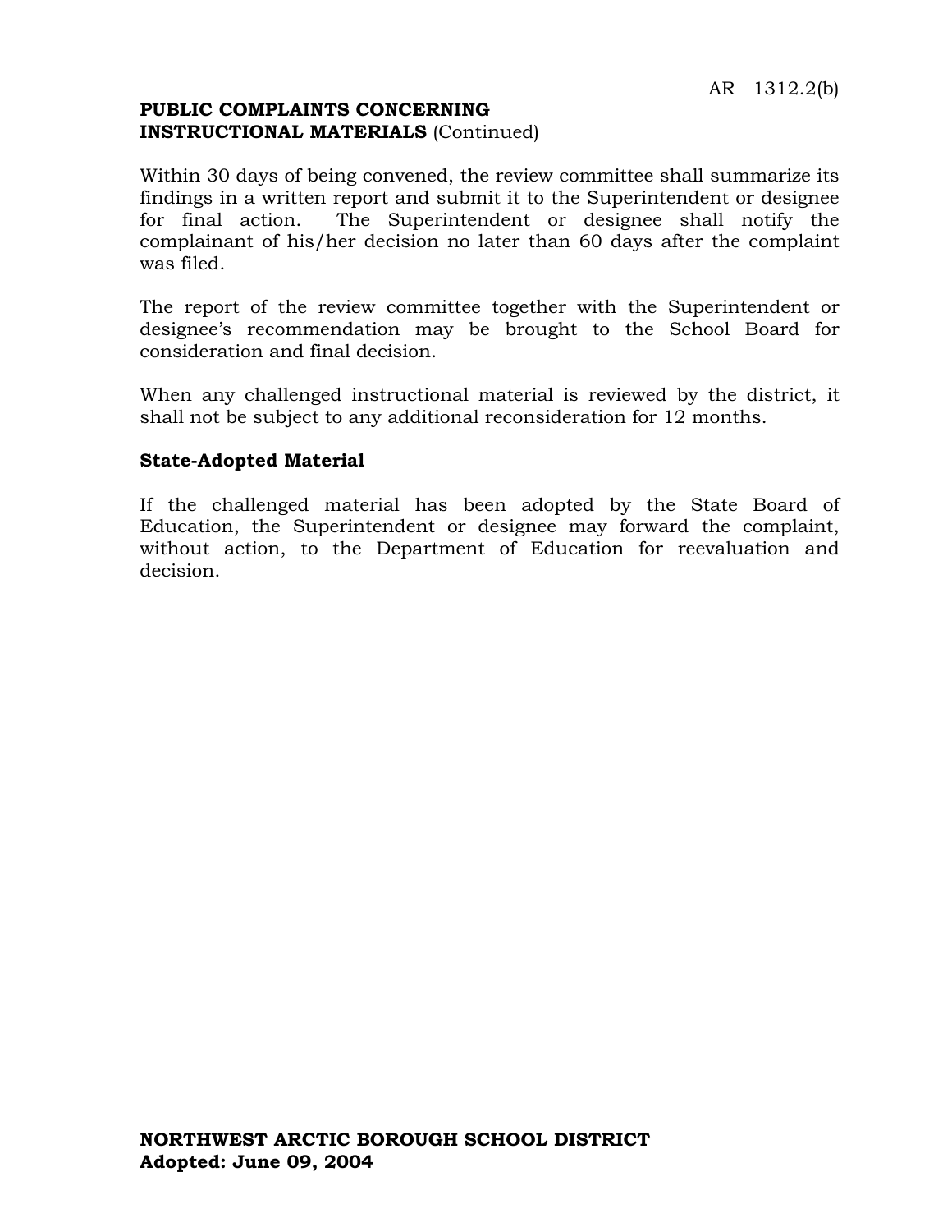**PUBLIC COMPLAINTS CONCERNING INSTRUCTIONAL MATERIALS** (Continued)

Within 30 days of being convened, the review committee shall summarize its findings in a written report and submit it to the Superintendent or designee for final action. The Superintendent or designee shall notify the complainant of his/her decision no later than 60 days after the complaint was filed.

The report of the review committee together with the Superintendent or designee's recommendation may be brought to the School Board for consideration and final decision.

When any challenged instructional material is reviewed by the district, it shall not be subject to any additional reconsideration for 12 months.

**State-Adopted Material**

If the challenged material has been adopted by the State Board of Education, the Superintendent or designee may forward the complaint, without action, to the Department of Education for reevaluation and decision.

**NORTHWEST ARCTIC BOROUGH SCHOOL DISTRICT**
**Adopted: June 09, 2004**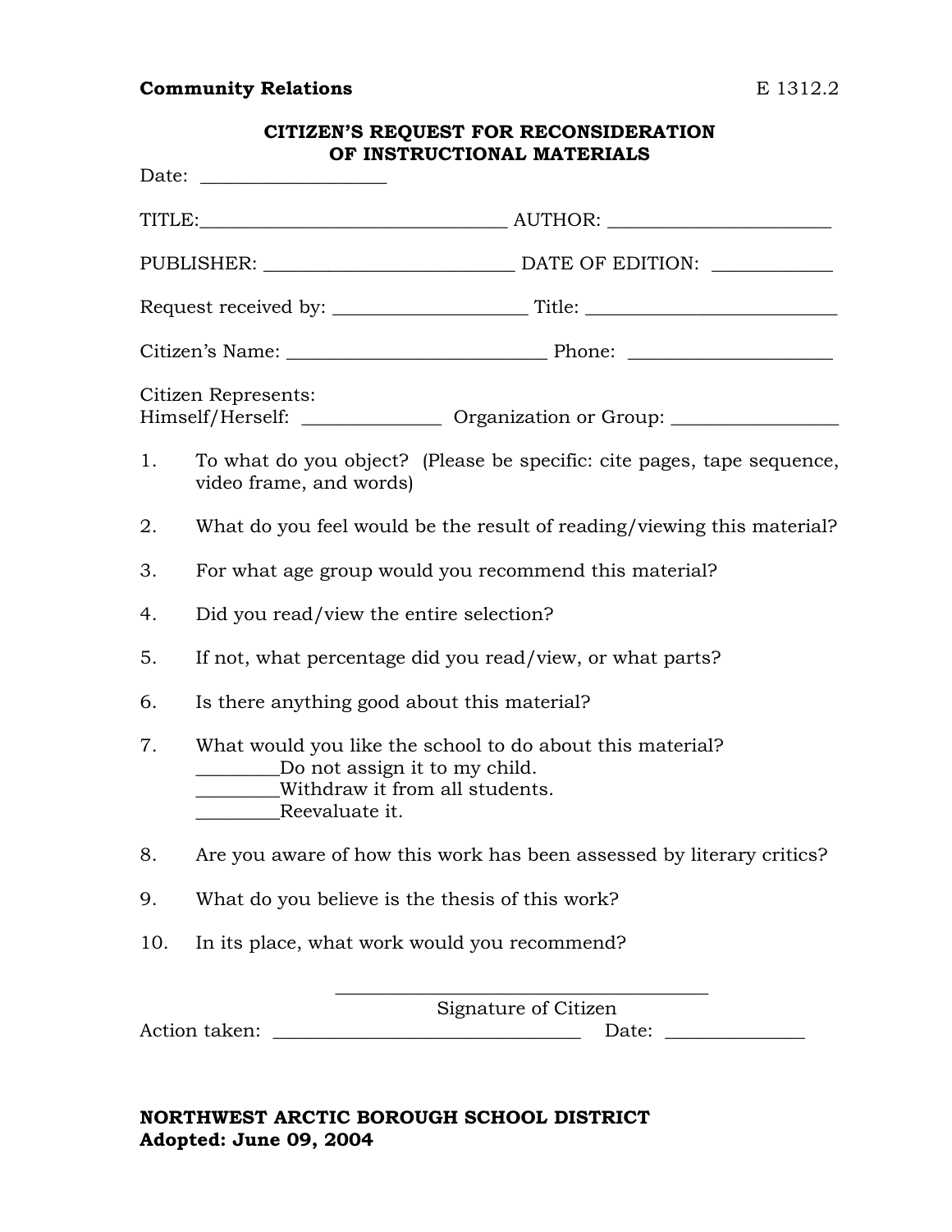**Community Relations** E 1312.2

## CITIZEN'S REQUEST FOR RECONSIDERATION OF INSTRUCTIONAL MATERIALS

Date: ___________________

TITLE:________________________________ AUTHOR: _______________________

PUBLISHER: __________________________ DATE OF EDITION: ____________

Request received by: ____________________ Title: __________________________

Citizen's Name: ___________________________ Phone: _____________________

Citizen Represents:
Himself/Herself: ______________ Organization or Group: _________________

1. To what do you object? (Please be specific: cite pages, tape sequence, video frame, and words)

2. What do you feel would be the result of reading/viewing this material?

3. For what age group would you recommend this material?

4. Did you read/view the entire selection?

5. If not, what percentage did you read/view, or what parts?

6. Is there anything good about this material?

7. What would you like the school to do about this material?
   _________Do not assign it to my child.
   _________Withdraw it from all students.
   _________Reevaluate it.

8. Are you aware of how this work has been assessed by literary critics?

9. What do you believe is the thesis of this work?

10. In its place, what work would you recommend?

_________________________________________
Signature of Citizen

Action taken: _________________________________ Date: _______________

**NORTHWEST ARCTIC BOROUGH SCHOOL DISTRICT**
**Adopted: June 09, 2004**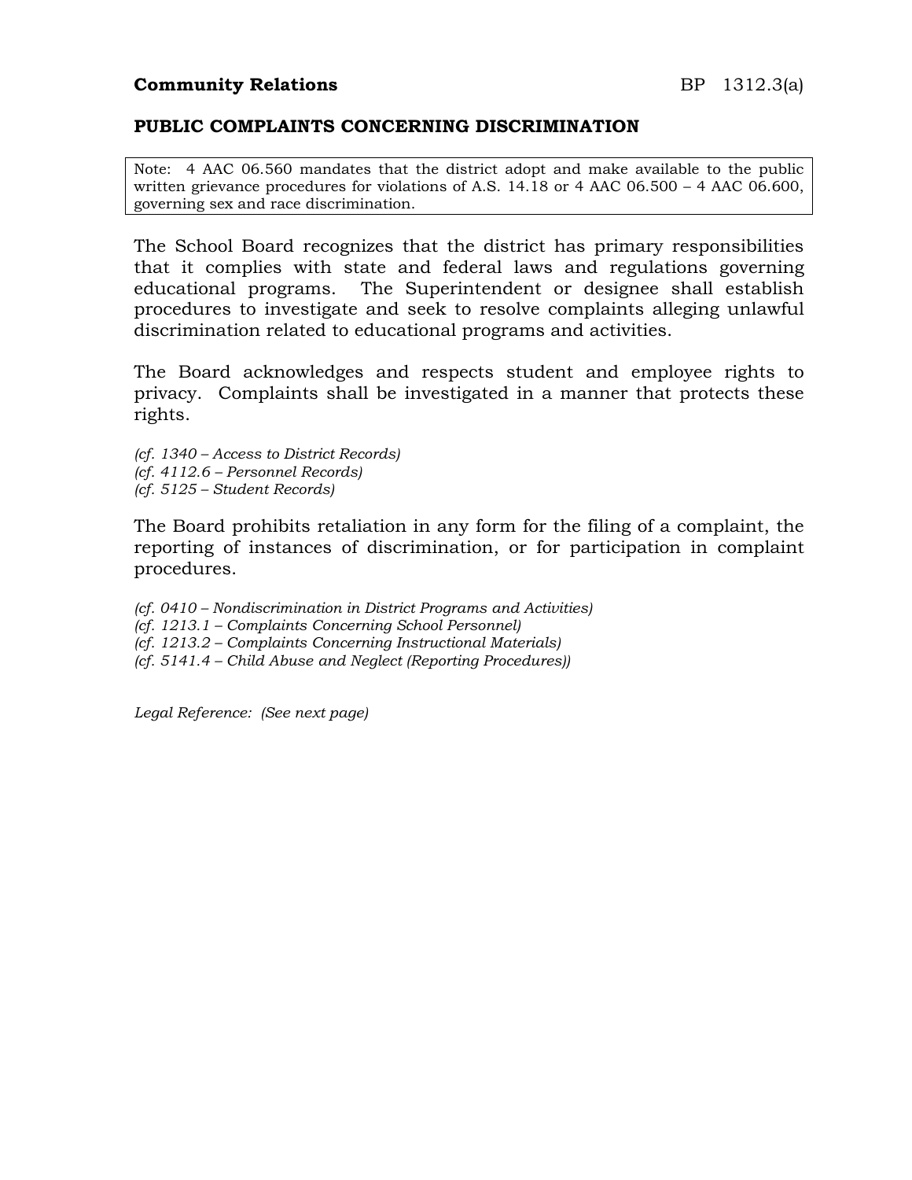**Community Relations** BP 1312.3(a)

**PUBLIC COMPLAINTS CONCERNING DISCRIMINATION**

> Note: 4 AAC 06.560 mandates that the district adopt and make available to the public written grievance procedures for violations of A.S. 14.18 or 4 AAC 06.500 – 4 AAC 06.600, governing sex and race discrimination.

The School Board recognizes that the district has primary responsibilities that it complies with state and federal laws and regulations governing educational programs. The Superintendent or designee shall establish procedures to investigate and seek to resolve complaints alleging unlawful discrimination related to educational programs and activities.

The Board acknowledges and respects student and employee rights to privacy. Complaints shall be investigated in a manner that protects these rights.

*(cf. 1340 – Access to District Records)*
*(cf. 4112.6 – Personnel Records)*
*(cf. 5125 – Student Records)*

The Board prohibits retaliation in any form for the filing of a complaint, the reporting of instances of discrimination, or for participation in complaint procedures.

*(cf. 0410 – Nondiscrimination in District Programs and Activities)*
*(cf. 1213.1 – Complaints Concerning School Personnel)*
*(cf. 1213.2 – Complaints Concerning Instructional Materials)*
*(cf. 5141.4 – Child Abuse and Neglect (Reporting Procedures))*

*Legal Reference: (See next page)*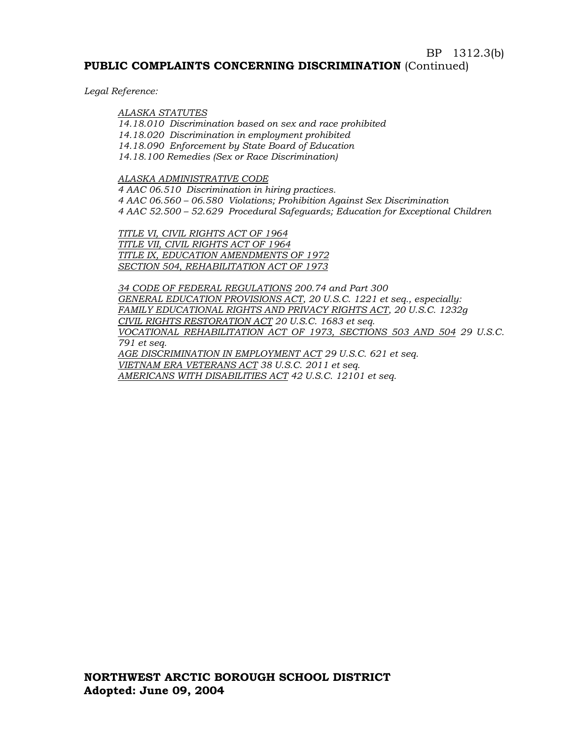BP 1312.3(b)

**PUBLIC COMPLAINTS CONCERNING DISCRIMINATION** (Continued)

*Legal Reference:*

*ALASKA STATUTES*
*14.18.010 Discrimination based on sex and race prohibited*
*14.18.020 Discrimination in employment prohibited*
*14.18.090 Enforcement by State Board of Education*
*14.18.100 Remedies (Sex or Race Discrimination)*

*ALASKA ADMINISTRATIVE CODE*
*4 AAC 06.510 Discrimination in hiring practices.*
*4 AAC 06.560 – 06.580 Violations; Prohibition Against Sex Discrimination*
*4 AAC 52.500 – 52.629 Procedural Safeguards; Education for Exceptional Children*

*TITLE VI, CIVIL RIGHTS ACT OF 1964*
*TITLE VII, CIVIL RIGHTS ACT OF 1964*
*TITLE IX, EDUCATION AMENDMENTS OF 1972*
*SECTION 504, REHABILITATION ACT OF 1973*

*34 CODE OF FEDERAL REGULATIONS 200.74 and Part 300*
*GENERAL EDUCATION PROVISIONS ACT, 20 U.S.C. 1221 et seq., especially:*
*FAMILY EDUCATIONAL RIGHTS AND PRIVACY RIGHTS ACT, 20 U.S.C. 1232g*
*CIVIL RIGHTS RESTORATION ACT 20 U.S.C. 1683 et seq.*
*VOCATIONAL REHABILITATION ACT OF 1973, SECTIONS 503 AND 504 29 U.S.C. 791 et seq.*
*AGE DISCRIMINATION IN EMPLOYMENT ACT 29 U.S.C. 621 et seq.*
*VIETNAM ERA VETERANS ACT 38 U.S.C. 2011 et seq.*
*AMERICANS WITH DISABILITIES ACT 42 U.S.C. 12101 et seq.*

**NORTHWEST ARCTIC BOROUGH SCHOOL DISTRICT**
**Adopted: June 09, 2004**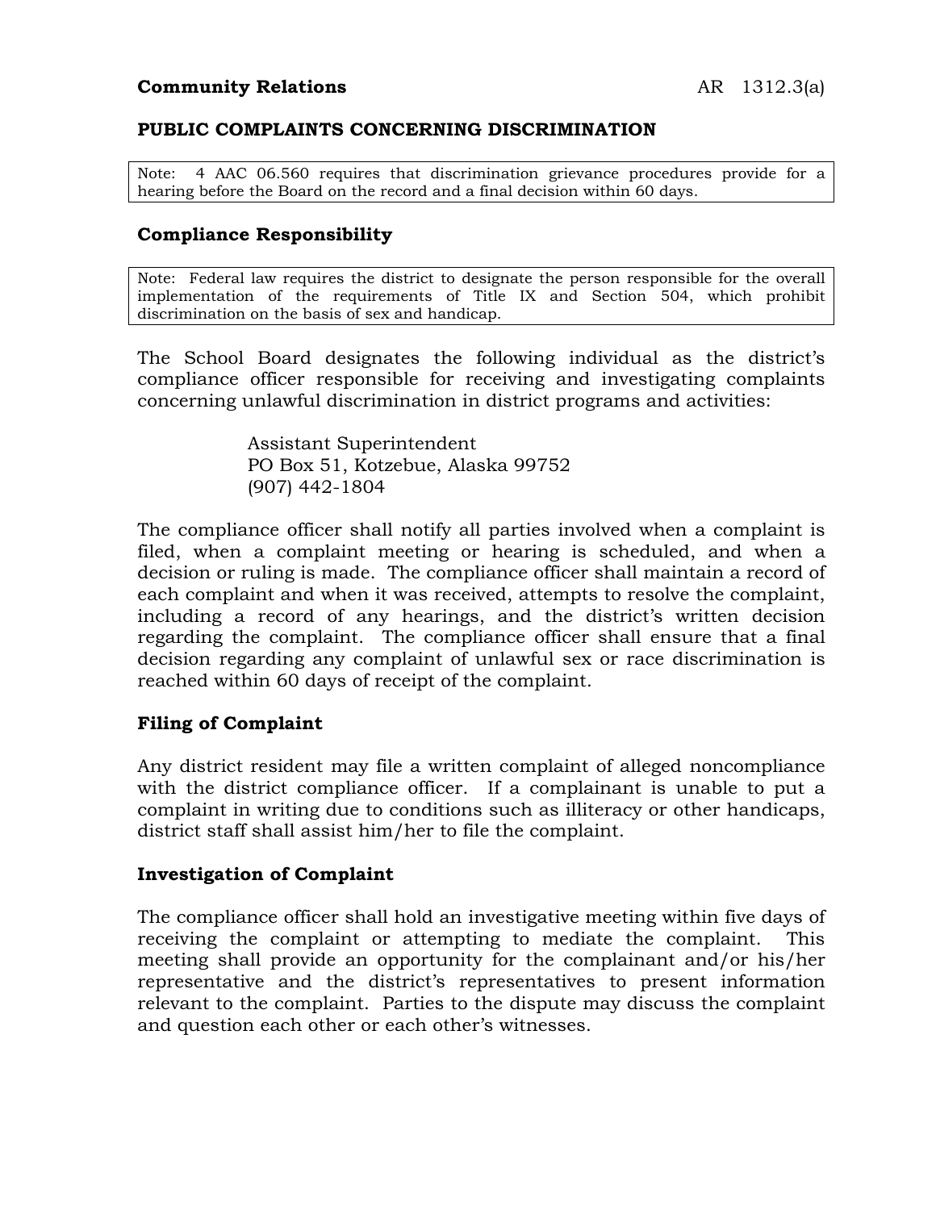**Community Relations** AR 1312.3(a)

## PUBLIC COMPLAINTS CONCERNING DISCRIMINATION

> Note: 4 AAC 06.560 requires that discrimination grievance procedures provide for a hearing before the Board on the record and a final decision within 60 days.

### Compliance Responsibility

> Note: Federal law requires the district to designate the person responsible for the overall implementation of the requirements of Title IX and Section 504, which prohibit discrimination on the basis of sex and handicap.

The School Board designates the following individual as the district's compliance officer responsible for receiving and investigating complaints concerning unlawful discrimination in district programs and activities:

Assistant Superintendent
PO Box 51, Kotzebue, Alaska 99752
(907) 442-1804

The compliance officer shall notify all parties involved when a complaint is filed, when a complaint meeting or hearing is scheduled, and when a decision or ruling is made. The compliance officer shall maintain a record of each complaint and when it was received, attempts to resolve the complaint, including a record of any hearings, and the district's written decision regarding the complaint. The compliance officer shall ensure that a final decision regarding any complaint of unlawful sex or race discrimination is reached within 60 days of receipt of the complaint.

### Filing of Complaint

Any district resident may file a written complaint of alleged noncompliance with the district compliance officer. If a complainant is unable to put a complaint in writing due to conditions such as illiteracy or other handicaps, district staff shall assist him/her to file the complaint.

### Investigation of Complaint

The compliance officer shall hold an investigative meeting within five days of receiving the complaint or attempting to mediate the complaint. This meeting shall provide an opportunity for the complainant and/or his/her representative and the district's representatives to present information relevant to the complaint. Parties to the dispute may discuss the complaint and question each other or each other's witnesses.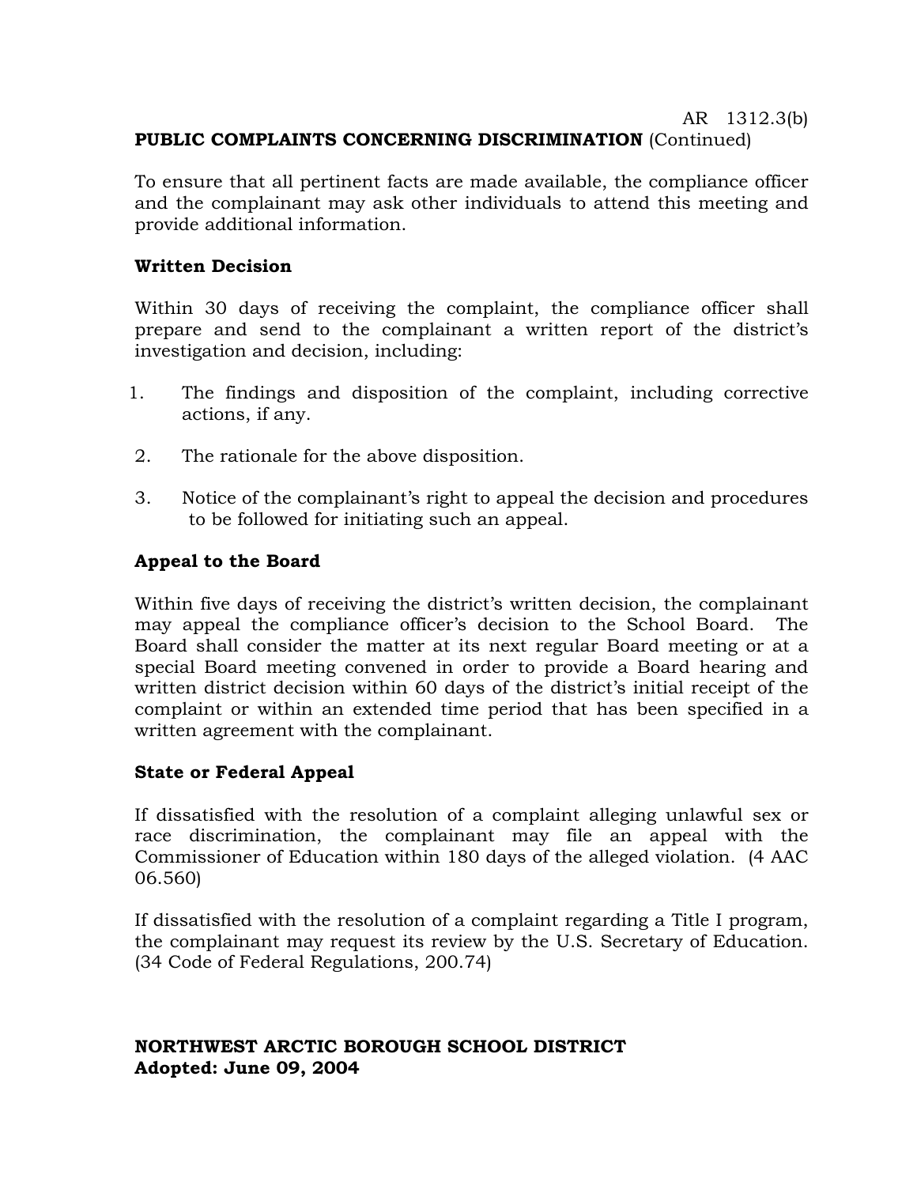AR 1312.3(b)

**PUBLIC COMPLAINTS CONCERNING DISCRIMINATION** (Continued)

To ensure that all pertinent facts are made available, the compliance officer and the complainant may ask other individuals to attend this meeting and provide additional information.

**Written Decision**

Within 30 days of receiving the complaint, the compliance officer shall prepare and send to the complainant a written report of the district's investigation and decision, including:

1. The findings and disposition of the complaint, including corrective actions, if any.
2. The rationale for the above disposition.
3. Notice of the complainant's right to appeal the decision and procedures to be followed for initiating such an appeal.

**Appeal to the Board**

Within five days of receiving the district's written decision, the complainant may appeal the compliance officer's decision to the School Board. The Board shall consider the matter at its next regular Board meeting or at a special Board meeting convened in order to provide a Board hearing and written district decision within 60 days of the district's initial receipt of the complaint or within an extended time period that has been specified in a written agreement with the complainant.

**State or Federal Appeal**

If dissatisfied with the resolution of a complaint alleging unlawful sex or race discrimination, the complainant may file an appeal with the Commissioner of Education within 180 days of the alleged violation. (4 AAC 06.560)

If dissatisfied with the resolution of a complaint regarding a Title I program, the complainant may request its review by the U.S. Secretary of Education. (34 Code of Federal Regulations, 200.74)

**NORTHWEST ARCTIC BOROUGH SCHOOL DISTRICT**
**Adopted: June 09, 2004**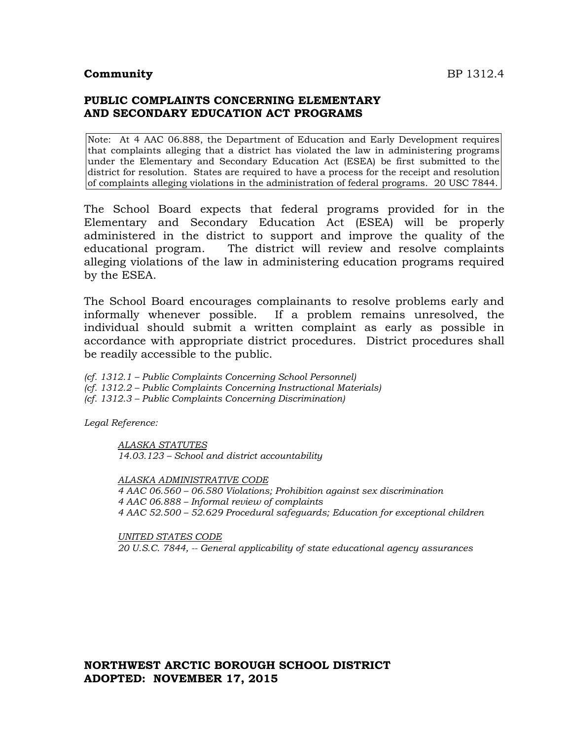**Community** BP 1312.4

## PUBLIC COMPLAINTS CONCERNING ELEMENTARY AND SECONDARY EDUCATION ACT PROGRAMS

> Note: At 4 AAC 06.888, the Department of Education and Early Development requires that complaints alleging that a district has violated the law in administering programs under the Elementary and Secondary Education Act (ESEA) be first submitted to the district for resolution. States are required to have a process for the receipt and resolution of complaints alleging violations in the administration of federal programs. 20 USC 7844.

The School Board expects that federal programs provided for in the Elementary and Secondary Education Act (ESEA) will be properly administered in the district to support and improve the quality of the educational program. The district will review and resolve complaints alleging violations of the law in administering education programs required by the ESEA.

The School Board encourages complainants to resolve problems early and informally whenever possible. If a problem remains unresolved, the individual should submit a written complaint as early as possible in accordance with appropriate district procedures. District procedures shall be readily accessible to the public.

*(cf. 1312.1 – Public Complaints Concerning School Personnel)*
*(cf. 1312.2 – Public Complaints Concerning Instructional Materials)*
*(cf. 1312.3 – Public Complaints Concerning Discrimination)*

*Legal Reference:*

*ALASKA STATUTES*
*14.03.123 – School and district accountability*

*ALASKA ADMINISTRATIVE CODE*
*4 AAC 06.560 – 06.580 Violations; Prohibition against sex discrimination*
*4 AAC 06.888 – Informal review of complaints*
*4 AAC 52.500 – 52.629 Procedural safeguards; Education for exceptional children*

*UNITED STATES CODE*
*20 U.S.C. 7844, -- General applicability of state educational agency assurances*

**NORTHWEST ARCTIC BOROUGH SCHOOL DISTRICT**
**ADOPTED: NOVEMBER 17, 2015**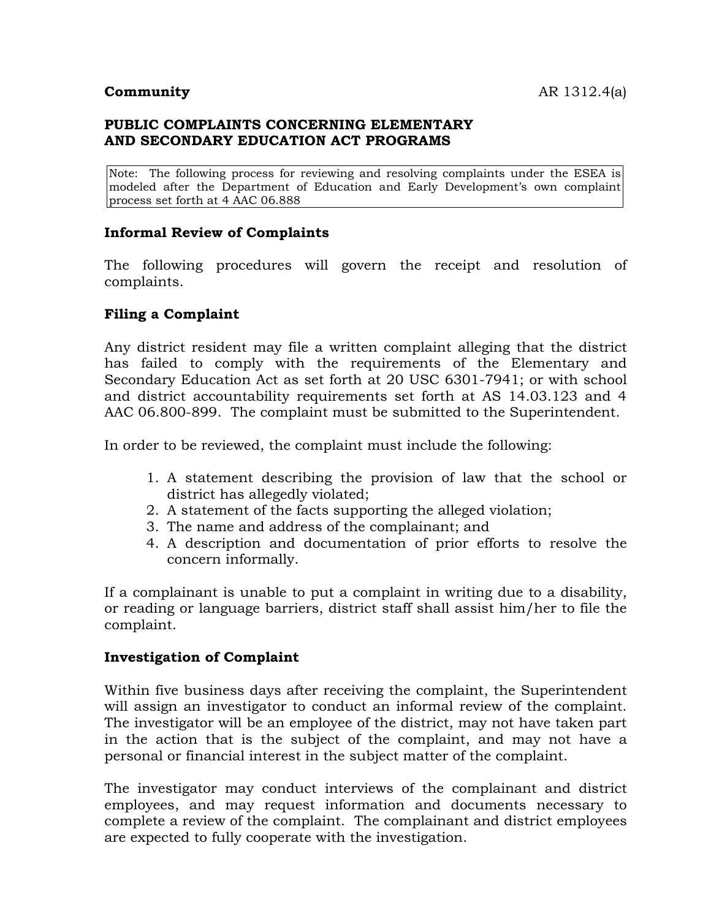**Community** AR 1312.4(a)

## PUBLIC COMPLAINTS CONCERNING ELEMENTARY AND SECONDARY EDUCATION ACT PROGRAMS

Note: The following process for reviewing and resolving complaints under the ESEA is modeled after the Department of Education and Early Development's own complaint process set forth at 4 AAC 06.888

### Informal Review of Complaints

The following procedures will govern the receipt and resolution of complaints.

### Filing a Complaint

Any district resident may file a written complaint alleging that the district has failed to comply with the requirements of the Elementary and Secondary Education Act as set forth at 20 USC 6301-7941; or with school and district accountability requirements set forth at AS 14.03.123 and 4 AAC 06.800-899. The complaint must be submitted to the Superintendent.

In order to be reviewed, the complaint must include the following:

1. A statement describing the provision of law that the school or district has allegedly violated;
2. A statement of the facts supporting the alleged violation;
3. The name and address of the complainant; and
4. A description and documentation of prior efforts to resolve the concern informally.

If a complainant is unable to put a complaint in writing due to a disability, or reading or language barriers, district staff shall assist him/her to file the complaint.

### Investigation of Complaint

Within five business days after receiving the complaint, the Superintendent will assign an investigator to conduct an informal review of the complaint. The investigator will be an employee of the district, may not have taken part in the action that is the subject of the complaint, and may not have a personal or financial interest in the subject matter of the complaint.

The investigator may conduct interviews of the complainant and district employees, and may request information and documents necessary to complete a review of the complaint. The complainant and district employees are expected to fully cooperate with the investigation.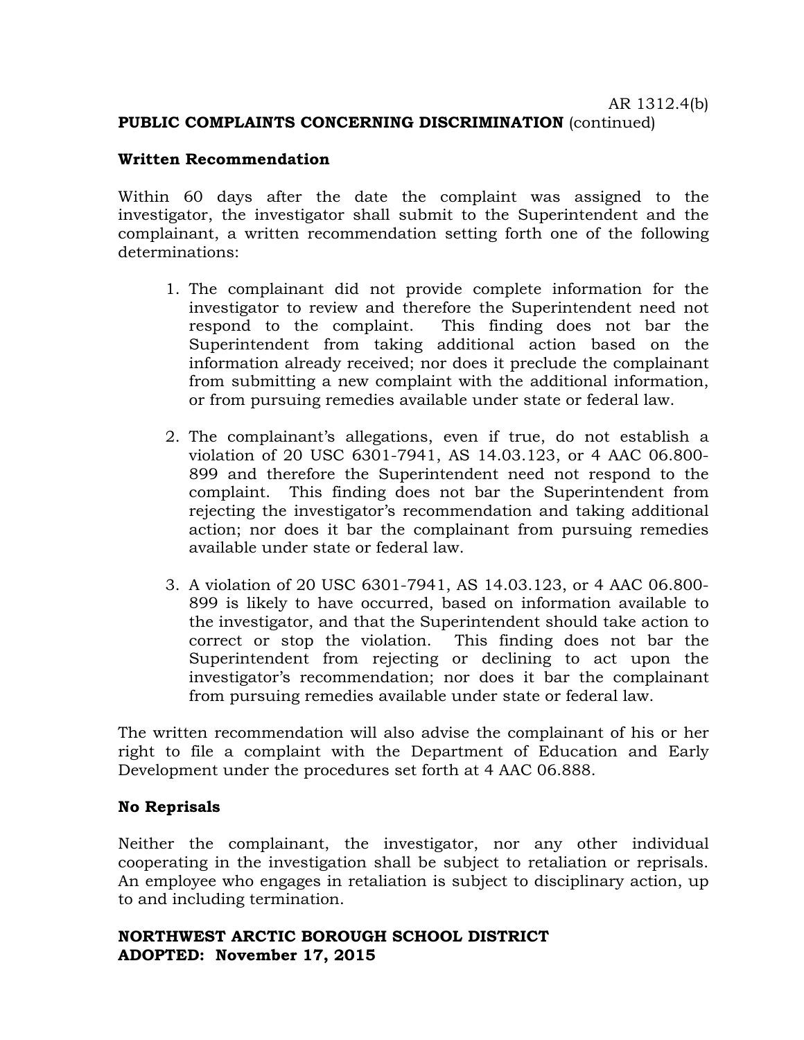AR 1312.4(b)

**PUBLIC COMPLAINTS CONCERNING DISCRIMINATION** (continued)

**Written Recommendation**

Within 60 days after the date the complaint was assigned to the investigator, the investigator shall submit to the Superintendent and the complainant, a written recommendation setting forth one of the following determinations:

1. The complainant did not provide complete information for the investigator to review and therefore the Superintendent need not respond to the complaint. This finding does not bar the Superintendent from taking additional action based on the information already received; nor does it preclude the complainant from submitting a new complaint with the additional information, or from pursuing remedies available under state or federal law.

2. The complainant's allegations, even if true, do not establish a violation of 20 USC 6301-7941, AS 14.03.123, or 4 AAC 06.800-899 and therefore the Superintendent need not respond to the complaint. This finding does not bar the Superintendent from rejecting the investigator's recommendation and taking additional action; nor does it bar the complainant from pursuing remedies available under state or federal law.

3. A violation of 20 USC 6301-7941, AS 14.03.123, or 4 AAC 06.800-899 is likely to have occurred, based on information available to the investigator, and that the Superintendent should take action to correct or stop the violation. This finding does not bar the Superintendent from rejecting or declining to act upon the investigator's recommendation; nor does it bar the complainant from pursuing remedies available under state or federal law.

The written recommendation will also advise the complainant of his or her right to file a complaint with the Department of Education and Early Development under the procedures set forth at 4 AAC 06.888.

**No Reprisals**

Neither the complainant, the investigator, nor any other individual cooperating in the investigation shall be subject to retaliation or reprisals. An employee who engages in retaliation is subject to disciplinary action, up to and including termination.

**NORTHWEST ARCTIC BOROUGH SCHOOL DISTRICT**
**ADOPTED: November 17, 2015**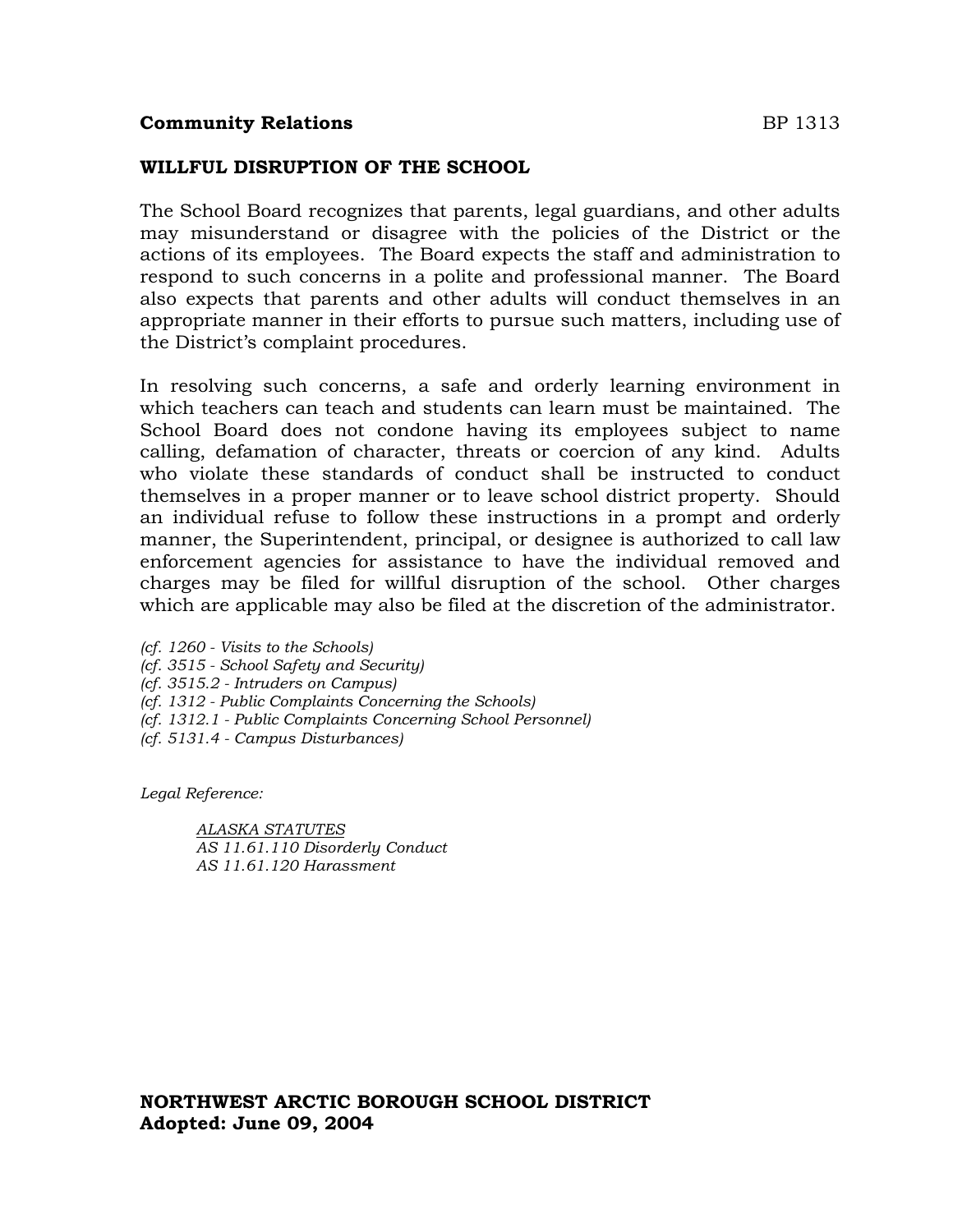**Community Relations** BP 1313

## WILLFUL DISRUPTION OF THE SCHOOL

The School Board recognizes that parents, legal guardians, and other adults may misunderstand or disagree with the policies of the District or the actions of its employees. The Board expects the staff and administration to respond to such concerns in a polite and professional manner. The Board also expects that parents and other adults will conduct themselves in an appropriate manner in their efforts to pursue such matters, including use of the District's complaint procedures.

In resolving such concerns, a safe and orderly learning environment in which teachers can teach and students can learn must be maintained. The School Board does not condone having its employees subject to name calling, defamation of character, threats or coercion of any kind. Adults who violate these standards of conduct shall be instructed to conduct themselves in a proper manner or to leave school district property. Should an individual refuse to follow these instructions in a prompt and orderly manner, the Superintendent, principal, or designee is authorized to call law enforcement agencies for assistance to have the individual removed and charges may be filed for willful disruption of the school. Other charges which are applicable may also be filed at the discretion of the administrator.

*(cf. 1260 - Visits to the Schools)*
*(cf. 3515 - School Safety and Security)*
*(cf. 3515.2 - Intruders on Campus)*
*(cf. 1312 - Public Complaints Concerning the Schools)*
*(cf. 1312.1 - Public Complaints Concerning School Personnel)*
*(cf. 5131.4 - Campus Disturbances)*

*Legal Reference:*

*ALASKA STATUTES*
*AS 11.61.110 Disorderly Conduct*
*AS 11.61.120 Harassment*

**NORTHWEST ARCTIC BOROUGH SCHOOL DISTRICT**
**Adopted: June 09, 2004**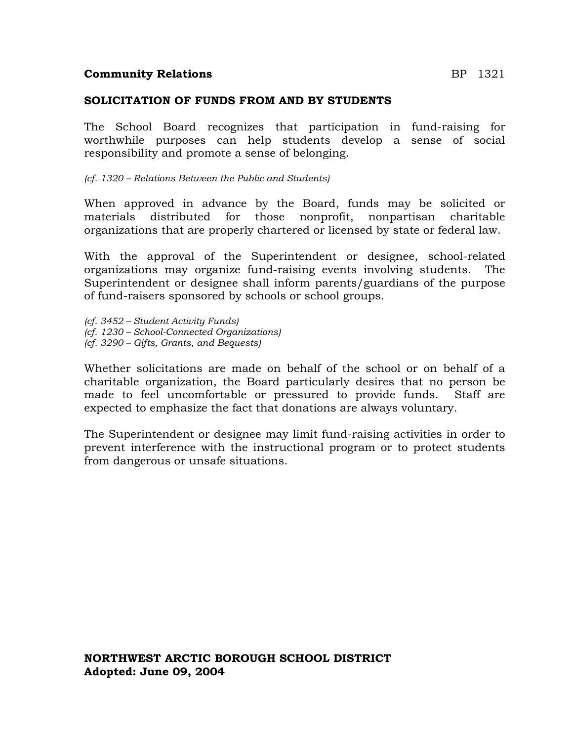**Community Relations** BP 1321

## SOLICITATION OF FUNDS FROM AND BY STUDENTS

The School Board recognizes that participation in fund-raising for worthwhile purposes can help students develop a sense of social responsibility and promote a sense of belonging.

*(cf. 1320 – Relations Between the Public and Students)*

When approved in advance by the Board, funds may be solicited or materials distributed for those nonprofit, nonpartisan charitable organizations that are properly chartered or licensed by state or federal law.

With the approval of the Superintendent or designee, school-related organizations may organize fund-raising events involving students. The Superintendent or designee shall inform parents/guardians of the purpose of fund-raisers sponsored by schools or school groups.

*(cf. 3452 – Student Activity Funds)*
*(cf. 1230 – School-Connected Organizations)*
*(cf. 3290 – Gifts, Grants, and Bequests)*

Whether solicitations are made on behalf of the school or on behalf of a charitable organization, the Board particularly desires that no person be made to feel uncomfortable or pressured to provide funds. Staff are expected to emphasize the fact that donations are always voluntary.

The Superintendent or designee may limit fund-raising activities in order to prevent interference with the instructional program or to protect students from dangerous or unsafe situations.

**NORTHWEST ARCTIC BOROUGH SCHOOL DISTRICT**
**Adopted: June 09, 2004**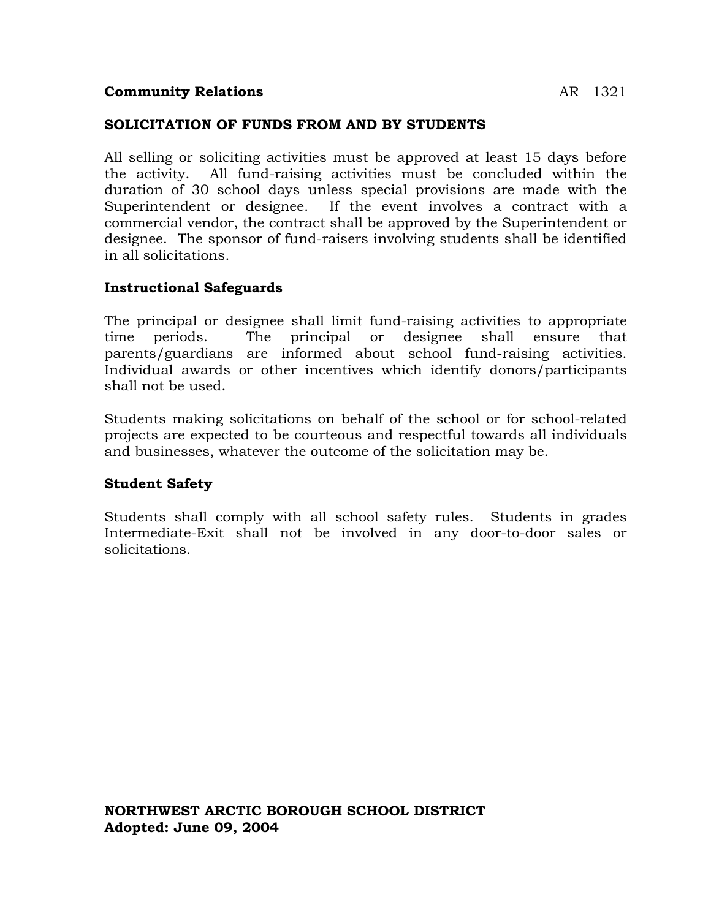**Community Relations** AR 1321

## SOLICITATION OF FUNDS FROM AND BY STUDENTS

All selling or soliciting activities must be approved at least 15 days before the activity. All fund-raising activities must be concluded within the duration of 30 school days unless special provisions are made with the Superintendent or designee. If the event involves a contract with a commercial vendor, the contract shall be approved by the Superintendent or designee. The sponsor of fund-raisers involving students shall be identified in all solicitations.

### Instructional Safeguards

The principal or designee shall limit fund-raising activities to appropriate time periods. The principal or designee shall ensure that parents/guardians are informed about school fund-raising activities. Individual awards or other incentives which identify donors/participants shall not be used.

Students making solicitations on behalf of the school or for school-related projects are expected to be courteous and respectful towards all individuals and businesses, whatever the outcome of the solicitation may be.

### Student Safety

Students shall comply with all school safety rules. Students in grades Intermediate-Exit shall not be involved in any door-to-door sales or solicitations.

**NORTHWEST ARCTIC BOROUGH SCHOOL DISTRICT**
**Adopted: June 09, 2004**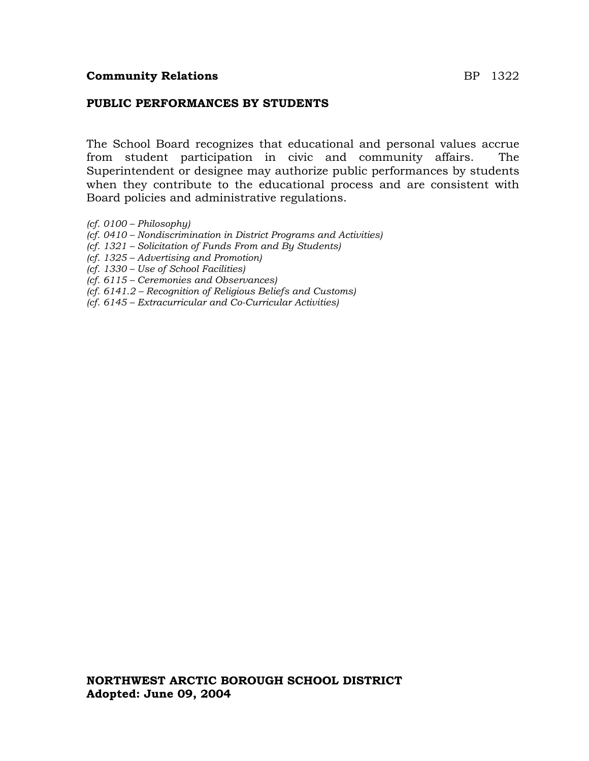**Community Relations** BP 1322

## PUBLIC PERFORMANCES BY STUDENTS

The School Board recognizes that educational and personal values accrue from student participation in civic and community affairs. The Superintendent or designee may authorize public performances by students when they contribute to the educational process and are consistent with Board policies and administrative regulations.

*(cf. 0100 – Philosophy)*
*(cf. 0410 – Nondiscrimination in District Programs and Activities)*
*(cf. 1321 – Solicitation of Funds From and By Students)*
*(cf. 1325 – Advertising and Promotion)*
*(cf. 1330 – Use of School Facilities)*
*(cf. 6115 – Ceremonies and Observances)*
*(cf. 6141.2 – Recognition of Religious Beliefs and Customs)*
*(cf. 6145 – Extracurricular and Co-Curricular Activities)*

**NORTHWEST ARCTIC BOROUGH SCHOOL DISTRICT**
**Adopted: June 09, 2004**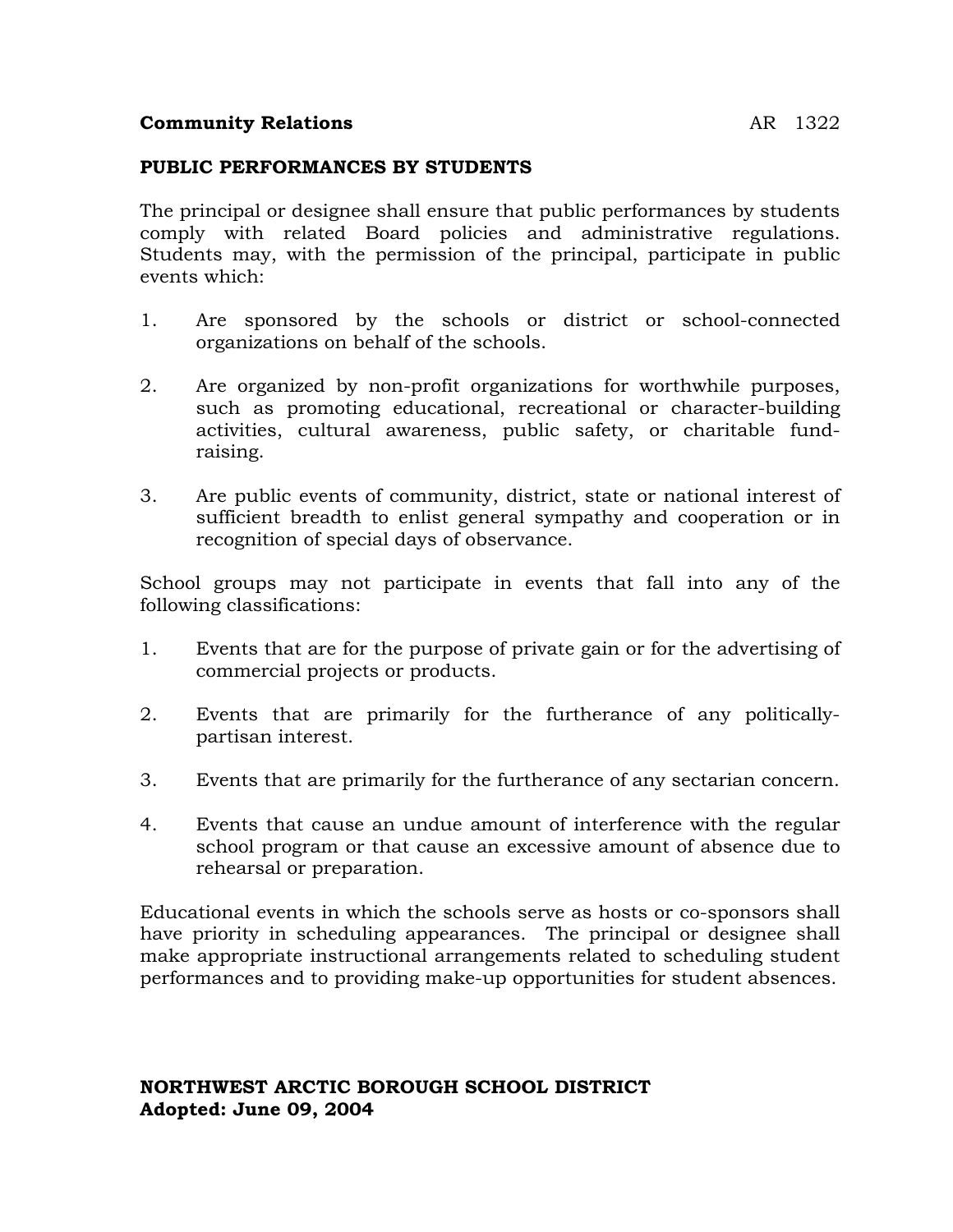**Community Relations** AR 1322

## PUBLIC PERFORMANCES BY STUDENTS

The principal or designee shall ensure that public performances by students comply with related Board policies and administrative regulations. Students may, with the permission of the principal, participate in public events which:

1. Are sponsored by the schools or district or school-connected organizations on behalf of the schools.

2. Are organized by non-profit organizations for worthwhile purposes, such as promoting educational, recreational or character-building activities, cultural awareness, public safety, or charitable fund-raising.

3. Are public events of community, district, state or national interest of sufficient breadth to enlist general sympathy and cooperation or in recognition of special days of observance.

School groups may not participate in events that fall into any of the following classifications:

1. Events that are for the purpose of private gain or for the advertising of commercial projects or products.

2. Events that are primarily for the furtherance of any politically-partisan interest.

3. Events that are primarily for the furtherance of any sectarian concern.

4. Events that cause an undue amount of interference with the regular school program or that cause an excessive amount of absence due to rehearsal or preparation.

Educational events in which the schools serve as hosts or co-sponsors shall have priority in scheduling appearances. The principal or designee shall make appropriate instructional arrangements related to scheduling student performances and to providing make-up opportunities for student absences.

**NORTHWEST ARCTIC BOROUGH SCHOOL DISTRICT**
**Adopted: June 09, 2004**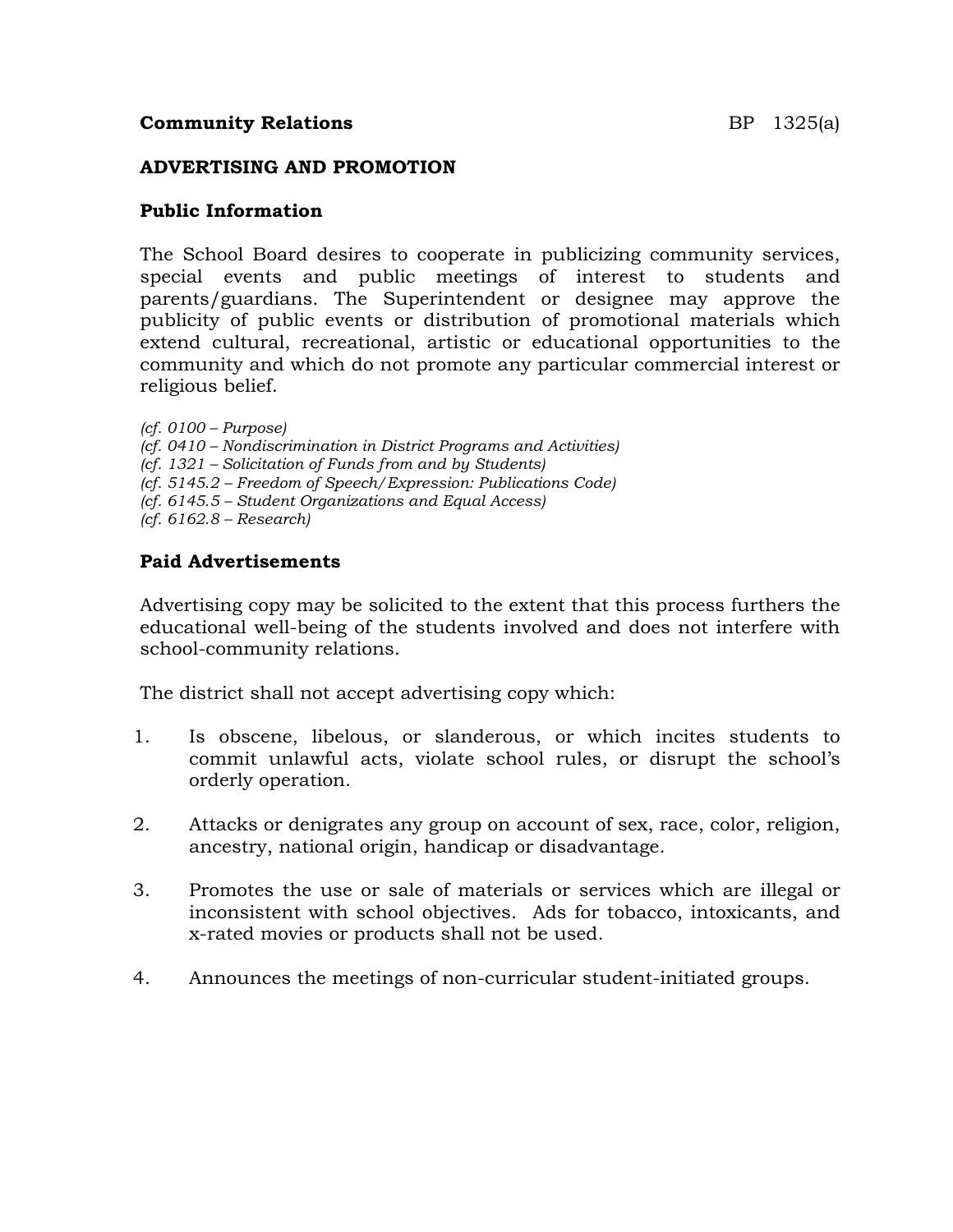**Community Relations** BP 1325(a)

## ADVERTISING AND PROMOTION

### Public Information

The School Board desires to cooperate in publicizing community services, special events and public meetings of interest to students and parents/guardians. The Superintendent or designee may approve the publicity of public events or distribution of promotional materials which extend cultural, recreational, artistic or educational opportunities to the community and which do not promote any particular commercial interest or religious belief.

*(cf. 0100 – Purpose)*
*(cf. 0410 – Nondiscrimination in District Programs and Activities)*
*(cf. 1321 – Solicitation of Funds from and by Students)*
*(cf. 5145.2 – Freedom of Speech/Expression: Publications Code)*
*(cf. 6145.5 – Student Organizations and Equal Access)*
*(cf. 6162.8 – Research)*

### Paid Advertisements

Advertising copy may be solicited to the extent that this process furthers the educational well-being of the students involved and does not interfere with school-community relations.

The district shall not accept advertising copy which:

1. Is obscene, libelous, or slanderous, or which incites students to commit unlawful acts, violate school rules, or disrupt the school's orderly operation.

2. Attacks or denigrates any group on account of sex, race, color, religion, ancestry, national origin, handicap or disadvantage.

3. Promotes the use or sale of materials or services which are illegal or inconsistent with school objectives. Ads for tobacco, intoxicants, and x-rated movies or products shall not be used.

4. Announces the meetings of non-curricular student-initiated groups.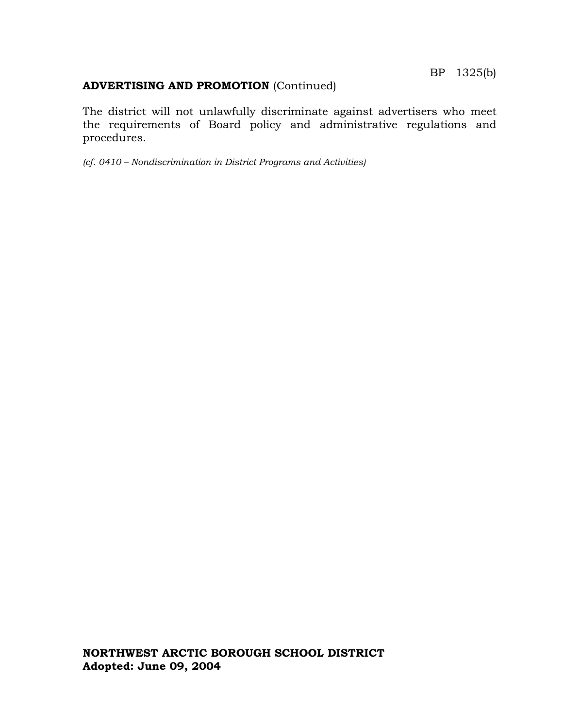**ADVERTISING AND PROMOTION** (Continued)

The district will not unlawfully discriminate against advertisers who meet the requirements of Board policy and administrative regulations and procedures.

*(cf. 0410 – Nondiscrimination in District Programs and Activities)*

**NORTHWEST ARCTIC BOROUGH SCHOOL DISTRICT**
**Adopted: June 09, 2004**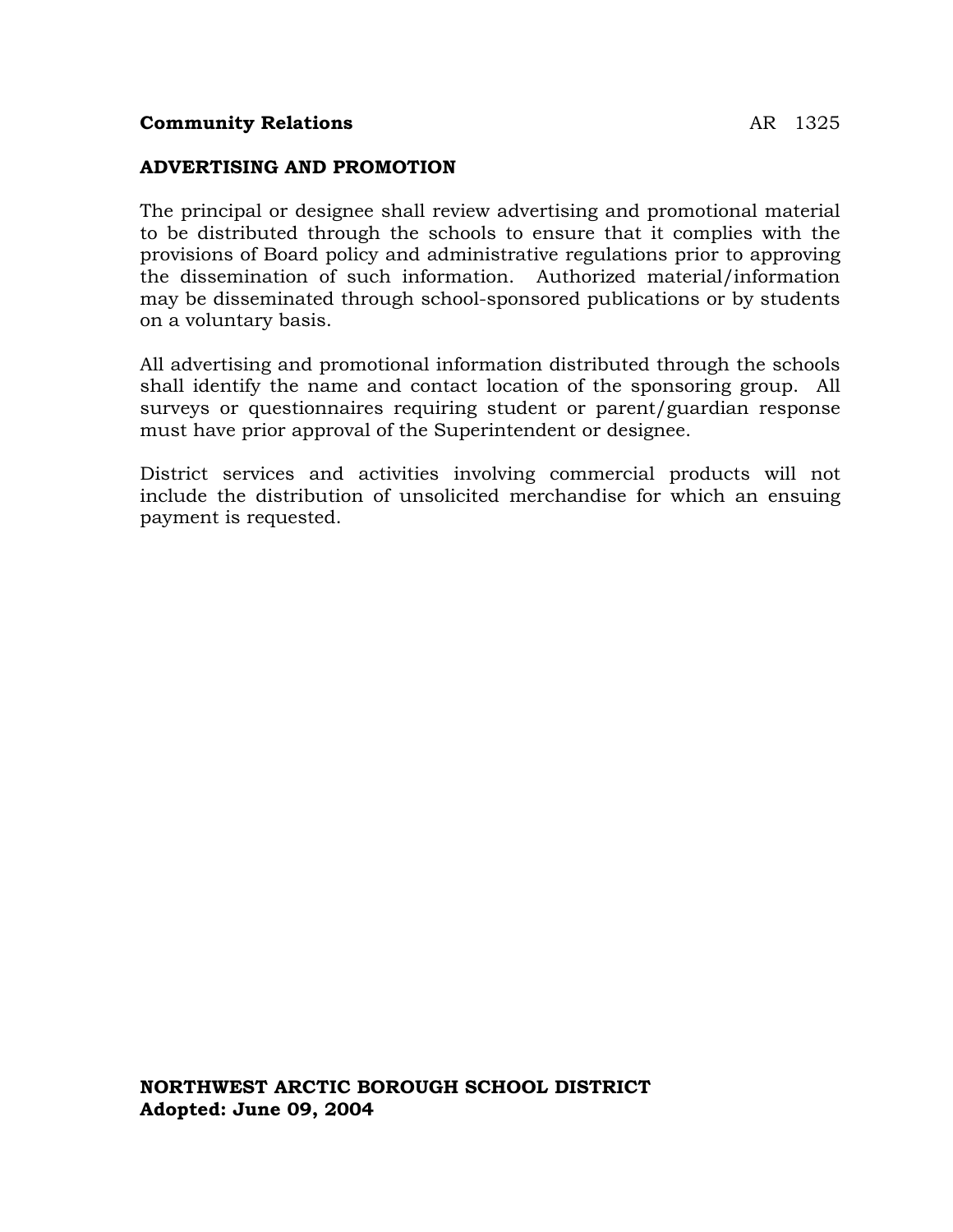**Community Relations** AR 1325

## ADVERTISING AND PROMOTION

The principal or designee shall review advertising and promotional material to be distributed through the schools to ensure that it complies with the provisions of Board policy and administrative regulations prior to approving the dissemination of such information. Authorized material/information may be disseminated through school-sponsored publications or by students on a voluntary basis.

All advertising and promotional information distributed through the schools shall identify the name and contact location of the sponsoring group. All surveys or questionnaires requiring student or parent/guardian response must have prior approval of the Superintendent or designee.

District services and activities involving commercial products will not include the distribution of unsolicited merchandise for which an ensuing payment is requested.

**NORTHWEST ARCTIC BOROUGH SCHOOL DISTRICT**
**Adopted: June 09, 2004**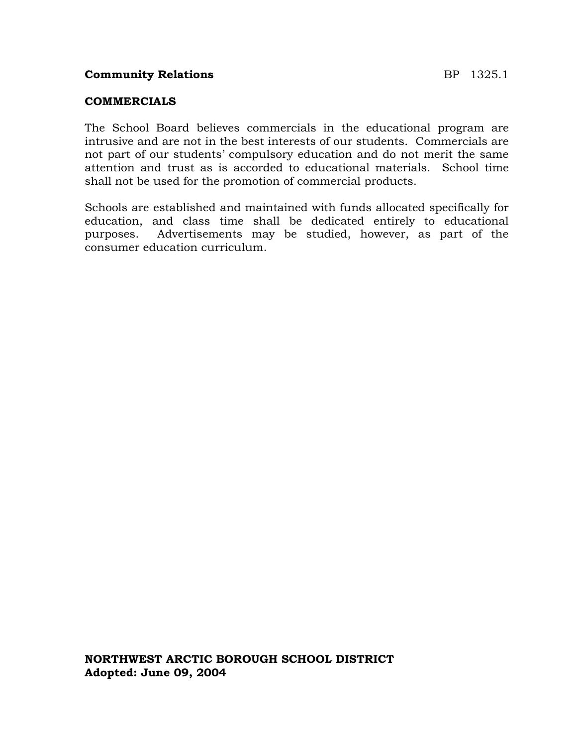**Community Relations** BP 1325.1

## COMMERCIALS

The School Board believes commercials in the educational program are intrusive and are not in the best interests of our students. Commercials are not part of our students' compulsory education and do not merit the same attention and trust as is accorded to educational materials. School time shall not be used for the promotion of commercial products.

Schools are established and maintained with funds allocated specifically for education, and class time shall be dedicated entirely to educational purposes. Advertisements may be studied, however, as part of the consumer education curriculum.

**NORTHWEST ARCTIC BOROUGH SCHOOL DISTRICT**
**Adopted: June 09, 2004**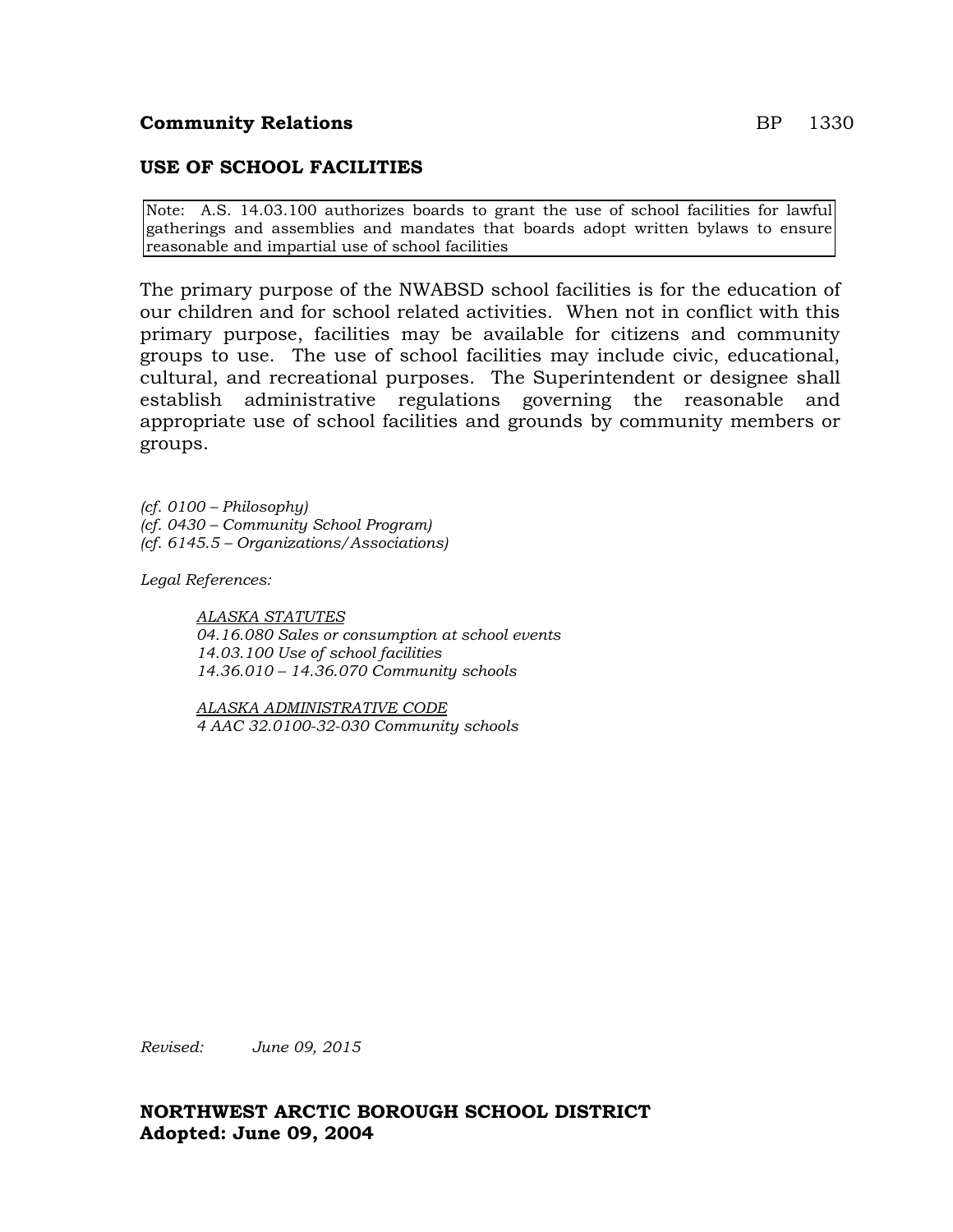**Community Relations** BP 1330

## USE OF SCHOOL FACILITIES

> Note: A.S. 14.03.100 authorizes boards to grant the use of school facilities for lawful gatherings and assemblies and mandates that boards adopt written bylaws to ensure reasonable and impartial use of school facilities

The primary purpose of the NWABSD school facilities is for the education of our children and for school related activities. When not in conflict with this primary purpose, facilities may be available for citizens and community groups to use. The use of school facilities may include civic, educational, cultural, and recreational purposes. The Superintendent or designee shall establish administrative regulations governing the reasonable and appropriate use of school facilities and grounds by community members or groups.

*(cf. 0100 – Philosophy)*
*(cf. 0430 – Community School Program)*
*(cf. 6145.5 – Organizations/Associations)*

*Legal References:*

*ALASKA STATUTES*
*04.16.080 Sales or consumption at school events*
*14.03.100 Use of school facilities*
*14.36.010 – 14.36.070 Community schools*

*ALASKA ADMINISTRATIVE CODE*
*4 AAC 32.0100-32-030 Community schools*

*Revised: June 09, 2015*

**NORTHWEST ARCTIC BOROUGH SCHOOL DISTRICT**
**Adopted: June 09, 2004**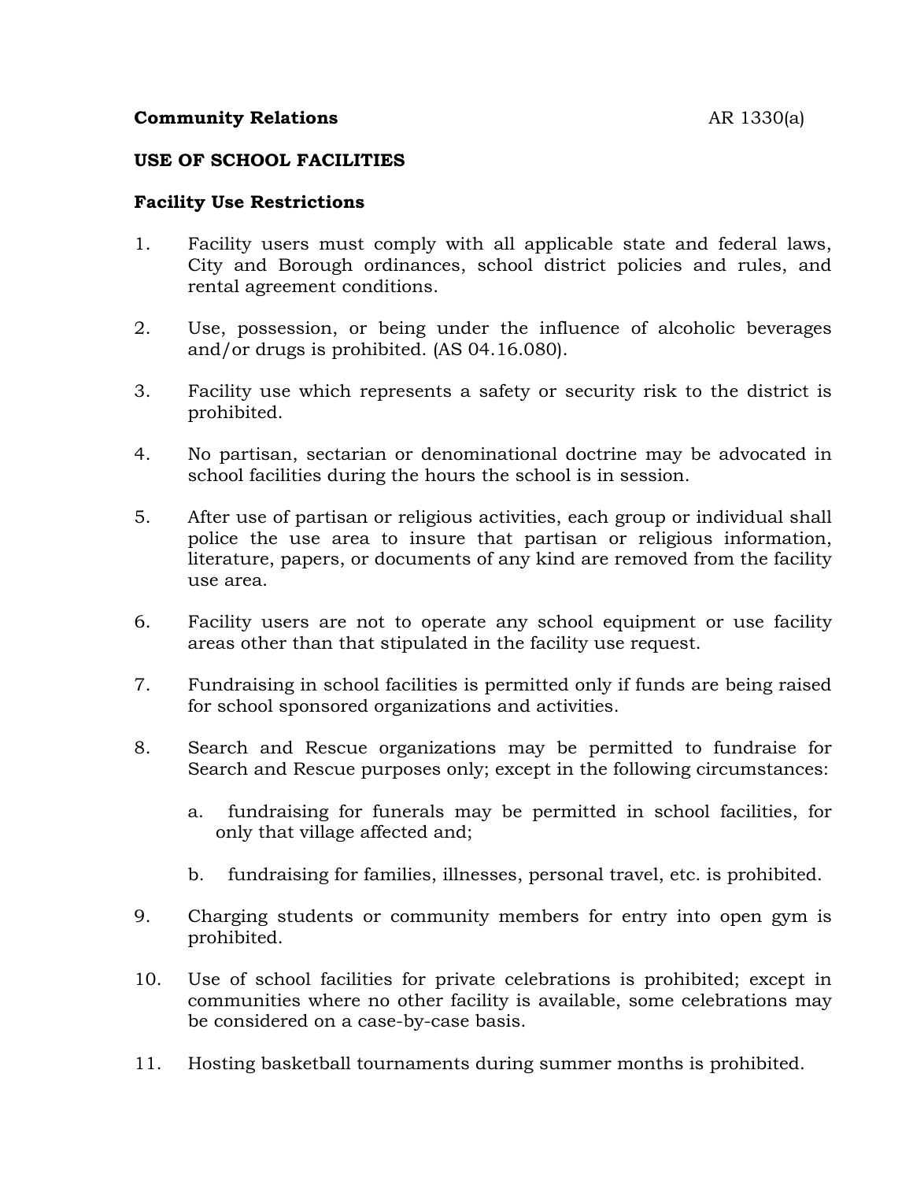**Community Relations** AR 1330(a)

**USE OF SCHOOL FACILITIES**

**Facility Use Restrictions**

1. Facility users must comply with all applicable state and federal laws, City and Borough ordinances, school district policies and rules, and rental agreement conditions.

2. Use, possession, or being under the influence of alcoholic beverages and/or drugs is prohibited. (AS 04.16.080).

3. Facility use which represents a safety or security risk to the district is prohibited.

4. No partisan, sectarian or denominational doctrine may be advocated in school facilities during the hours the school is in session.

5. After use of partisan or religious activities, each group or individual shall police the use area to insure that partisan or religious information, literature, papers, or documents of any kind are removed from the facility use area.

6. Facility users are not to operate any school equipment or use facility areas other than that stipulated in the facility use request.

7. Fundraising in school facilities is permitted only if funds are being raised for school sponsored organizations and activities.

8. Search and Rescue organizations may be permitted to fundraise for Search and Rescue purposes only; except in the following circumstances:

   a. fundraising for funerals may be permitted in school facilities, for only that village affected and;

   b. fundraising for families, illnesses, personal travel, etc. is prohibited.

9. Charging students or community members for entry into open gym is prohibited.

10. Use of school facilities for private celebrations is prohibited; except in communities where no other facility is available, some celebrations may be considered on a case-by-case basis.

11. Hosting basketball tournaments during summer months is prohibited.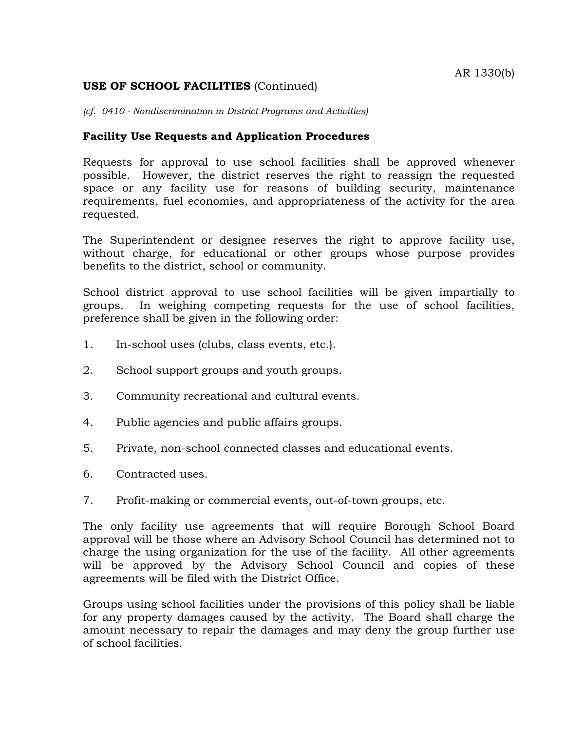AR 1330(b)

**USE OF SCHOOL FACILITIES** (Continued)

*(cf. 0410 - Nondiscrimination in District Programs and Activities)*

**Facility Use Requests and Application Procedures**

Requests for approval to use school facilities shall be approved whenever possible. However, the district reserves the right to reassign the requested space or any facility use for reasons of building security, maintenance requirements, fuel economies, and appropriateness of the activity for the area requested.

The Superintendent or designee reserves the right to approve facility use, without charge, for educational or other groups whose purpose provides benefits to the district, school or community.

School district approval to use school facilities will be given impartially to groups. In weighing competing requests for the use of school facilities, preference shall be given in the following order:

1. In-school uses (clubs, class events, etc.).
2. School support groups and youth groups.
3. Community recreational and cultural events.
4. Public agencies and public affairs groups.
5. Private, non-school connected classes and educational events.
6. Contracted uses.
7. Profit-making or commercial events, out-of-town groups, etc.

The only facility use agreements that will require Borough School Board approval will be those where an Advisory School Council has determined not to charge the using organization for the use of the facility. All other agreements will be approved by the Advisory School Council and copies of these agreements will be filed with the District Office.

Groups using school facilities under the provisions of this policy shall be liable for any property damages caused by the activity. The Board shall charge the amount necessary to repair the damages and may deny the group further use of school facilities.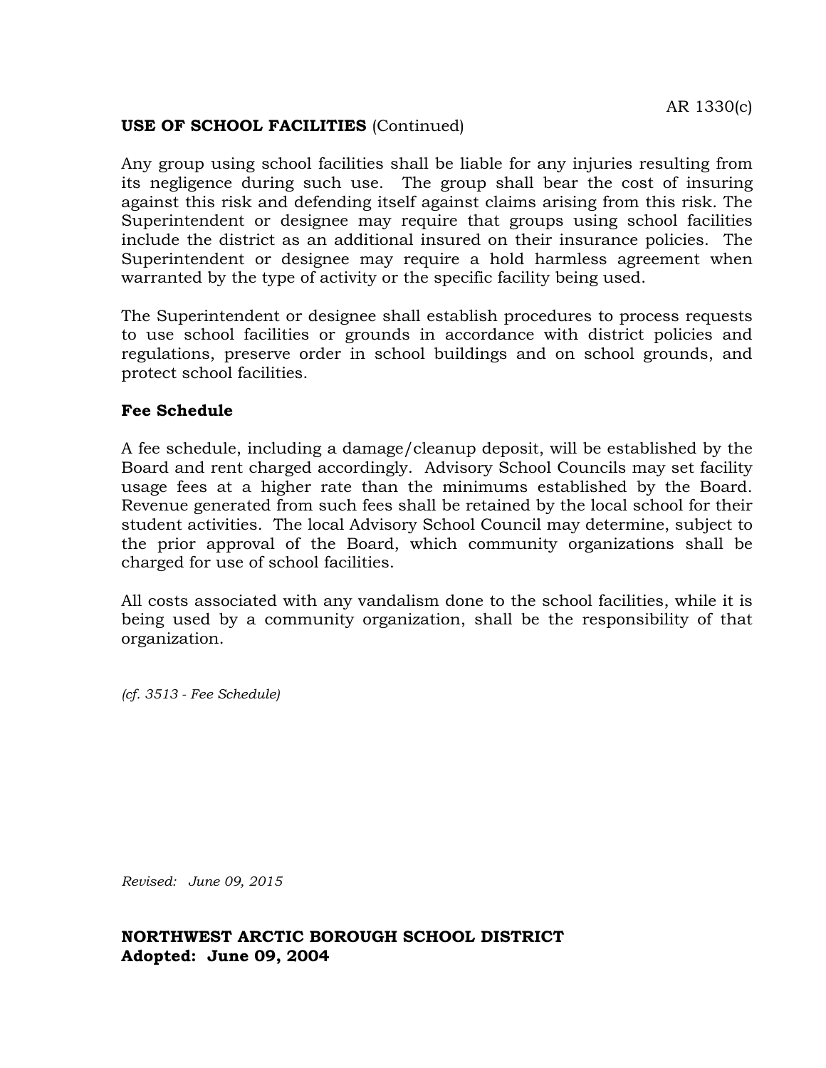AR 1330(c)

**USE OF SCHOOL FACILITIES** (Continued)

Any group using school facilities shall be liable for any injuries resulting from its negligence during such use. The group shall bear the cost of insuring against this risk and defending itself against claims arising from this risk. The Superintendent or designee may require that groups using school facilities include the district as an additional insured on their insurance policies. The Superintendent or designee may require a hold harmless agreement when warranted by the type of activity or the specific facility being used.

The Superintendent or designee shall establish procedures to process requests to use school facilities or grounds in accordance with district policies and regulations, preserve order in school buildings and on school grounds, and protect school facilities.

**Fee Schedule**

A fee schedule, including a damage/cleanup deposit, will be established by the Board and rent charged accordingly. Advisory School Councils may set facility usage fees at a higher rate than the minimums established by the Board. Revenue generated from such fees shall be retained by the local school for their student activities. The local Advisory School Council may determine, subject to the prior approval of the Board, which community organizations shall be charged for use of school facilities.

All costs associated with any vandalism done to the school facilities, while it is being used by a community organization, shall be the responsibility of that organization.

*(cf. 3513 - Fee Schedule)*

*Revised: June 09, 2015*

**NORTHWEST ARCTIC BOROUGH SCHOOL DISTRICT**
**Adopted: June 09, 2004**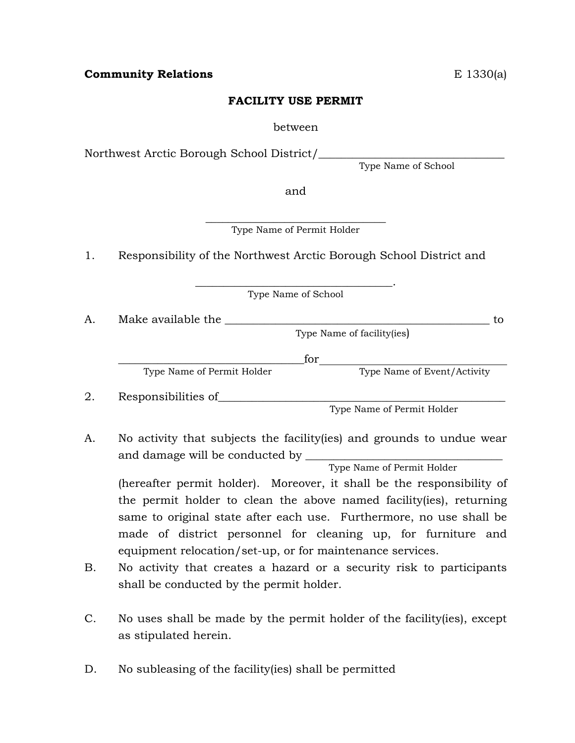**Community Relations** E 1330(a)

**FACILITY USE PERMIT**

between

Northwest Arctic Borough School District/________________________________
Type Name of School

and

________________________________
Type Name of Permit Holder

1. Responsibility of the Northwest Arctic Borough School District and

________________________________.
Type Name of School

A. Make available the ______________________________________________ to
Type Name of facility(ies)

________________________________for________________________________
Type Name of Permit Holder Type Name of Event/Activity

2. Responsibilities of__________________________________________________
Type Name of Permit Holder

A. No activity that subjects the facility(ies) and grounds to undue wear and damage will be conducted by ___________________________________
Type Name of Permit Holder
(hereafter permit holder). Moreover, it shall be the responsibility of the permit holder to clean the above named facility(ies), returning same to original state after each use. Furthermore, no use shall be made of district personnel for cleaning up, for furniture and equipment relocation/set-up, or for maintenance services.

B. No activity that creates a hazard or a security risk to participants shall be conducted by the permit holder.

C. No uses shall be made by the permit holder of the facility(ies), except as stipulated herein.

D. No subleasing of the facility(ies) shall be permitted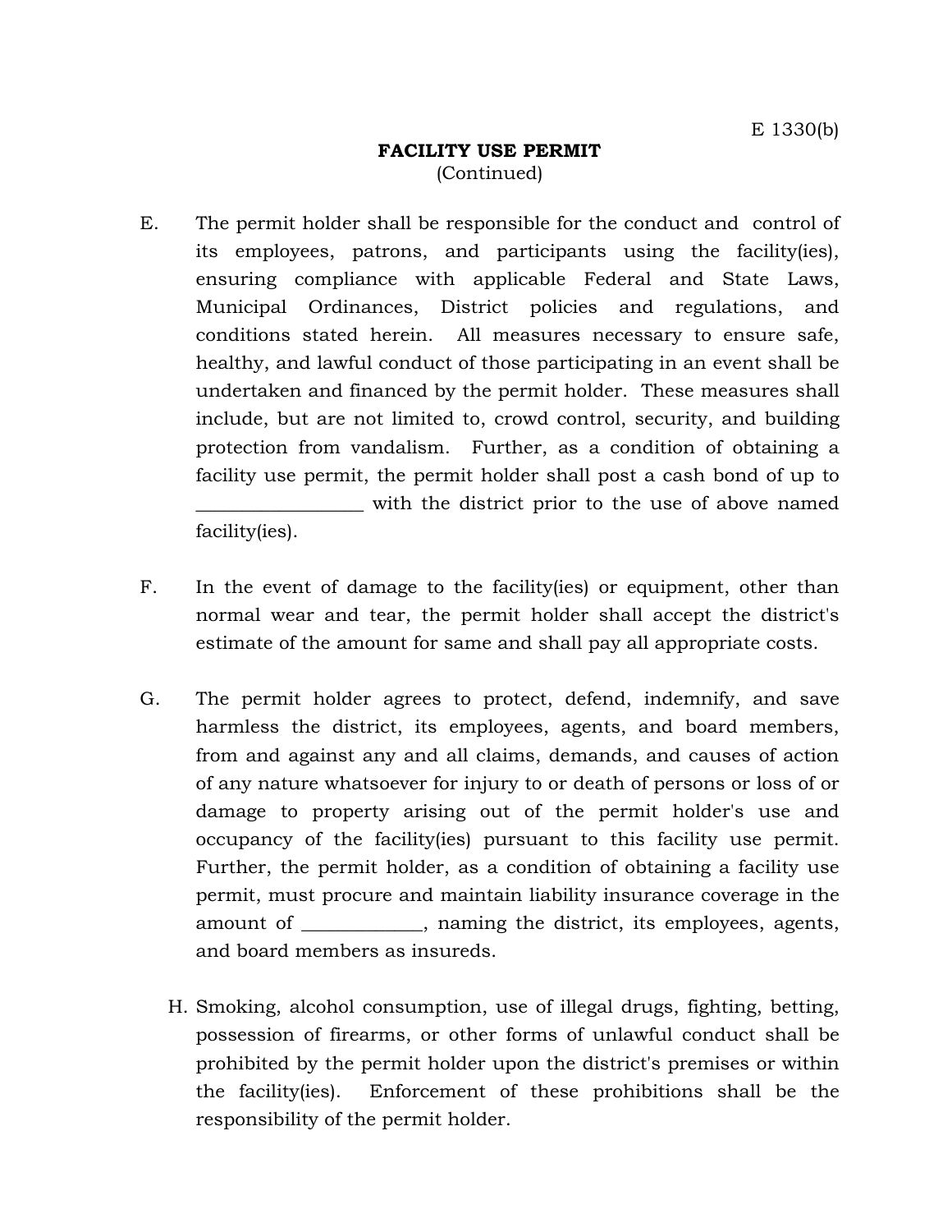E 1330(b)

**FACILITY USE PERMIT**
(Continued)

E. The permit holder shall be responsible for the conduct and control of its employees, patrons, and participants using the facility(ies), ensuring compliance with applicable Federal and State Laws, Municipal Ordinances, District policies and regulations, and conditions stated herein. All measures necessary to ensure safe, healthy, and lawful conduct of those participating in an event shall be undertaken and financed by the permit holder. These measures shall include, but are not limited to, crowd control, security, and building protection from vandalism. Further, as a condition of obtaining a facility use permit, the permit holder shall post a cash bond of up to _________________ with the district prior to the use of above named facility(ies).

F. In the event of damage to the facility(ies) or equipment, other than normal wear and tear, the permit holder shall accept the district's estimate of the amount for same and shall pay all appropriate costs.

G. The permit holder agrees to protect, defend, indemnify, and save harmless the district, its employees, agents, and board members, from and against any and all claims, demands, and causes of action of any nature whatsoever for injury to or death of persons or loss of or damage to property arising out of the permit holder's use and occupancy of the facility(ies) pursuant to this facility use permit. Further, the permit holder, as a condition of obtaining a facility use permit, must procure and maintain liability insurance coverage in the amount of _____________, naming the district, its employees, agents, and board members as insureds.

H. Smoking, alcohol consumption, use of illegal drugs, fighting, betting, possession of firearms, or other forms of unlawful conduct shall be prohibited by the permit holder upon the district's premises or within the facility(ies). Enforcement of these prohibitions shall be the responsibility of the permit holder.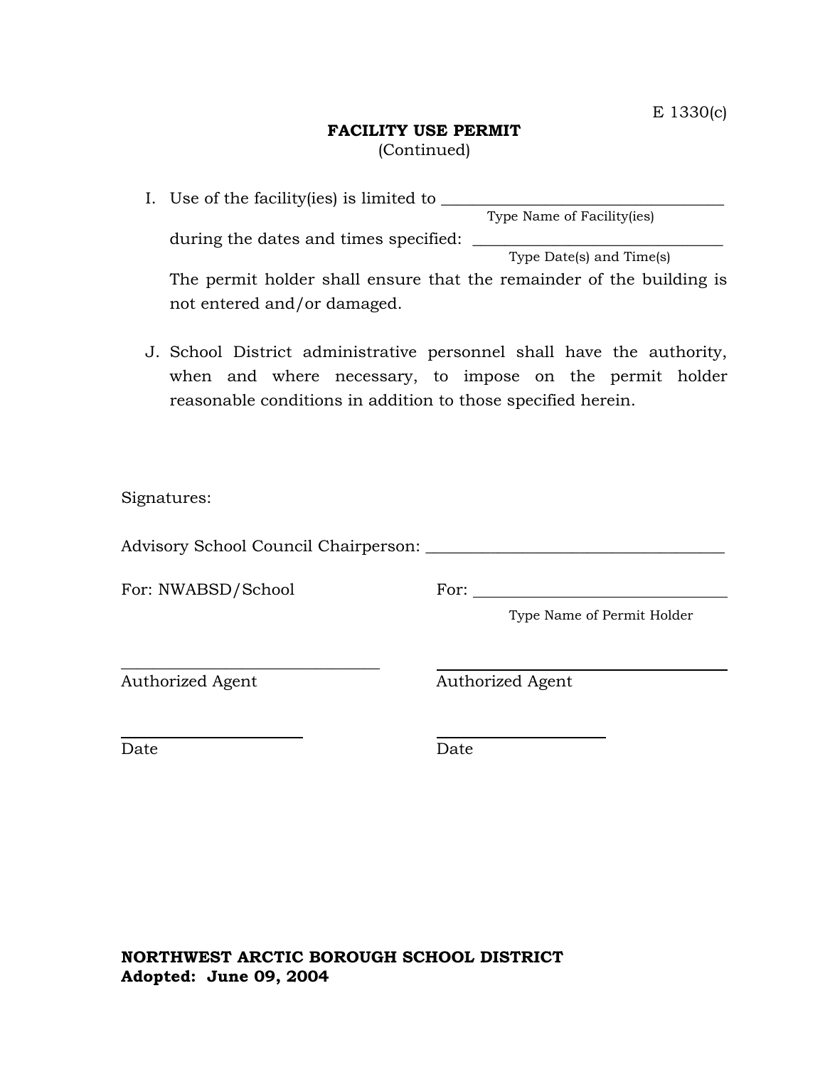E 1330(c)

**FACILITY USE PERMIT**
(Continued)

I. Use of the facility(ies) is limited to ___________________________________
Type Name of Facility(ies)

during the dates and times specified: ______________________________
Type Date(s) and Time(s)

The permit holder shall ensure that the remainder of the building is not entered and/or damaged.

J. School District administrative personnel shall have the authority, when and where necessary, to impose on the permit holder reasonable conditions in addition to those specified herein.

Signatures:

Advisory School Council Chairperson: ___________________________________

For: NWABSD/School

For: ________________________________
Type Name of Permit Holder

________________________________
Authorized Agent

________________________________
Authorized Agent

______________________
Date

______________________
Date

**NORTHWEST ARCTIC BOROUGH SCHOOL DISTRICT**
**Adopted: June 09, 2004**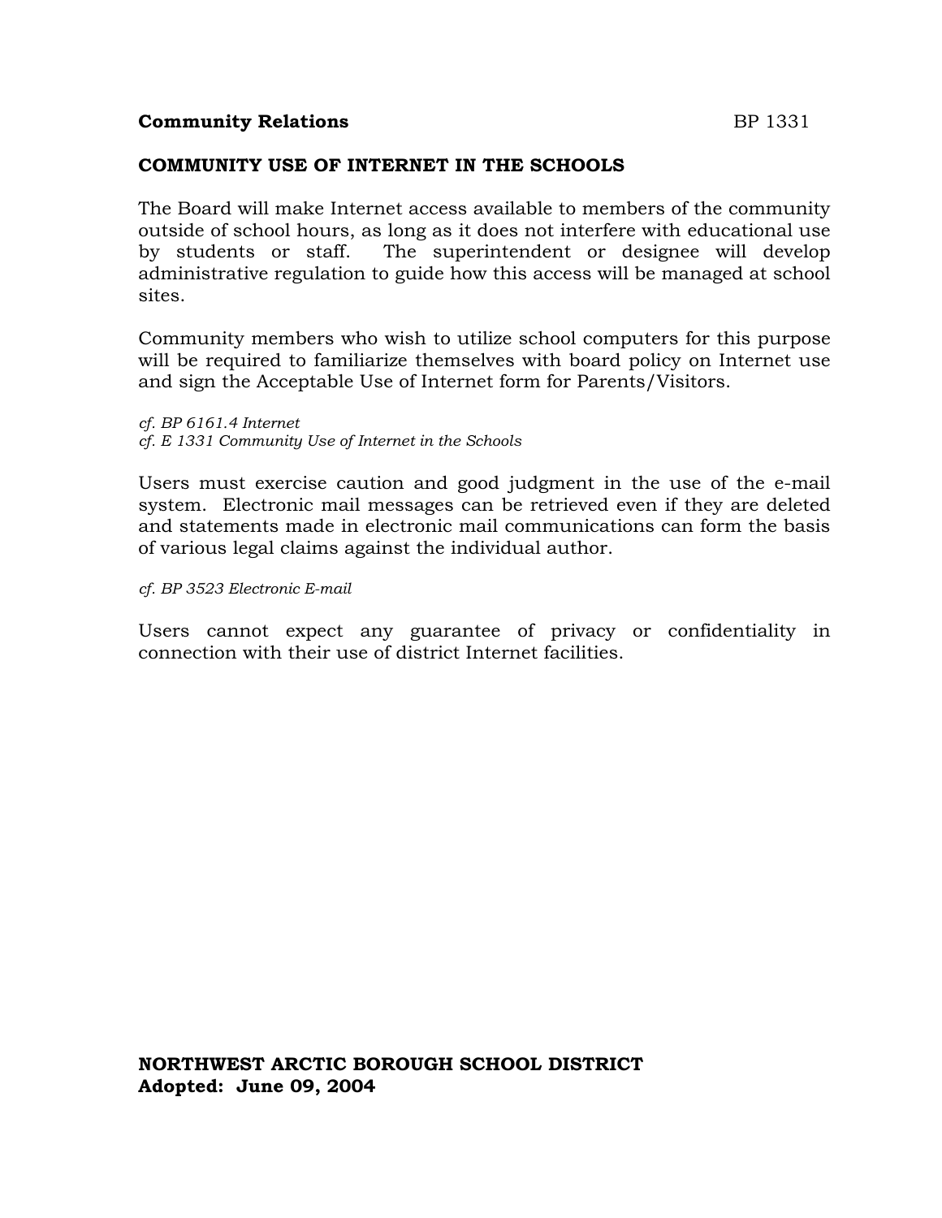**Community Relations** BP 1331

## COMMUNITY USE OF INTERNET IN THE SCHOOLS

The Board will make Internet access available to members of the community outside of school hours, as long as it does not interfere with educational use by students or staff. The superintendent or designee will develop administrative regulation to guide how this access will be managed at school sites.

Community members who wish to utilize school computers for this purpose will be required to familiarize themselves with board policy on Internet use and sign the Acceptable Use of Internet form for Parents/Visitors.

*cf. BP 6161.4 Internet*
*cf. E 1331 Community Use of Internet in the Schools*

Users must exercise caution and good judgment in the use of the e-mail system. Electronic mail messages can be retrieved even if they are deleted and statements made in electronic mail communications can form the basis of various legal claims against the individual author.

*cf. BP 3523 Electronic E-mail*

Users cannot expect any guarantee of privacy or confidentiality in connection with their use of district Internet facilities.

**NORTHWEST ARCTIC BOROUGH SCHOOL DISTRICT**
**Adopted: June 09, 2004**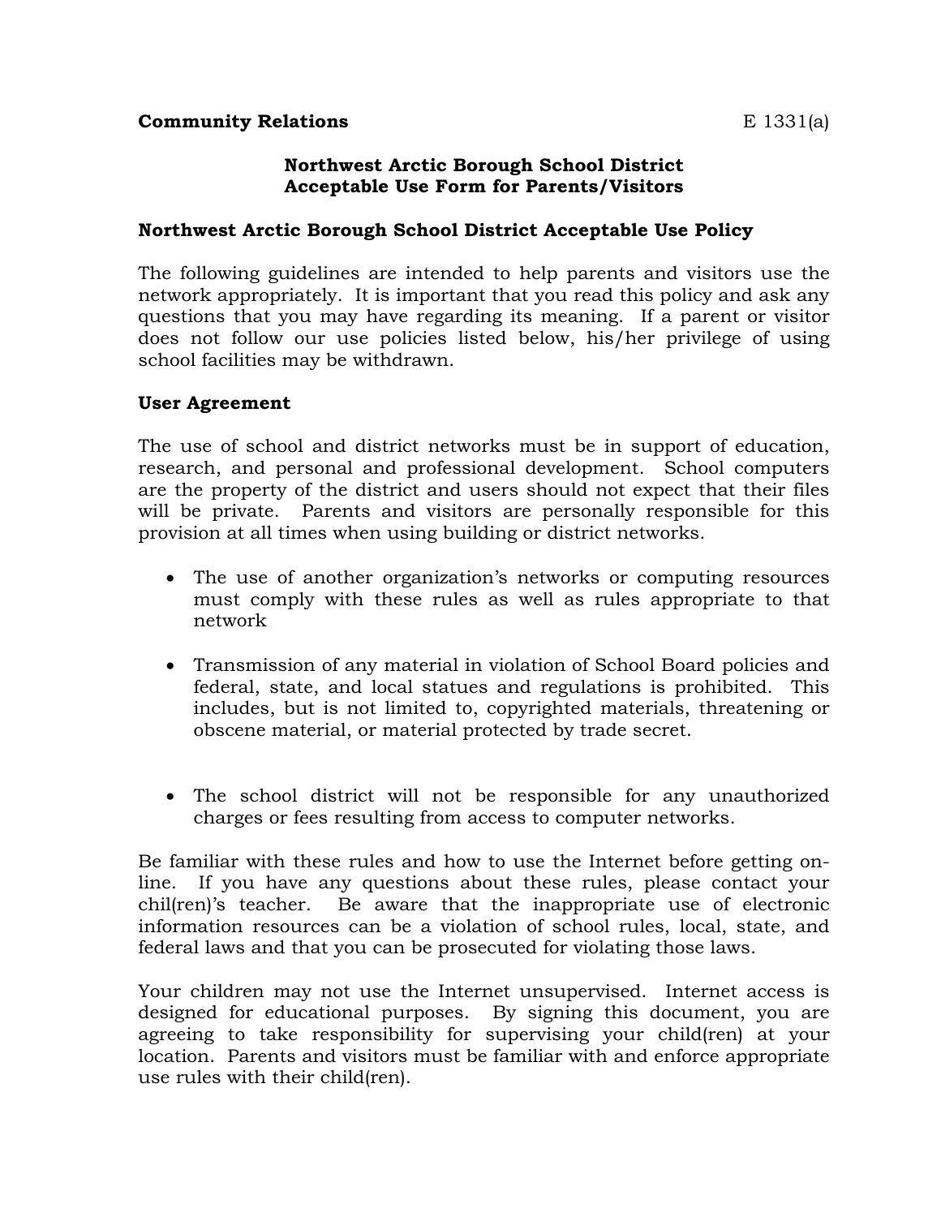**Community Relations** E 1331(a)

**Northwest Arctic Borough School District**
**Acceptable Use Form for Parents/Visitors**

**Northwest Arctic Borough School District Acceptable Use Policy**

The following guidelines are intended to help parents and visitors use the network appropriately. It is important that you read this policy and ask any questions that you may have regarding its meaning. If a parent or visitor does not follow our use policies listed below, his/her privilege of using school facilities may be withdrawn.

**User Agreement**

The use of school and district networks must be in support of education, research, and personal and professional development. School computers are the property of the district and users should not expect that their files will be private. Parents and visitors are personally responsible for this provision at all times when using building or district networks.

- The use of another organization's networks or computing resources must comply with these rules as well as rules appropriate to that network
- Transmission of any material in violation of School Board policies and federal, state, and local statues and regulations is prohibited. This includes, but is not limited to, copyrighted materials, threatening or obscene material, or material protected by trade secret.
- The school district will not be responsible for any unauthorized charges or fees resulting from access to computer networks.

Be familiar with these rules and how to use the Internet before getting on-line. If you have any questions about these rules, please contact your chil(ren)'s teacher. Be aware that the inappropriate use of electronic information resources can be a violation of school rules, local, state, and federal laws and that you can be prosecuted for violating those laws.

Your children may not use the Internet unsupervised. Internet access is designed for educational purposes. By signing this document, you are agreeing to take responsibility for supervising your child(ren) at your location. Parents and visitors must be familiar with and enforce appropriate use rules with their child(ren).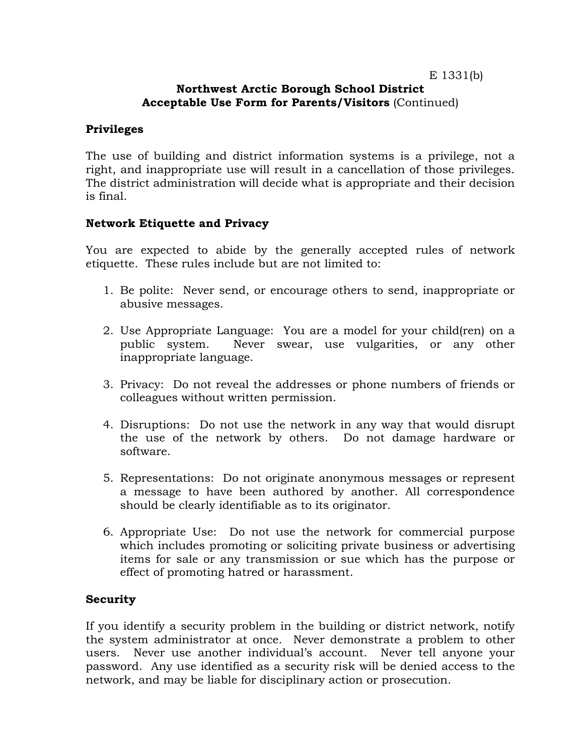E 1331(b)

**Northwest Arctic Borough School District**
**Acceptable Use Form for Parents/Visitors** (Continued)

**Privileges**

The use of building and district information systems is a privilege, not a right, and inappropriate use will result in a cancellation of those privileges. The district administration will decide what is appropriate and their decision is final.

**Network Etiquette and Privacy**

You are expected to abide by the generally accepted rules of network etiquette. These rules include but are not limited to:

1. Be polite: Never send, or encourage others to send, inappropriate or abusive messages.

2. Use Appropriate Language: You are a model for your child(ren) on a public system. Never swear, use vulgarities, or any other inappropriate language.

3. Privacy: Do not reveal the addresses or phone numbers of friends or colleagues without written permission.

4. Disruptions: Do not use the network in any way that would disrupt the use of the network by others. Do not damage hardware or software.

5. Representations: Do not originate anonymous messages or represent a message to have been authored by another. All correspondence should be clearly identifiable as to its originator.

6. Appropriate Use: Do not use the network for commercial purpose which includes promoting or soliciting private business or advertising items for sale or any transmission or sue which has the purpose or effect of promoting hatred or harassment.

**Security**

If you identify a security problem in the building or district network, notify the system administrator at once. Never demonstrate a problem to other users. Never use another individual's account. Never tell anyone your password. Any use identified as a security risk will be denied access to the network, and may be liable for disciplinary action or prosecution.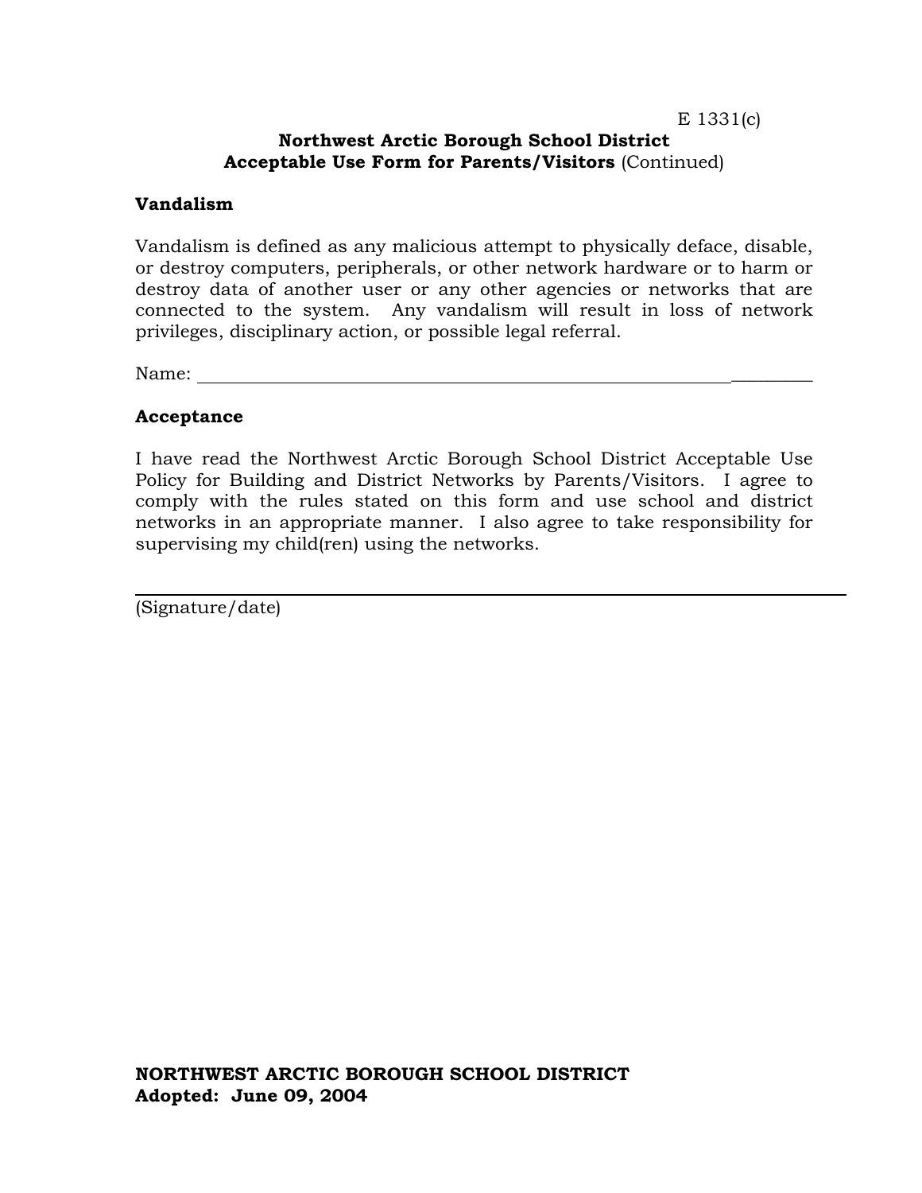E 1331(c)

**Northwest Arctic Borough School District**
**Acceptable Use Form for Parents/Visitors** (Continued)

**Vandalism**

Vandalism is defined as any malicious attempt to physically deface, disable, or destroy computers, peripherals, or other network hardware or to harm or destroy data of another user or any other agencies or networks that are connected to the system. Any vandalism will result in loss of network privileges, disciplinary action, or possible legal referral.

Name: ______________________________________________________________________

**Acceptance**

I have read the Northwest Arctic Borough School District Acceptable Use Policy for Building and District Networks by Parents/Visitors. I agree to comply with the rules stated on this form and use school and district networks in an appropriate manner. I also agree to take responsibility for supervising my child(ren) using the networks.

______________________________________________________________________

(Signature/date)

**NORTHWEST ARCTIC BOROUGH SCHOOL DISTRICT**
**Adopted: June 09, 2004**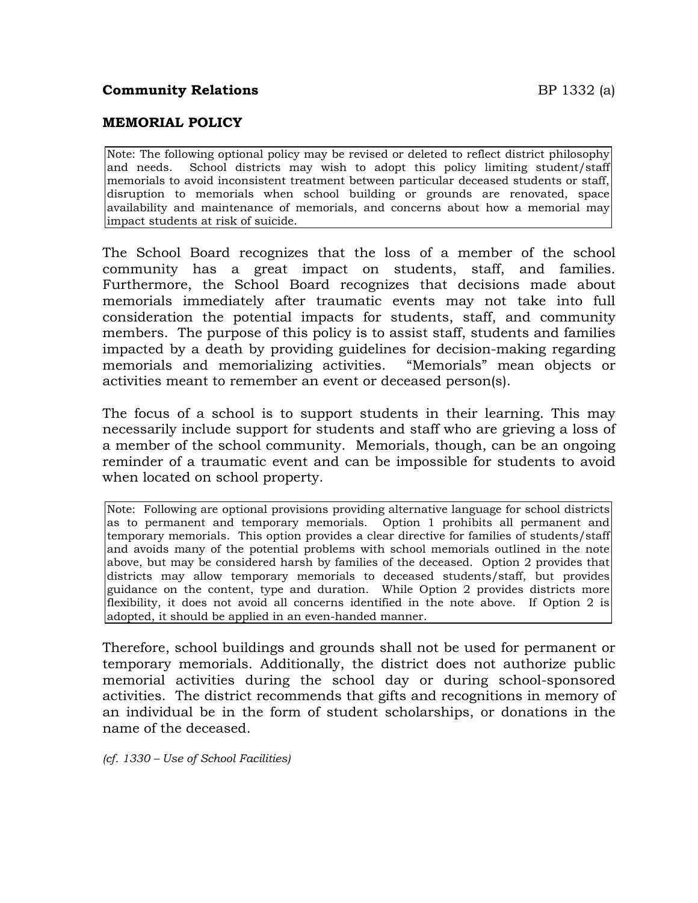**Community Relations** BP 1332 (a)

**MEMORIAL POLICY**

> Note: The following optional policy may be revised or deleted to reflect district philosophy and needs. School districts may wish to adopt this policy limiting student/staff memorials to avoid inconsistent treatment between particular deceased students or staff, disruption to memorials when school building or grounds are renovated, space availability and maintenance of memorials, and concerns about how a memorial may impact students at risk of suicide.

The School Board recognizes that the loss of a member of the school community has a great impact on students, staff, and families. Furthermore, the School Board recognizes that decisions made about memorials immediately after traumatic events may not take into full consideration the potential impacts for students, staff, and community members. The purpose of this policy is to assist staff, students and families impacted by a death by providing guidelines for decision-making regarding memorials and memorializing activities. "Memorials" mean objects or activities meant to remember an event or deceased person(s).

The focus of a school is to support students in their learning. This may necessarily include support for students and staff who are grieving a loss of a member of the school community. Memorials, though, can be an ongoing reminder of a traumatic event and can be impossible for students to avoid when located on school property.

> Note: Following are optional provisions providing alternative language for school districts as to permanent and temporary memorials. Option 1 prohibits all permanent and temporary memorials. This option provides a clear directive for families of students/staff and avoids many of the potential problems with school memorials outlined in the note above, but may be considered harsh by families of the deceased. Option 2 provides that districts may allow temporary memorials to deceased students/staff, but provides guidance on the content, type and duration. While Option 2 provides districts more flexibility, it does not avoid all concerns identified in the note above. If Option 2 is adopted, it should be applied in an even-handed manner.

Therefore, school buildings and grounds shall not be used for permanent or temporary memorials. Additionally, the district does not authorize public memorial activities during the school day or during school-sponsored activities. The district recommends that gifts and recognitions in memory of an individual be in the form of student scholarships, or donations in the name of the deceased.

*(cf. 1330 – Use of School Facilities)*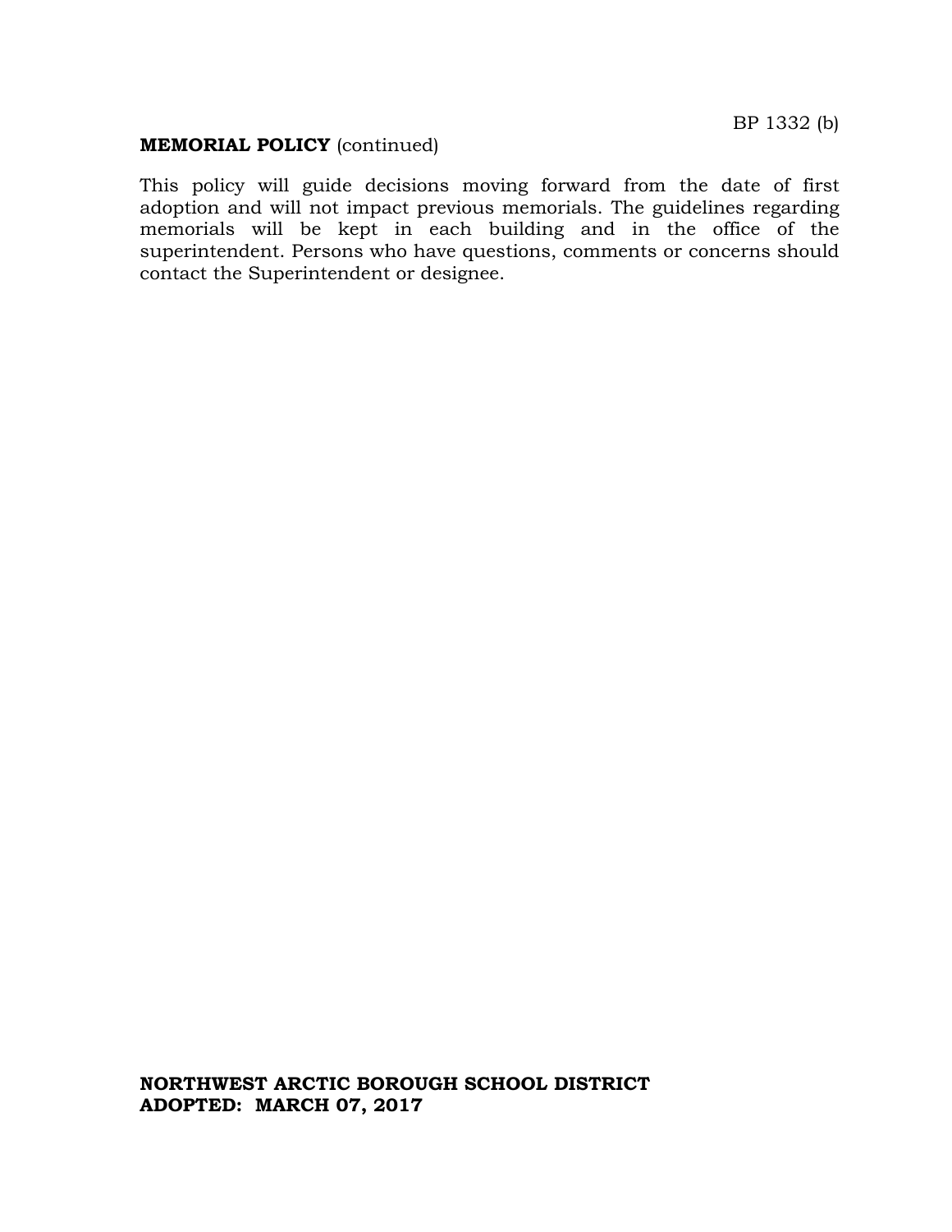**MEMORIAL POLICY** (continued)

This policy will guide decisions moving forward from the date of first adoption and will not impact previous memorials. The guidelines regarding memorials will be kept in each building and in the office of the superintendent. Persons who have questions, comments or concerns should contact the Superintendent or designee.

**NORTHWEST ARCTIC BOROUGH SCHOOL DISTRICT**
**ADOPTED: MARCH 07, 2017**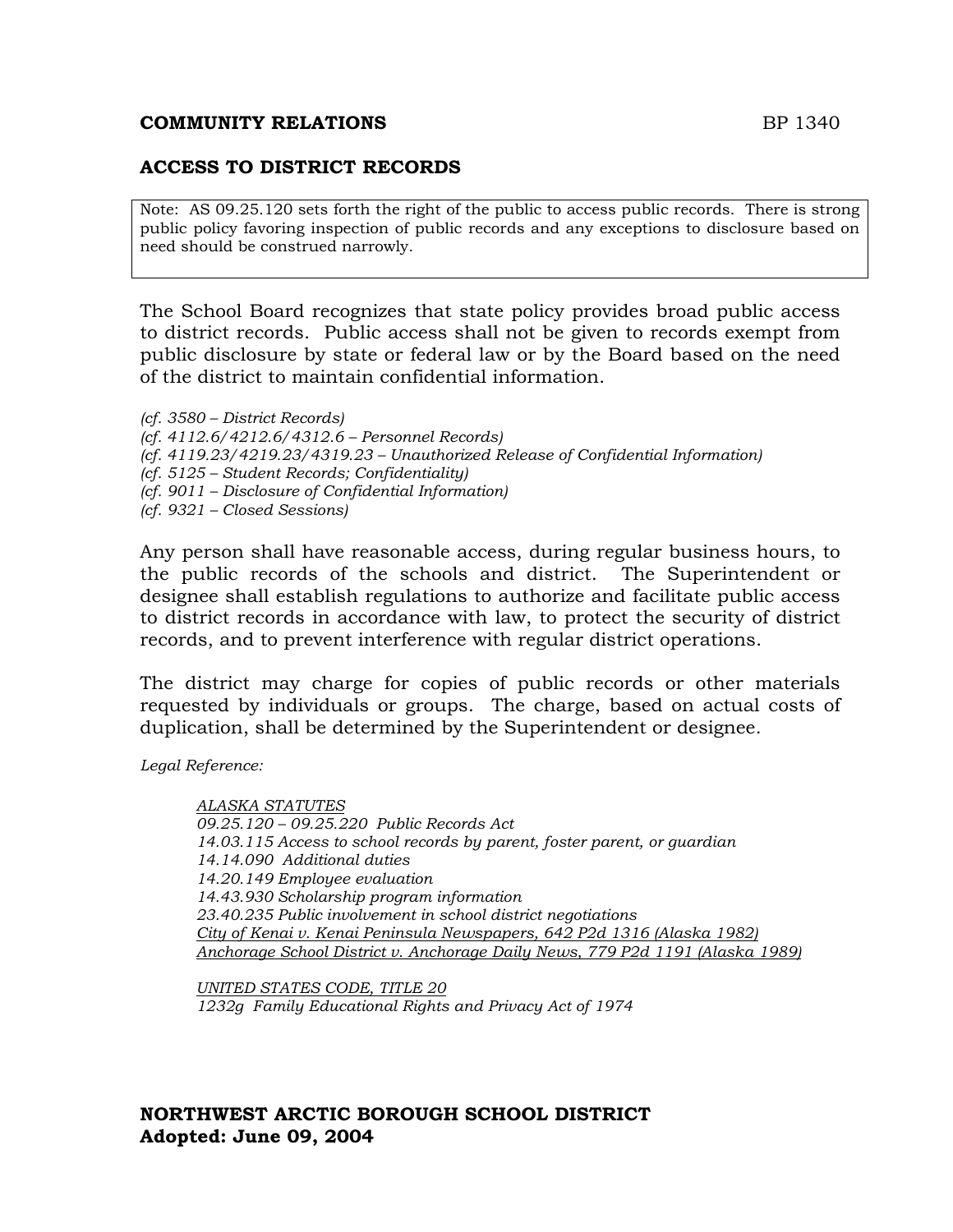**COMMUNITY RELATIONS** BP 1340

## ACCESS TO DISTRICT RECORDS

> Note: AS 09.25.120 sets forth the right of the public to access public records. There is strong public policy favoring inspection of public records and any exceptions to disclosure based on need should be construed narrowly.

The School Board recognizes that state policy provides broad public access to district records. Public access shall not be given to records exempt from public disclosure by state or federal law or by the Board based on the need of the district to maintain confidential information.

*(cf. 3580 – District Records)*
*(cf. 4112.6/4212.6/4312.6 – Personnel Records)*
*(cf. 4119.23/4219.23/4319.23 – Unauthorized Release of Confidential Information)*
*(cf. 5125 – Student Records; Confidentiality)*
*(cf. 9011 – Disclosure of Confidential Information)*
*(cf. 9321 – Closed Sessions)*

Any person shall have reasonable access, during regular business hours, to the public records of the schools and district. The Superintendent or designee shall establish regulations to authorize and facilitate public access to district records in accordance with law, to protect the security of district records, and to prevent interference with regular district operations.

The district may charge for copies of public records or other materials requested by individuals or groups. The charge, based on actual costs of duplication, shall be determined by the Superintendent or designee.

*Legal Reference:*

*ALASKA STATUTES*
*09.25.120 – 09.25.220 Public Records Act*
*14.03.115 Access to school records by parent, foster parent, or guardian*
*14.14.090 Additional duties*
*14.20.149 Employee evaluation*
*14.43.930 Scholarship program information*
*23.40.235 Public involvement in school district negotiations*
*City of Kenai v. Kenai Peninsula Newspapers, 642 P2d 1316 (Alaska 1982)*
*Anchorage School District v. Anchorage Daily News, 779 P2d 1191 (Alaska 1989)*

*UNITED STATES CODE, TITLE 20*
*1232g Family Educational Rights and Privacy Act of 1974*

**NORTHWEST ARCTIC BOROUGH SCHOOL DISTRICT**
**Adopted: June 09, 2004**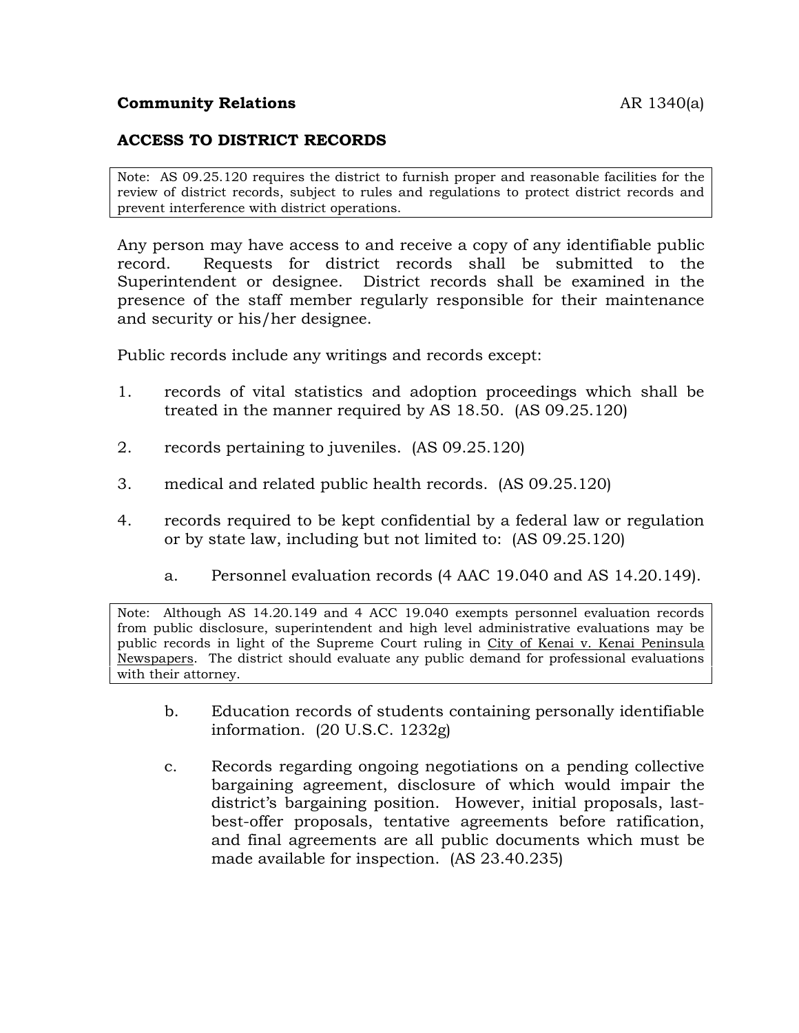**Community Relations** AR 1340(a)

## ACCESS TO DISTRICT RECORDS

> Note: AS 09.25.120 requires the district to furnish proper and reasonable facilities for the review of district records, subject to rules and regulations to protect district records and prevent interference with district operations.

Any person may have access to and receive a copy of any identifiable public record. Requests for district records shall be submitted to the Superintendent or designee. District records shall be examined in the presence of the staff member regularly responsible for their maintenance and security or his/her designee.

Public records include any writings and records except:

1. records of vital statistics and adoption proceedings which shall be treated in the manner required by AS 18.50. (AS 09.25.120)

2. records pertaining to juveniles. (AS 09.25.120)

3. medical and related public health records. (AS 09.25.120)

4. records required to be kept confidential by a federal law or regulation or by state law, including but not limited to: (AS 09.25.120)

   a. Personnel evaluation records (4 AAC 19.040 and AS 14.20.149).

> Note: Although AS 14.20.149 and 4 ACC 19.040 exempts personnel evaluation records from public disclosure, superintendent and high level administrative evaluations may be public records in light of the Supreme Court ruling in City of Kenai v. Kenai Peninsula Newspapers. The district should evaluate any public demand for professional evaluations with their attorney.

   b. Education records of students containing personally identifiable information. (20 U.S.C. 1232g)

   c. Records regarding ongoing negotiations on a pending collective bargaining agreement, disclosure of which would impair the district's bargaining position. However, initial proposals, last-best-offer proposals, tentative agreements before ratification, and final agreements are all public documents which must be made available for inspection. (AS 23.40.235)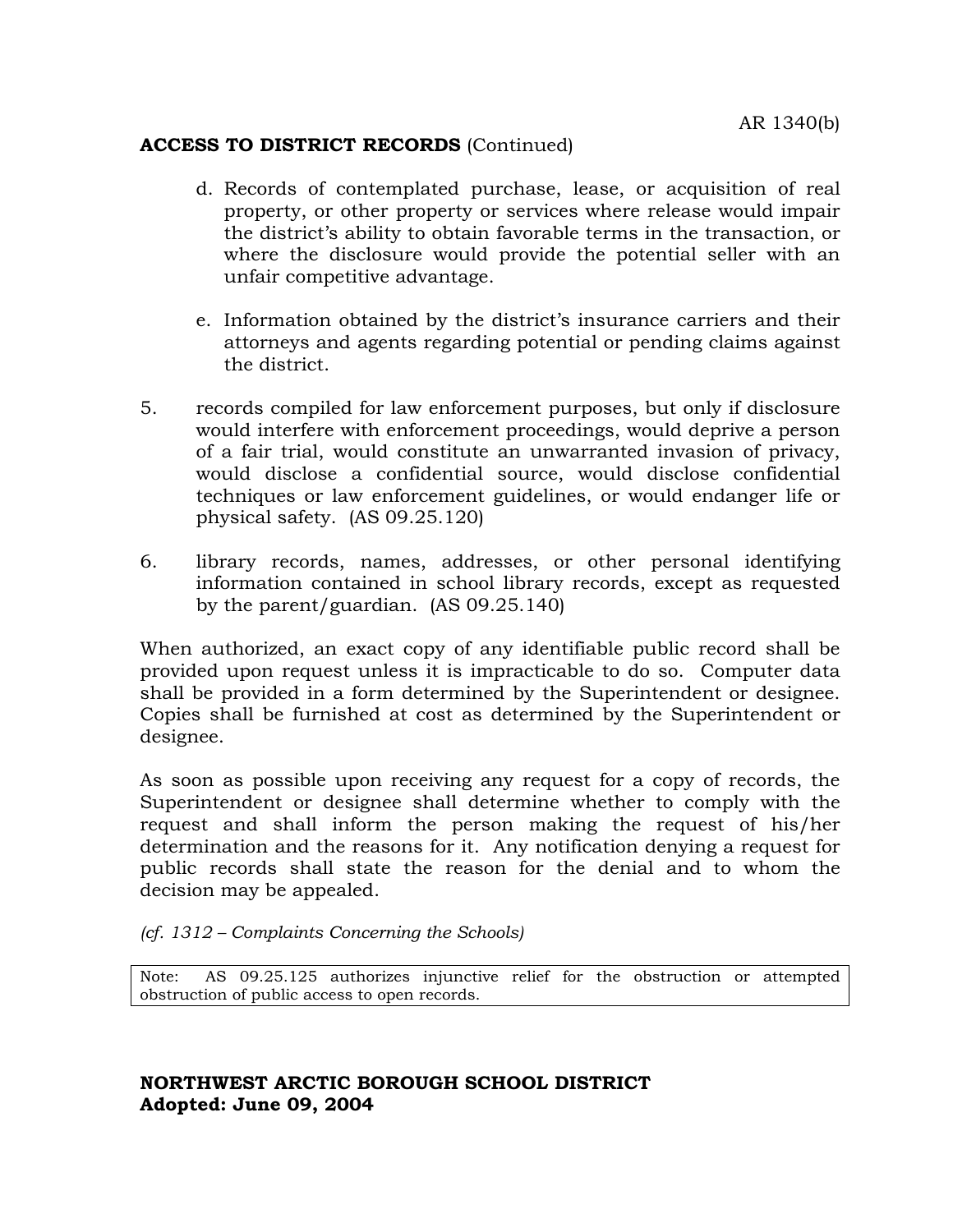**ACCESS TO DISTRICT RECORDS** (Continued)

d. Records of contemplated purchase, lease, or acquisition of real property, or other property or services where release would impair the district's ability to obtain favorable terms in the transaction, or where the disclosure would provide the potential seller with an unfair competitive advantage.

e. Information obtained by the district's insurance carriers and their attorneys and agents regarding potential or pending claims against the district.

5. records compiled for law enforcement purposes, but only if disclosure would interfere with enforcement proceedings, would deprive a person of a fair trial, would constitute an unwarranted invasion of privacy, would disclose a confidential source, would disclose confidential techniques or law enforcement guidelines, or would endanger life or physical safety. (AS 09.25.120)

6. library records, names, addresses, or other personal identifying information contained in school library records, except as requested by the parent/guardian. (AS 09.25.140)

When authorized, an exact copy of any identifiable public record shall be provided upon request unless it is impracticable to do so. Computer data shall be provided in a form determined by the Superintendent or designee. Copies shall be furnished at cost as determined by the Superintendent or designee.

As soon as possible upon receiving any request for a copy of records, the Superintendent or designee shall determine whether to comply with the request and shall inform the person making the request of his/her determination and the reasons for it. Any notification denying a request for public records shall state the reason for the denial and to whom the decision may be appealed.

*(cf. 1312 – Complaints Concerning the Schools)*

Note: AS 09.25.125 authorizes injunctive relief for the obstruction or attempted obstruction of public access to open records.

**NORTHWEST ARCTIC BOROUGH SCHOOL DISTRICT**
**Adopted: June 09, 2004**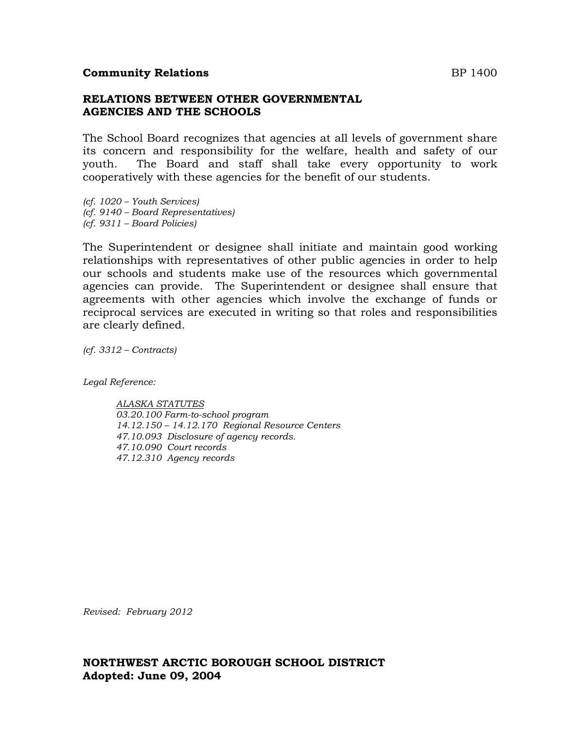**Community Relations** BP 1400

## RELATIONS BETWEEN OTHER GOVERNMENTAL AGENCIES AND THE SCHOOLS

The School Board recognizes that agencies at all levels of government share its concern and responsibility for the welfare, health and safety of our youth. The Board and staff shall take every opportunity to work cooperatively with these agencies for the benefit of our students.

*(cf. 1020 – Youth Services)*
*(cf. 9140 – Board Representatives)*
*(cf. 9311 – Board Policies)*

The Superintendent or designee shall initiate and maintain good working relationships with representatives of other public agencies in order to help our schools and students make use of the resources which governmental agencies can provide. The Superintendent or designee shall ensure that agreements with other agencies which involve the exchange of funds or reciprocal services are executed in writing so that roles and responsibilities are clearly defined.

*(cf. 3312 – Contracts)*

*Legal Reference:*

*ALASKA STATUTES*
*03.20.100 Farm-to-school program*
*14.12.150 – 14.12.170 Regional Resource Centers*
*47.10.093 Disclosure of agency records.*
*47.10.090 Court records*
*47.12.310 Agency records*

*Revised: February 2012*

**NORTHWEST ARCTIC BOROUGH SCHOOL DISTRICT**
**Adopted: June 09, 2004**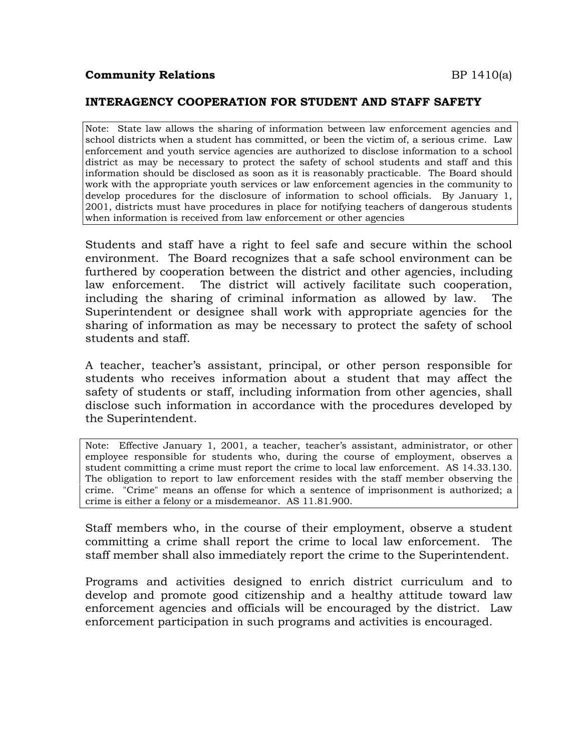**Community Relations** BP 1410(a)

**INTERAGENCY COOPERATION FOR STUDENT AND STAFF SAFETY**

> Note: State law allows the sharing of information between law enforcement agencies and school districts when a student has committed, or been the victim of, a serious crime. Law enforcement and youth service agencies are authorized to disclose information to a school district as may be necessary to protect the safety of school students and staff and this information should be disclosed as soon as it is reasonably practicable. The Board should work with the appropriate youth services or law enforcement agencies in the community to develop procedures for the disclosure of information to school officials. By January 1, 2001, districts must have procedures in place for notifying teachers of dangerous students when information is received from law enforcement or other agencies

Students and staff have a right to feel safe and secure within the school environment. The Board recognizes that a safe school environment can be furthered by cooperation between the district and other agencies, including law enforcement. The district will actively facilitate such cooperation, including the sharing of criminal information as allowed by law. The Superintendent or designee shall work with appropriate agencies for the sharing of information as may be necessary to protect the safety of school students and staff.

A teacher, teacher's assistant, principal, or other person responsible for students who receives information about a student that may affect the safety of students or staff, including information from other agencies, shall disclose such information in accordance with the procedures developed by the Superintendent.

> Note: Effective January 1, 2001, a teacher, teacher's assistant, administrator, or other employee responsible for students who, during the course of employment, observes a student committing a crime must report the crime to local law enforcement. AS 14.33.130. The obligation to report to law enforcement resides with the staff member observing the crime. "Crime" means an offense for which a sentence of imprisonment is authorized; a crime is either a felony or a misdemeanor. AS 11.81.900.

Staff members who, in the course of their employment, observe a student committing a crime shall report the crime to local law enforcement. The staff member shall also immediately report the crime to the Superintendent.

Programs and activities designed to enrich district curriculum and to develop and promote good citizenship and a healthy attitude toward law enforcement agencies and officials will be encouraged by the district. Law enforcement participation in such programs and activities is encouraged.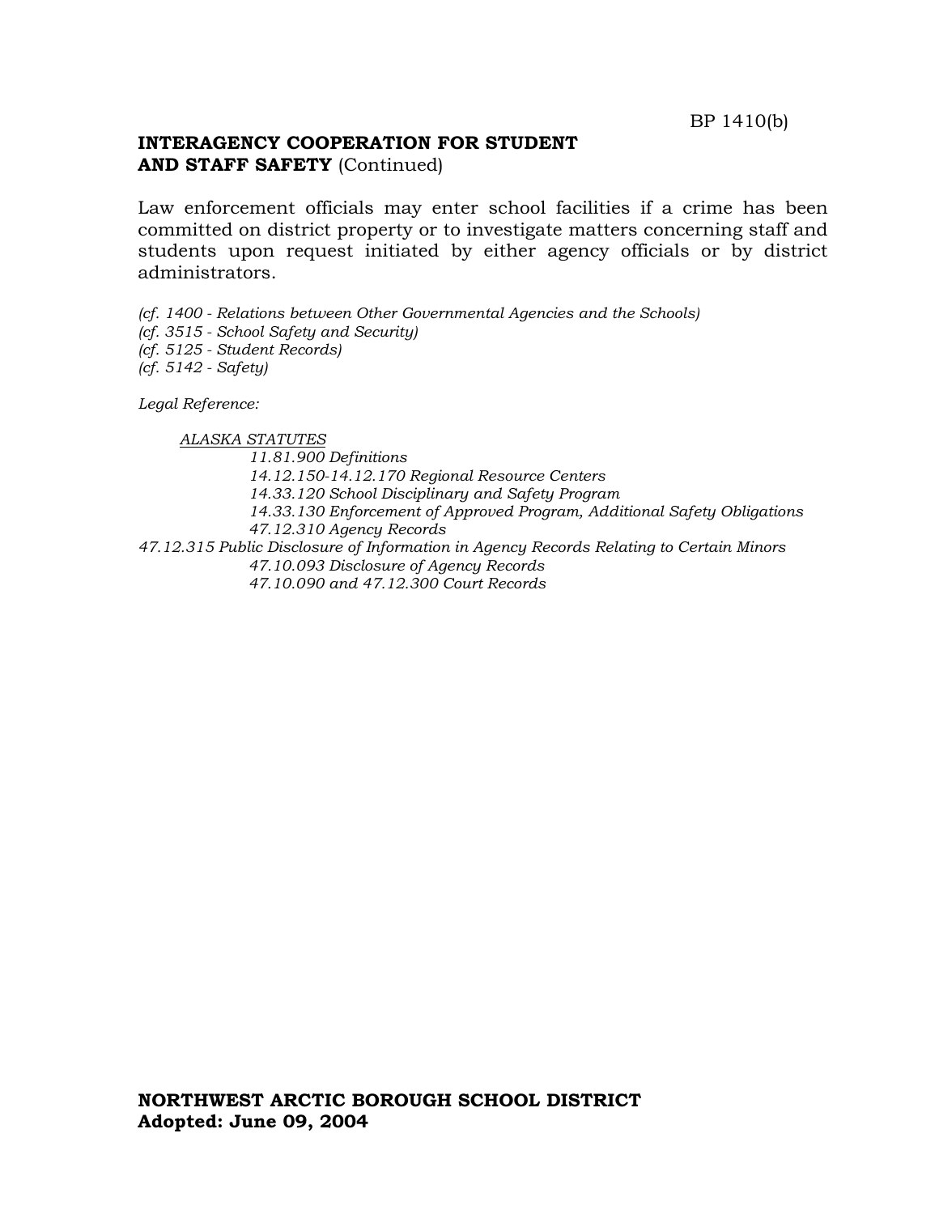BP 1410(b)

**INTERAGENCY COOPERATION FOR STUDENT AND STAFF SAFETY** (Continued)

Law enforcement officials may enter school facilities if a crime has been committed on district property or to investigate matters concerning staff and students upon request initiated by either agency officials or by district administrators.

*(cf. 1400 - Relations between Other Governmental Agencies and the Schools)*
*(cf. 3515 - School Safety and Security)*
*(cf. 5125 - Student Records)*
*(cf. 5142 - Safety)*

*Legal Reference:*

*ALASKA STATUTES*
*11.81.900 Definitions*
*14.12.150-14.12.170 Regional Resource Centers*
*14.33.120 School Disciplinary and Safety Program*
*14.33.130 Enforcement of Approved Program, Additional Safety Obligations*
*47.12.310 Agency Records*
*47.12.315 Public Disclosure of Information in Agency Records Relating to Certain Minors*
*47.10.093 Disclosure of Agency Records*
*47.10.090 and 47.12.300 Court Records*

**NORTHWEST ARCTIC BOROUGH SCHOOL DISTRICT**
**Adopted: June 09, 2004**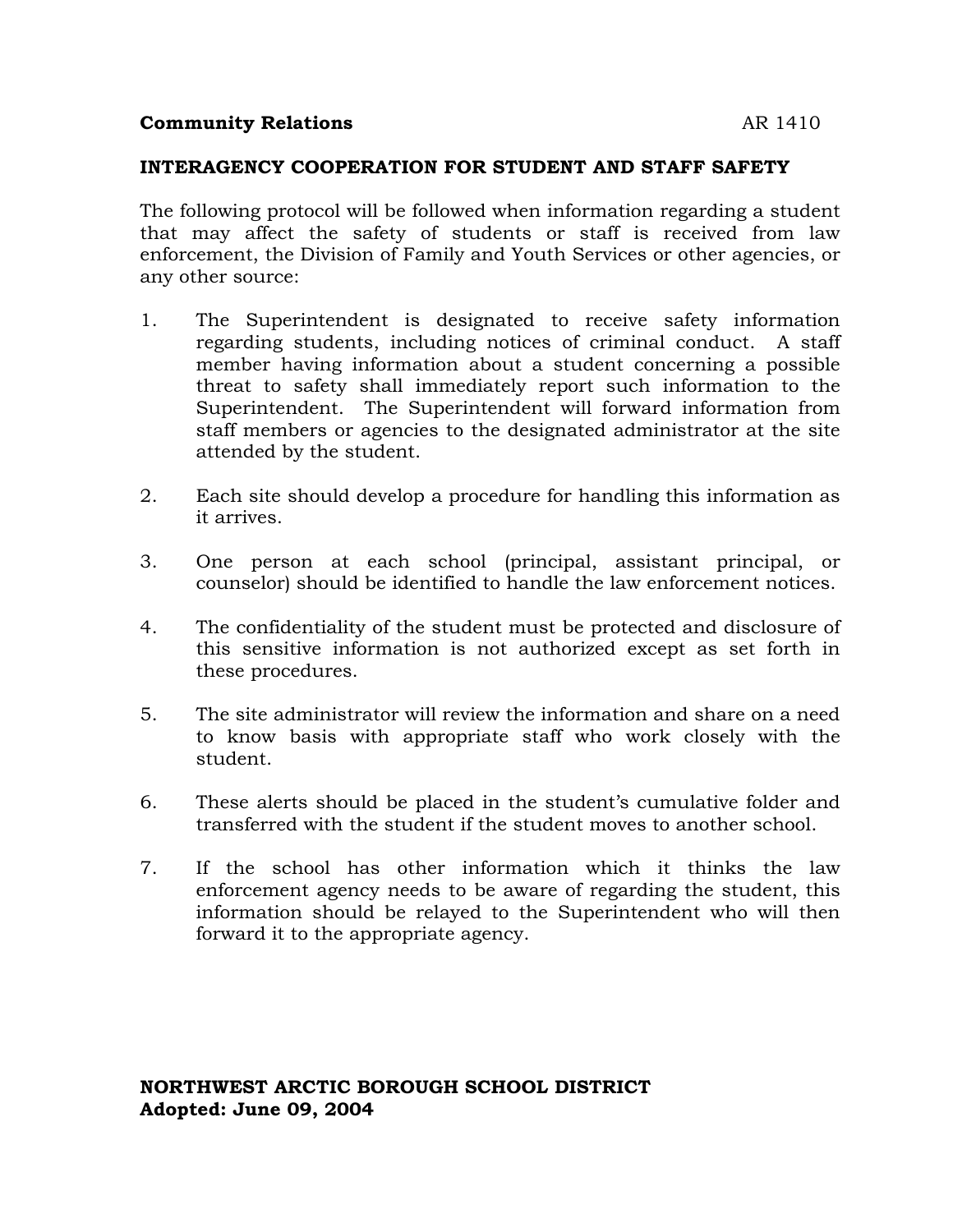**Community Relations** AR 1410

**INTERAGENCY COOPERATION FOR STUDENT AND STAFF SAFETY**

The following protocol will be followed when information regarding a student that may affect the safety of students or staff is received from law enforcement, the Division of Family and Youth Services or other agencies, or any other source:

1. The Superintendent is designated to receive safety information regarding students, including notices of criminal conduct. A staff member having information about a student concerning a possible threat to safety shall immediately report such information to the Superintendent. The Superintendent will forward information from staff members or agencies to the designated administrator at the site attended by the student.

2. Each site should develop a procedure for handling this information as it arrives.

3. One person at each school (principal, assistant principal, or counselor) should be identified to handle the law enforcement notices.

4. The confidentiality of the student must be protected and disclosure of this sensitive information is not authorized except as set forth in these procedures.

5. The site administrator will review the information and share on a need to know basis with appropriate staff who work closely with the student.

6. These alerts should be placed in the student's cumulative folder and transferred with the student if the student moves to another school.

7. If the school has other information which it thinks the law enforcement agency needs to be aware of regarding the student, this information should be relayed to the Superintendent who will then forward it to the appropriate agency.

**NORTHWEST ARCTIC BOROUGH SCHOOL DISTRICT**
**Adopted: June 09, 2004**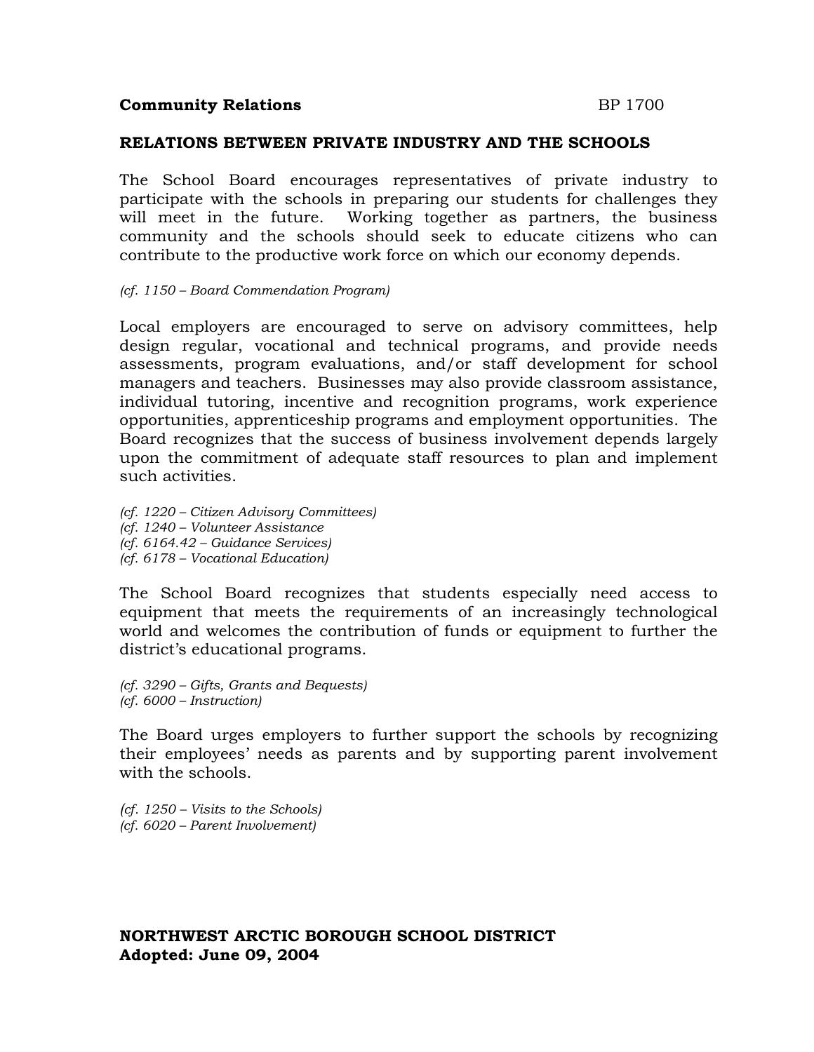**Community Relations** BP 1700

## RELATIONS BETWEEN PRIVATE INDUSTRY AND THE SCHOOLS

The School Board encourages representatives of private industry to participate with the schools in preparing our students for challenges they will meet in the future. Working together as partners, the business community and the schools should seek to educate citizens who can contribute to the productive work force on which our economy depends.

*(cf. 1150 – Board Commendation Program)*

Local employers are encouraged to serve on advisory committees, help design regular, vocational and technical programs, and provide needs assessments, program evaluations, and/or staff development for school managers and teachers. Businesses may also provide classroom assistance, individual tutoring, incentive and recognition programs, work experience opportunities, apprenticeship programs and employment opportunities. The Board recognizes that the success of business involvement depends largely upon the commitment of adequate staff resources to plan and implement such activities.

*(cf. 1220 – Citizen Advisory Committees)*
*(cf. 1240 – Volunteer Assistance*
*(cf. 6164.42 – Guidance Services)*
*(cf. 6178 – Vocational Education)*

The School Board recognizes that students especially need access to equipment that meets the requirements of an increasingly technological world and welcomes the contribution of funds or equipment to further the district's educational programs.

*(cf. 3290 – Gifts, Grants and Bequests)*
*(cf. 6000 – Instruction)*

The Board urges employers to further support the schools by recognizing their employees' needs as parents and by supporting parent involvement with the schools.

*(cf. 1250 – Visits to the Schools)*
*(cf. 6020 – Parent Involvement)*

**NORTHWEST ARCTIC BOROUGH SCHOOL DISTRICT**
**Adopted: June 09, 2004**